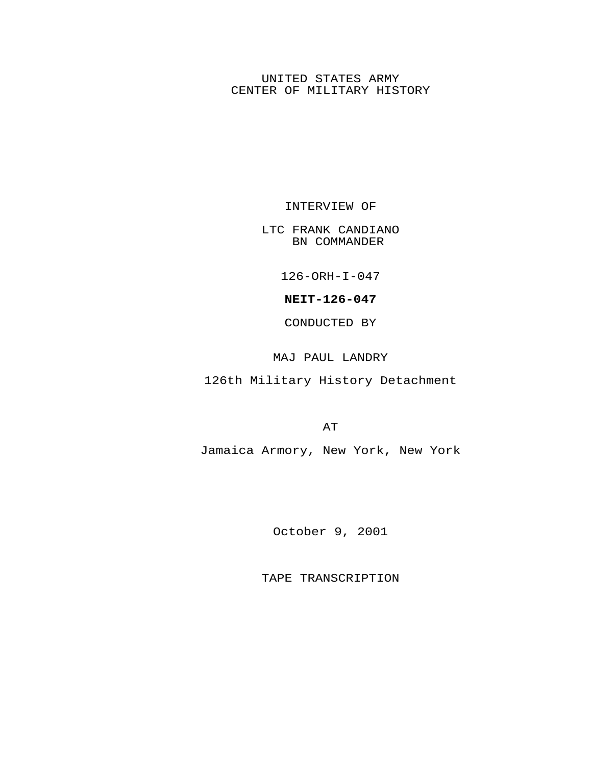UNITED STATES ARMY
CENTER OF MILITARY HISTORY

INTERVIEW OF

LTC FRANK CANDIANO
BN COMMANDER

126-ORH-I-047

**NEIT-126-047**

CONDUCTED BY

MAJ PAUL LANDRY

126th Military History Detachment

AT

Jamaica Armory, New York, New York

October 9, 2001

TAPE TRANSCRIPTION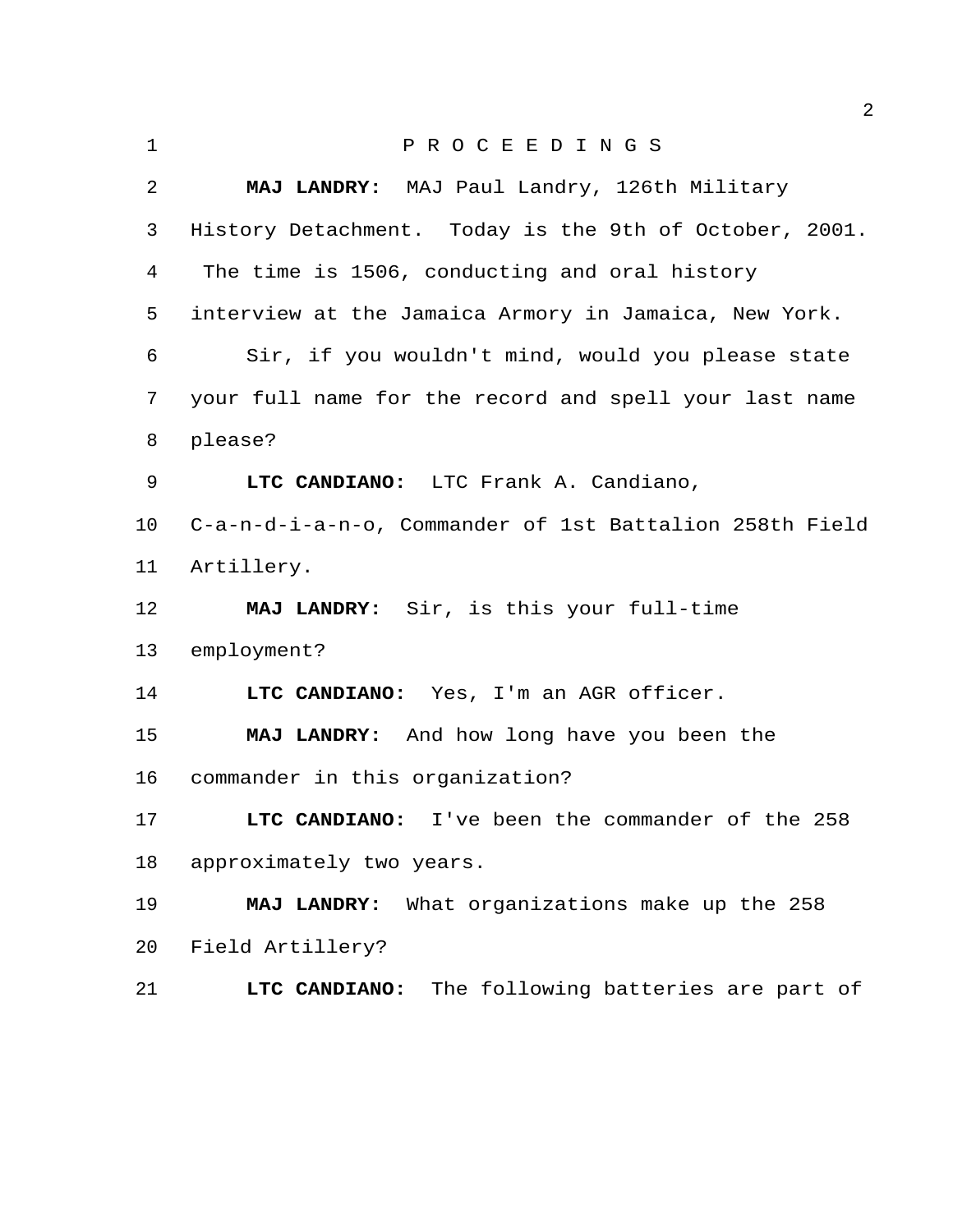P R O C E E D I N G S

**MAJ LANDRY:** MAJ Paul Landry, 126th Military History Detachment. Today is the 9th of October, 2001. The time is 1506, conducting and oral history interview at the Jamaica Armory in Jamaica, New York.

Sir, if you wouldn't mind, would you please state your full name for the record and spell your last name please?

**LTC CANDIANO:** LTC Frank A. Candiano, C-a-n-d-i-a-n-o, Commander of 1st Battalion 258th Field Artillery.

**MAJ LANDRY:** Sir, is this your full-time employment?

**LTC CANDIANO:** Yes, I'm an AGR officer.

**MAJ LANDRY:** And how long have you been the commander in this organization?

**LTC CANDIANO:** I've been the commander of the 258 approximately two years.

**MAJ LANDRY:** What organizations make up the 258 Field Artillery?

**LTC CANDIANO:** The following batteries are part of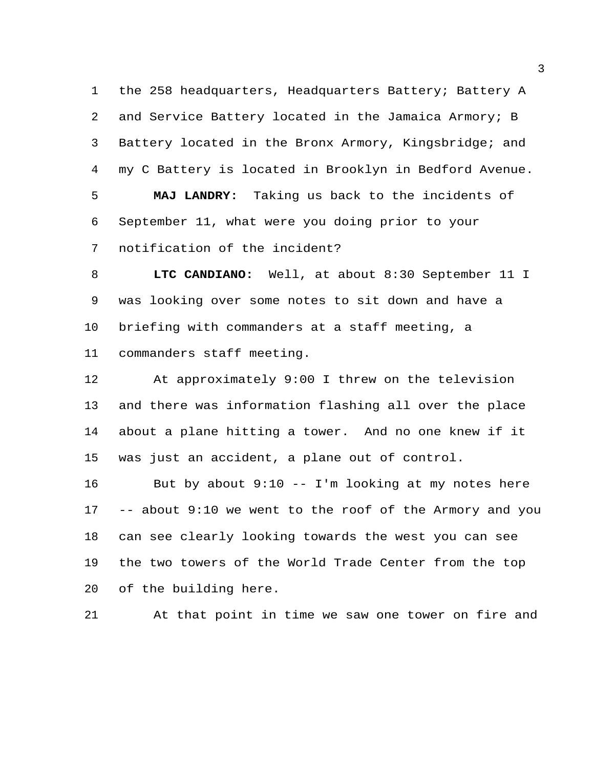the 258 headquarters, Headquarters Battery; Battery A and Service Battery located in the Jamaica Armory; B Battery located in the Bronx Armory, Kingsbridge; and my C Battery is located in Brooklyn in Bedford Avenue.

**MAJ LANDRY:** Taking us back to the incidents of September 11, what were you doing prior to your notification of the incident?

**LTC CANDIANO:** Well, at about 8:30 September 11 I was looking over some notes to sit down and have a briefing with commanders at a staff meeting, a commanders staff meeting.

At approximately 9:00 I threw on the television and there was information flashing all over the place about a plane hitting a tower. And no one knew if it was just an accident, a plane out of control.

But by about 9:10 -- I'm looking at my notes here -- about 9:10 we went to the roof of the Armory and you can see clearly looking towards the west you can see the two towers of the World Trade Center from the top of the building here.

At that point in time we saw one tower on fire and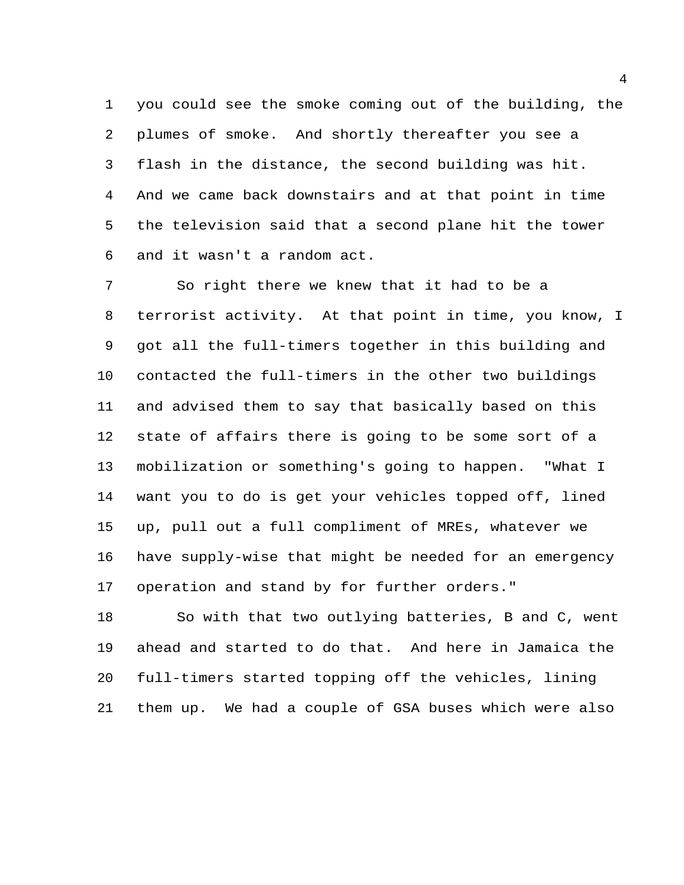you could see the smoke coming out of the building, the plumes of smoke. And shortly thereafter you see a flash in the distance, the second building was hit. And we came back downstairs and at that point in time the television said that a second plane hit the tower and it wasn't a random act.

So right there we knew that it had to be a terrorist activity. At that point in time, you know, I got all the full-timers together in this building and contacted the full-timers in the other two buildings and advised them to say that basically based on this state of affairs there is going to be some sort of a mobilization or something's going to happen. "What I want you to do is get your vehicles topped off, lined up, pull out a full compliment of MREs, whatever we have supply-wise that might be needed for an emergency operation and stand by for further orders."

So with that two outlying batteries, B and C, went ahead and started to do that. And here in Jamaica the full-timers started topping off the vehicles, lining them up. We had a couple of GSA buses which were also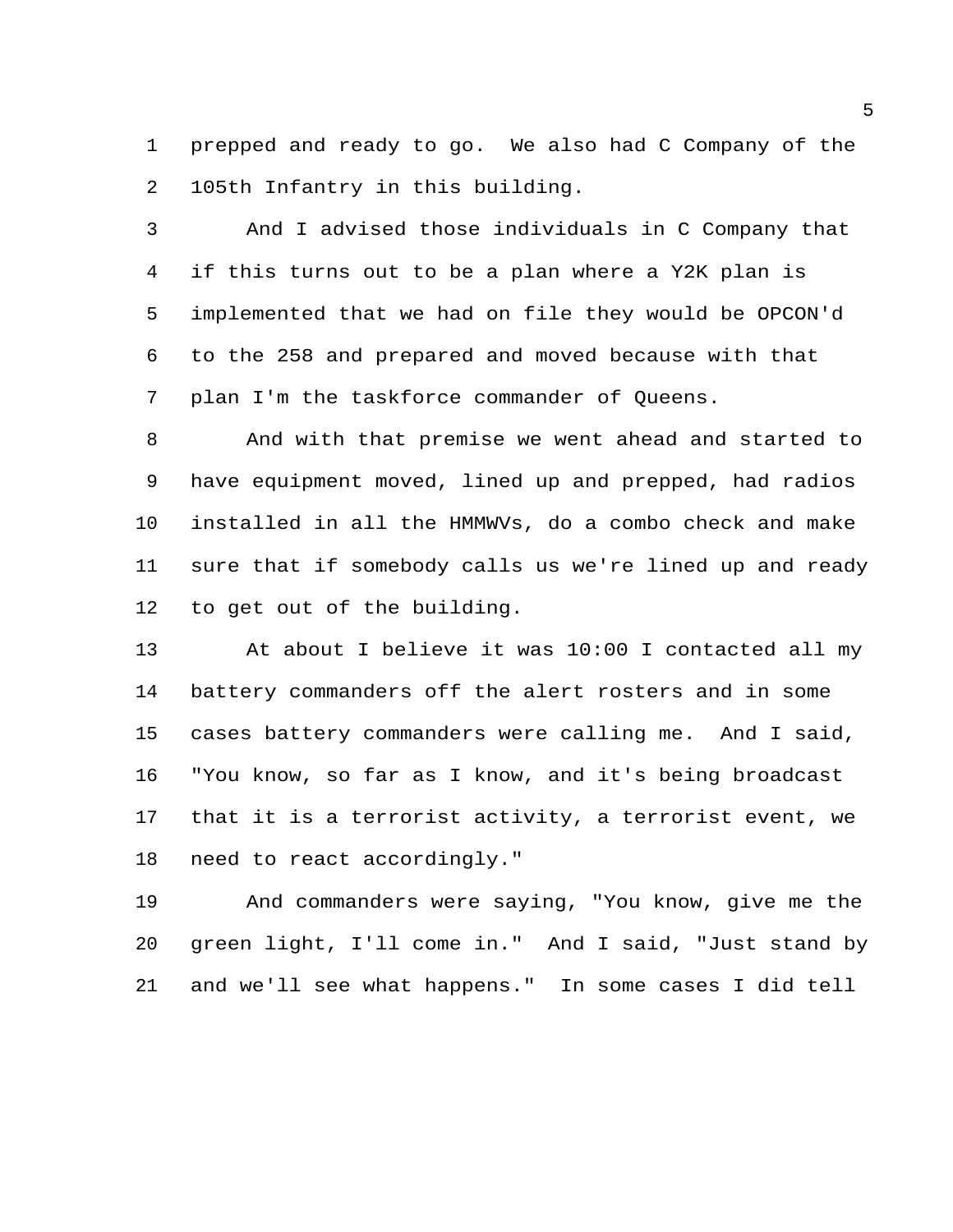prepped and ready to go. We also had C Company of the 105th Infantry in this building.

And I advised those individuals in C Company that if this turns out to be a plan where a Y2K plan is implemented that we had on file they would be OPCON'd to the 258 and prepared and moved because with that plan I'm the taskforce commander of Queens.

And with that premise we went ahead and started to have equipment moved, lined up and prepped, had radios installed in all the HMMWVs, do a combo check and make sure that if somebody calls us we're lined up and ready to get out of the building.

At about I believe it was 10:00 I contacted all my battery commanders off the alert rosters and in some cases battery commanders were calling me. And I said, "You know, so far as I know, and it's being broadcast that it is a terrorist activity, a terrorist event, we need to react accordingly."

And commanders were saying, "You know, give me the green light, I'll come in." And I said, "Just stand by and we'll see what happens." In some cases I did tell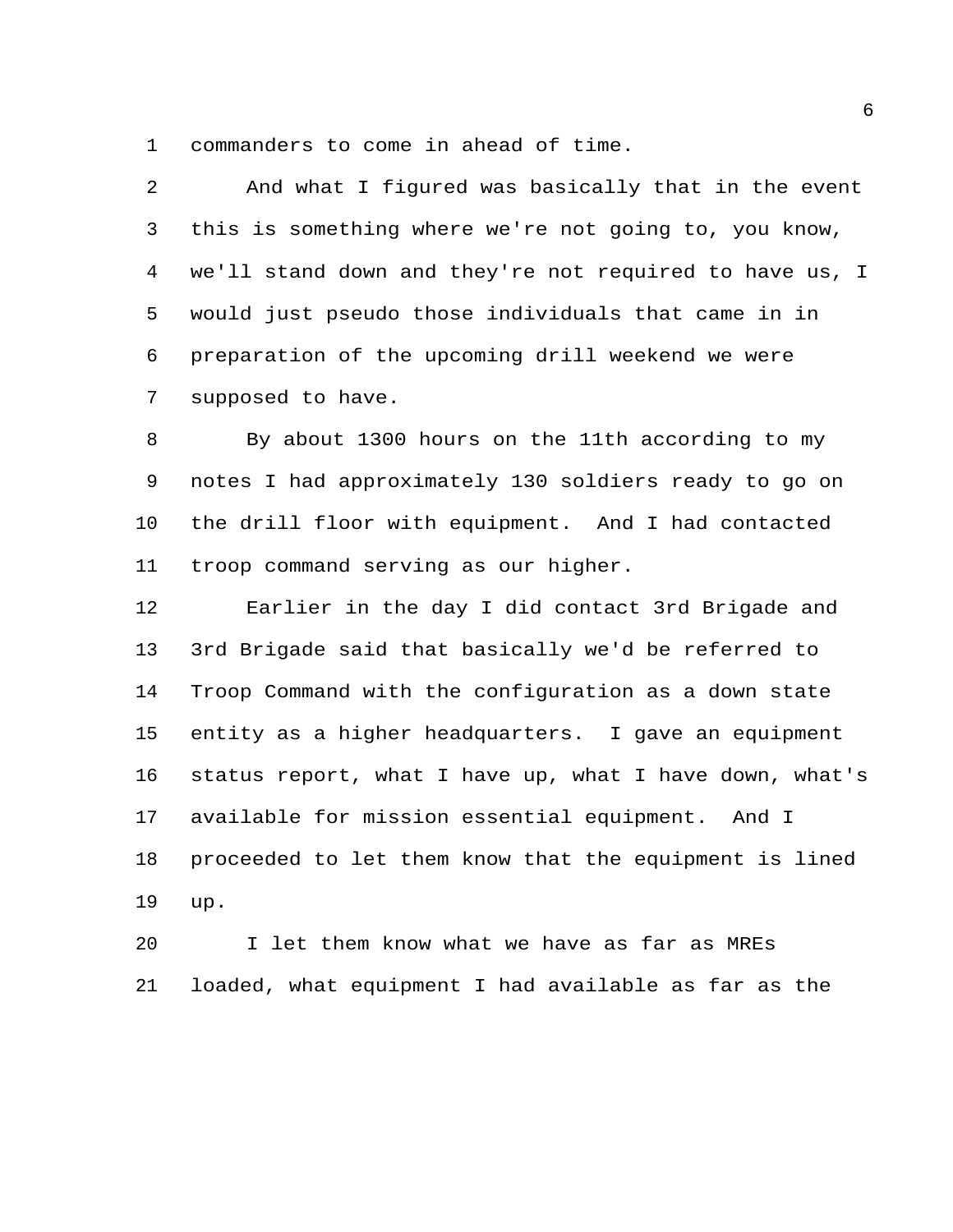commanders to come in ahead of time.

And what I figured was basically that in the event this is something where we're not going to, you know, we'll stand down and they're not required to have us, I would just pseudo those individuals that came in in preparation of the upcoming drill weekend we were supposed to have.

By about 1300 hours on the 11th according to my notes I had approximately 130 soldiers ready to go on the drill floor with equipment. And I had contacted troop command serving as our higher.

Earlier in the day I did contact 3rd Brigade and 3rd Brigade said that basically we'd be referred to Troop Command with the configuration as a down state entity as a higher headquarters. I gave an equipment status report, what I have up, what I have down, what's available for mission essential equipment. And I proceeded to let them know that the equipment is lined up.

I let them know what we have as far as MREs loaded, what equipment I had available as far as the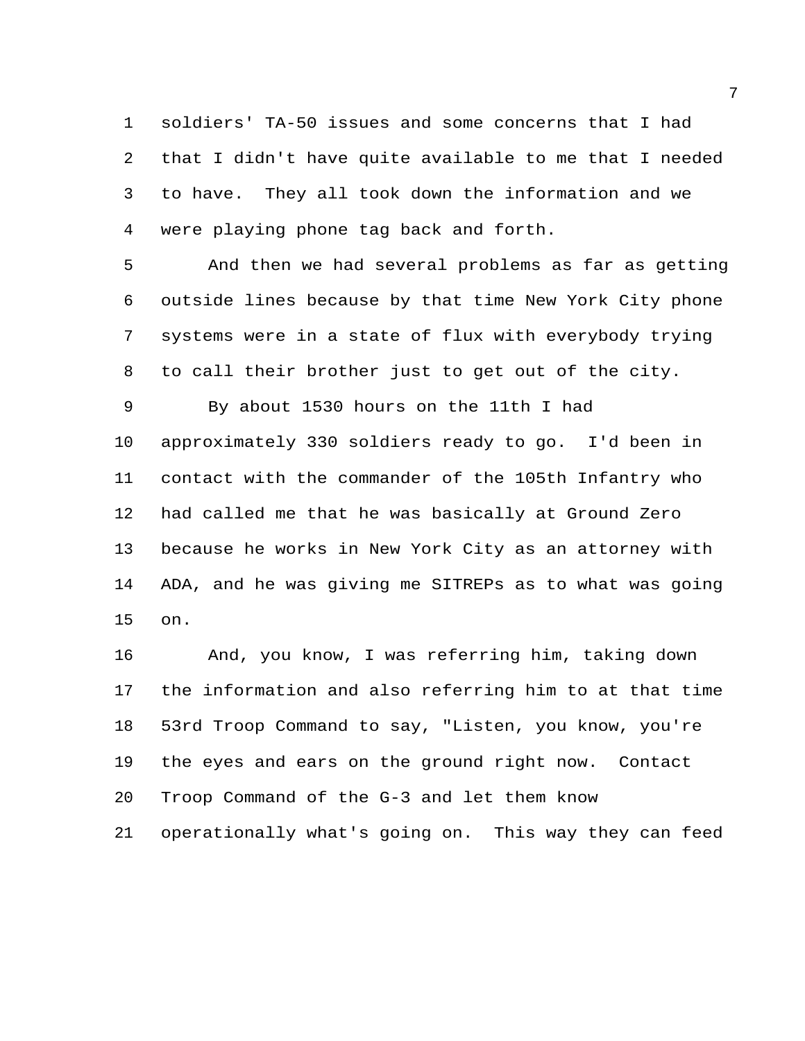soldiers' TA-50 issues and some concerns that I had that I didn't have quite available to me that I needed to have. They all took down the information and we were playing phone tag back and forth.

And then we had several problems as far as getting outside lines because by that time New York City phone systems were in a state of flux with everybody trying to call their brother just to get out of the city.

By about 1530 hours on the 11th I had approximately 330 soldiers ready to go. I'd been in contact with the commander of the 105th Infantry who had called me that he was basically at Ground Zero because he works in New York City as an attorney with ADA, and he was giving me SITREPs as to what was going on.

And, you know, I was referring him, taking down the information and also referring him to at that time 53rd Troop Command to say, "Listen, you know, you're the eyes and ears on the ground right now. Contact Troop Command of the G-3 and let them know operationally what's going on. This way they can feed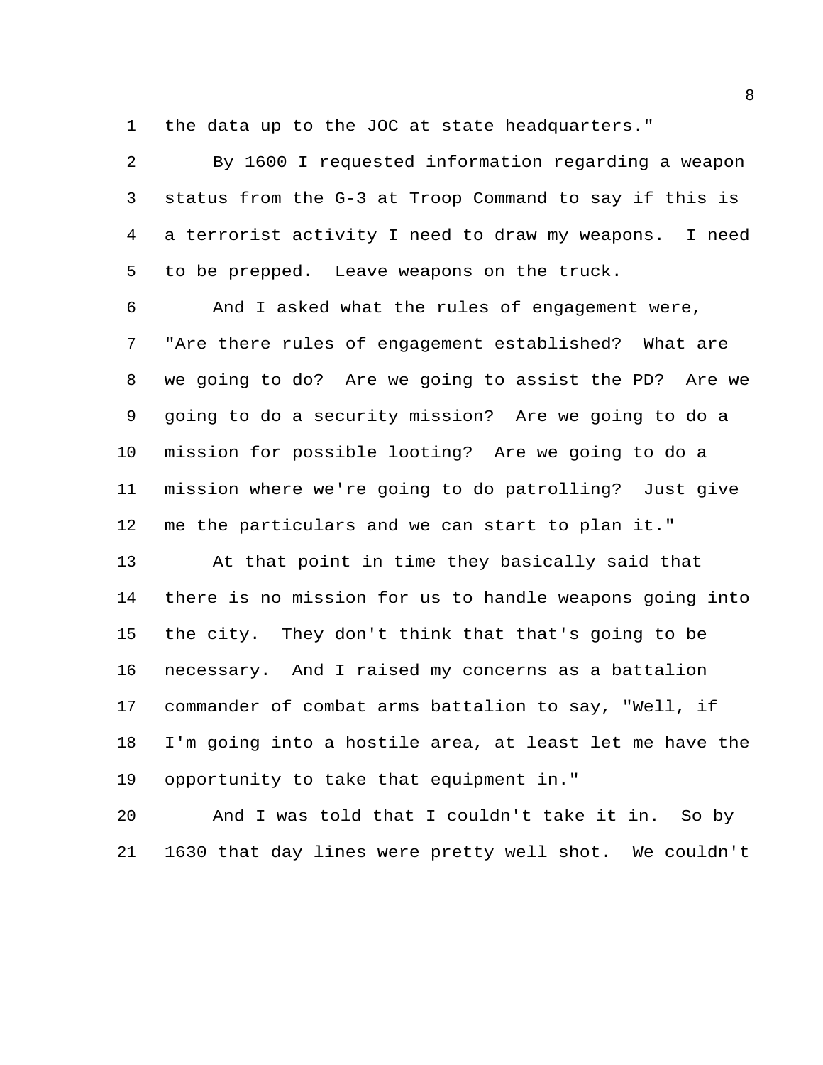the data up to the JOC at state headquarters."

By 1600 I requested information regarding a weapon status from the G-3 at Troop Command to say if this is a terrorist activity I need to draw my weapons. I need to be prepped. Leave weapons on the truck.

And I asked what the rules of engagement were, "Are there rules of engagement established? What are we going to do? Are we going to assist the PD? Are we going to do a security mission? Are we going to do a mission for possible looting? Are we going to do a mission where we're going to do patrolling? Just give me the particulars and we can start to plan it."

At that point in time they basically said that there is no mission for us to handle weapons going into the city. They don't think that that's going to be necessary. And I raised my concerns as a battalion commander of combat arms battalion to say, "Well, if I'm going into a hostile area, at least let me have the opportunity to take that equipment in."

And I was told that I couldn't take it in. So by 1630 that day lines were pretty well shot. We couldn't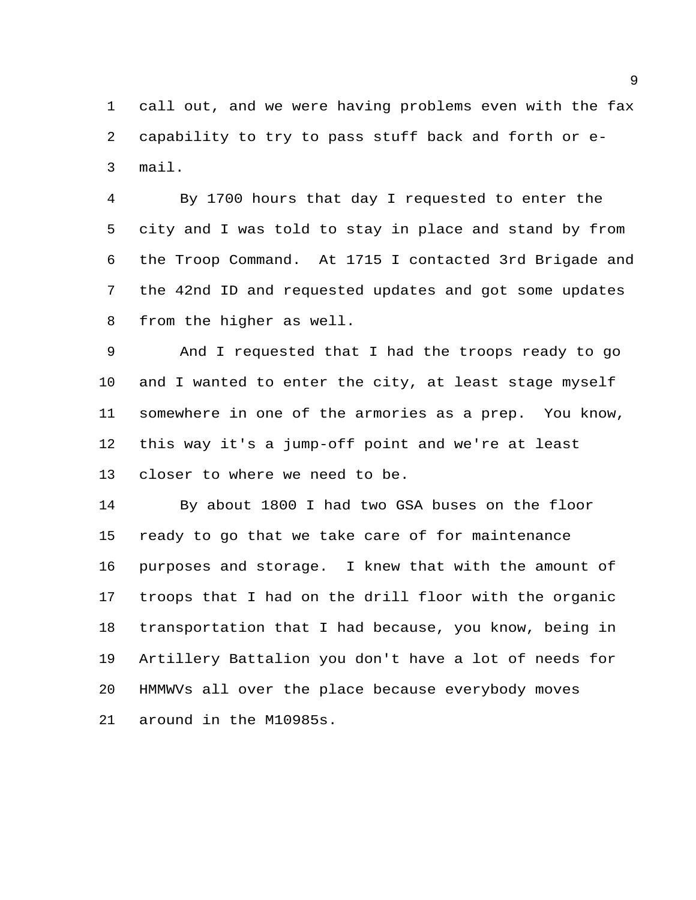call out, and we were having problems even with the fax capability to try to pass stuff back and forth or e-mail.

By 1700 hours that day I requested to enter the city and I was told to stay in place and stand by from the Troop Command. At 1715 I contacted 3rd Brigade and the 42nd ID and requested updates and got some updates from the higher as well.

And I requested that I had the troops ready to go and I wanted to enter the city, at least stage myself somewhere in one of the armories as a prep. You know, this way it's a jump-off point and we're at least closer to where we need to be.

By about 1800 I had two GSA buses on the floor ready to go that we take care of for maintenance purposes and storage. I knew that with the amount of troops that I had on the drill floor with the organic transportation that I had because, you know, being in Artillery Battalion you don't have a lot of needs for HMMWVs all over the place because everybody moves around in the M10985s.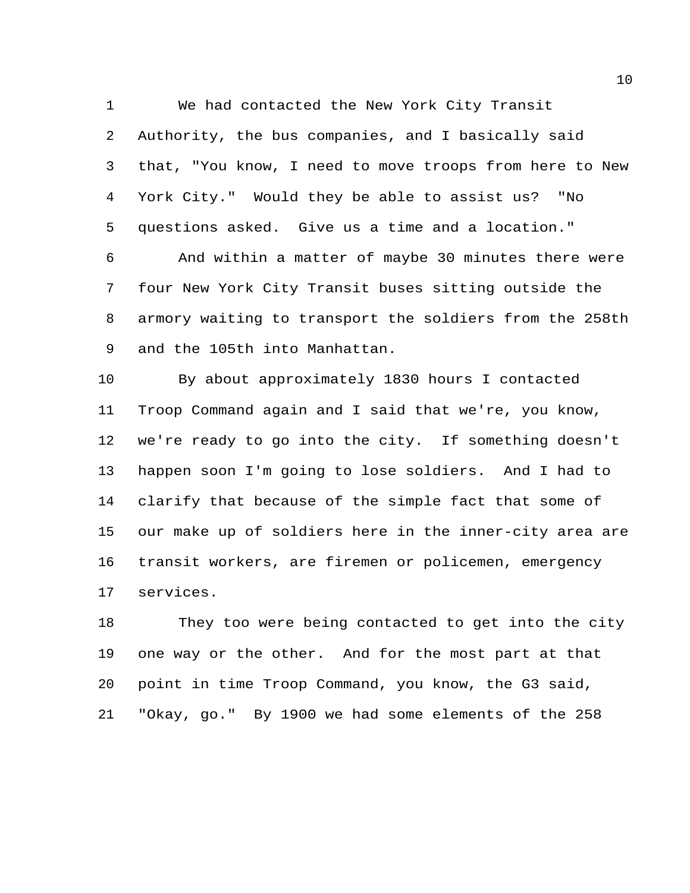We had contacted the New York City Transit Authority, the bus companies, and I basically said that, "You know, I need to move troops from here to New York City." Would they be able to assist us? "No questions asked. Give us a time and a location."

And within a matter of maybe 30 minutes there were four New York City Transit buses sitting outside the armory waiting to transport the soldiers from the 258th and the 105th into Manhattan.

By about approximately 1830 hours I contacted Troop Command again and I said that we're, you know, we're ready to go into the city. If something doesn't happen soon I'm going to lose soldiers. And I had to clarify that because of the simple fact that some of our make up of soldiers here in the inner-city area are transit workers, are firemen or policemen, emergency services.

They too were being contacted to get into the city one way or the other. And for the most part at that point in time Troop Command, you know, the G3 said, "Okay, go." By 1900 we had some elements of the 258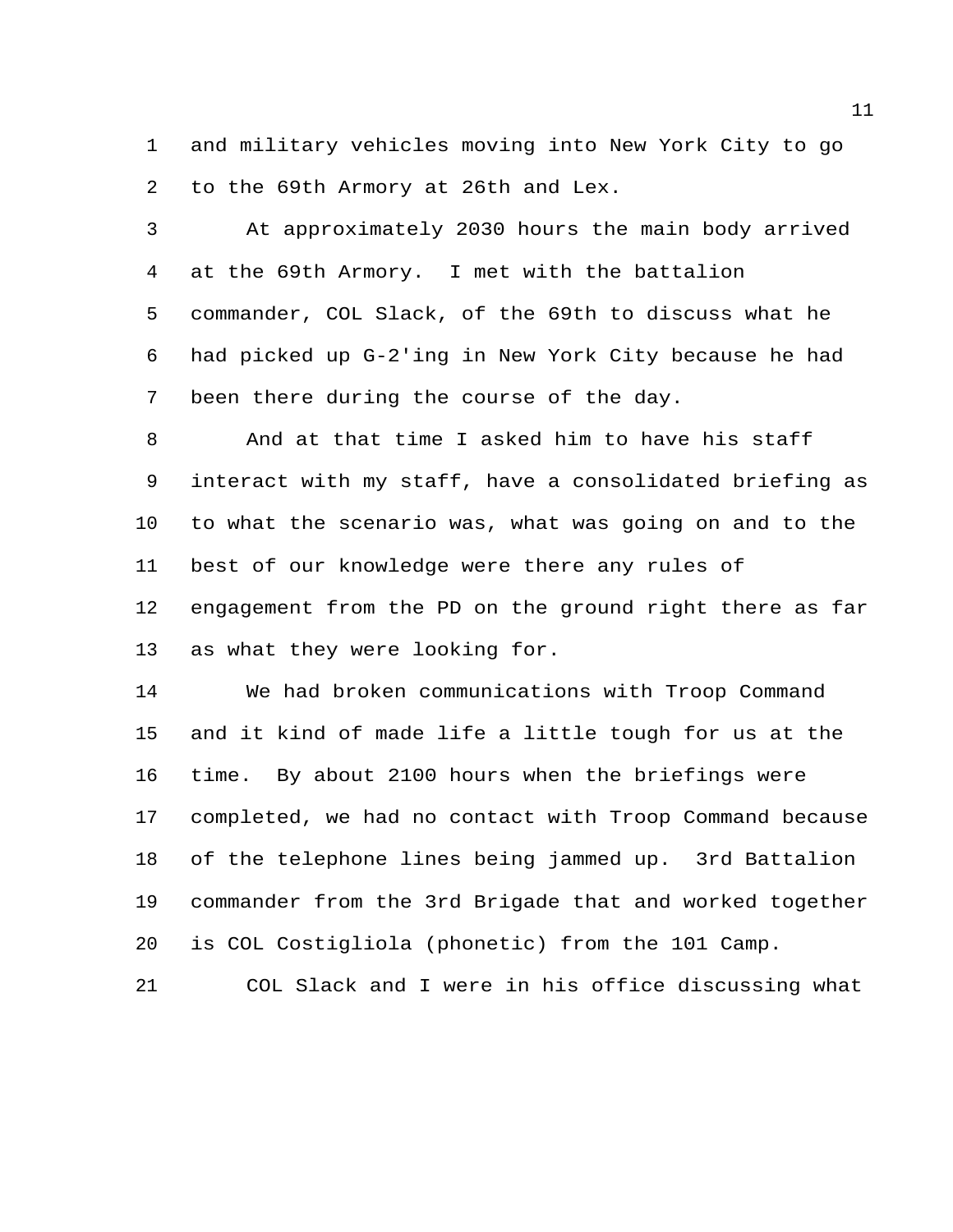and military vehicles moving into New York City to go to the 69th Armory at 26th and Lex.

At approximately 2030 hours the main body arrived at the 69th Armory. I met with the battalion commander, COL Slack, of the 69th to discuss what he had picked up G-2'ing in New York City because he had been there during the course of the day.

And at that time I asked him to have his staff interact with my staff, have a consolidated briefing as to what the scenario was, what was going on and to the best of our knowledge were there any rules of engagement from the PD on the ground right there as far as what they were looking for.

We had broken communications with Troop Command and it kind of made life a little tough for us at the time. By about 2100 hours when the briefings were completed, we had no contact with Troop Command because of the telephone lines being jammed up. 3rd Battalion commander from the 3rd Brigade that and worked together is COL Costigliola (phonetic) from the 101 Camp.

COL Slack and I were in his office discussing what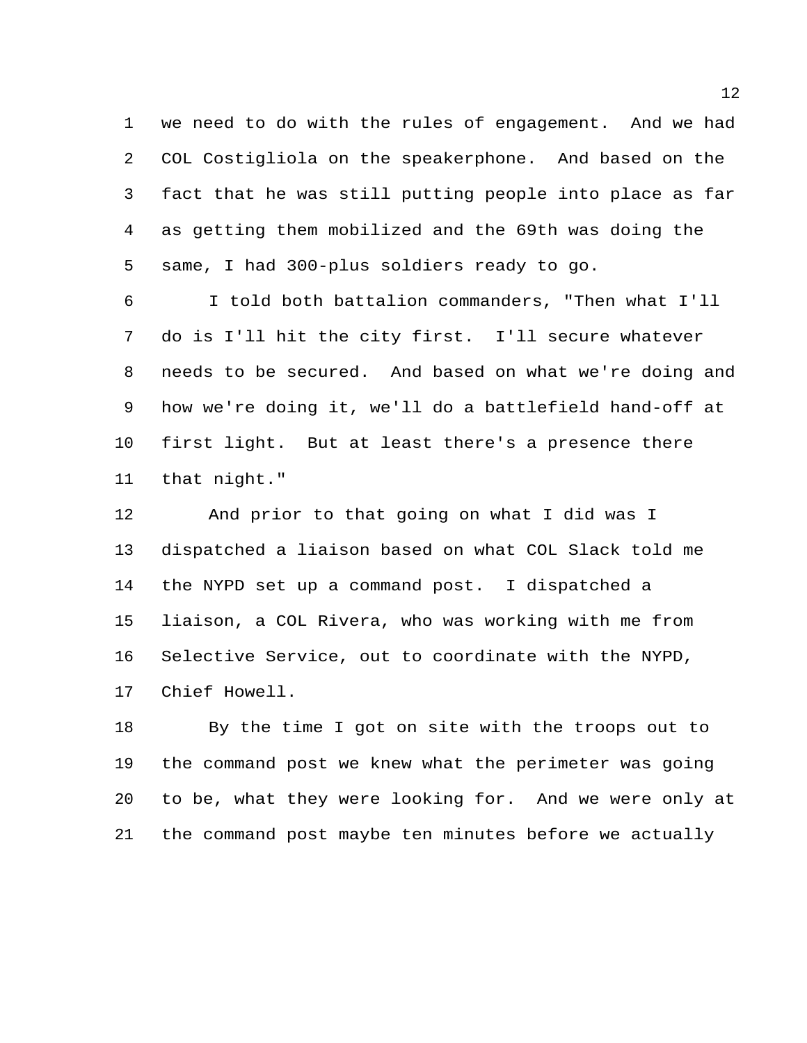we need to do with the rules of engagement. And we had COL Costigliola on the speakerphone. And based on the fact that he was still putting people into place as far as getting them mobilized and the 69th was doing the same, I had 300-plus soldiers ready to go.

I told both battalion commanders, "Then what I'll do is I'll hit the city first. I'll secure whatever needs to be secured. And based on what we're doing and how we're doing it, we'll do a battlefield hand-off at first light. But at least there's a presence there that night."

And prior to that going on what I did was I dispatched a liaison based on what COL Slack told me the NYPD set up a command post. I dispatched a liaison, a COL Rivera, who was working with me from Selective Service, out to coordinate with the NYPD, Chief Howell.

By the time I got on site with the troops out to the command post we knew what the perimeter was going to be, what they were looking for. And we were only at the command post maybe ten minutes before we actually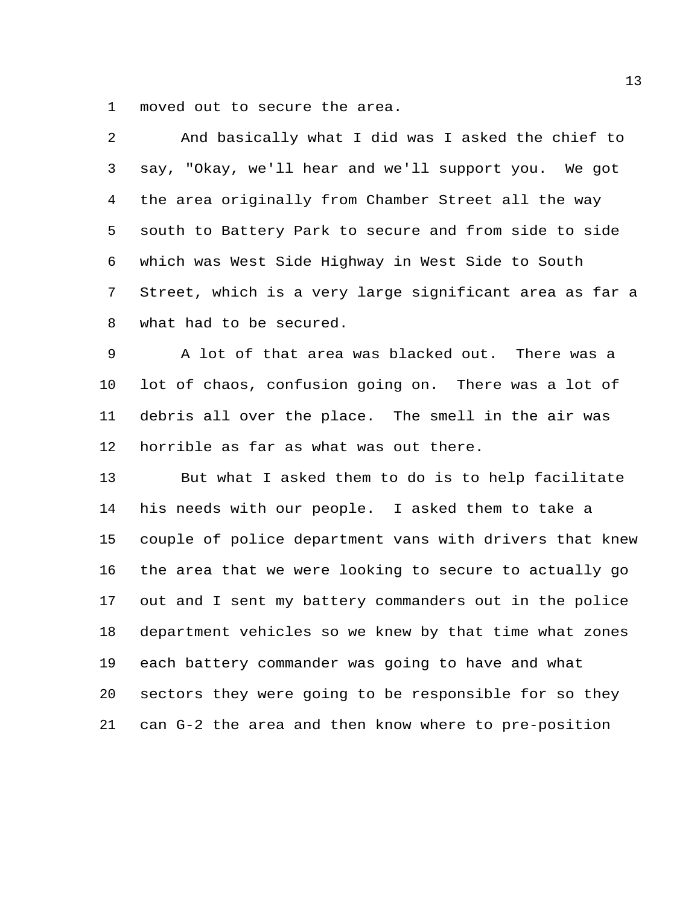moved out to secure the area.

And basically what I did was I asked the chief to say, "Okay, we'll hear and we'll support you. We got the area originally from Chamber Street all the way south to Battery Park to secure and from side to side which was West Side Highway in West Side to South Street, which is a very large significant area as far a what had to be secured.

A lot of that area was blacked out. There was a lot of chaos, confusion going on. There was a lot of debris all over the place. The smell in the air was horrible as far as what was out there.

But what I asked them to do is to help facilitate his needs with our people. I asked them to take a couple of police department vans with drivers that knew the area that we were looking to secure to actually go out and I sent my battery commanders out in the police department vehicles so we knew by that time what zones each battery commander was going to have and what sectors they were going to be responsible for so they can G-2 the area and then know where to pre-position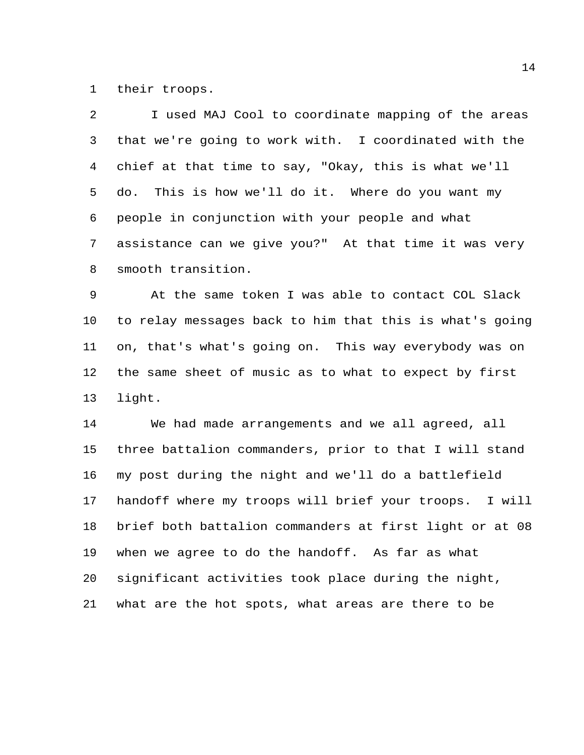their troops.

I used MAJ Cool to coordinate mapping of the areas that we're going to work with. I coordinated with the chief at that time to say, "Okay, this is what we'll do. This is how we'll do it. Where do you want my people in conjunction with your people and what assistance can we give you?" At that time it was very smooth transition.

At the same token I was able to contact COL Slack to relay messages back to him that this is what's going on, that's what's going on. This way everybody was on the same sheet of music as to what to expect by first light.

We had made arrangements and we all agreed, all three battalion commanders, prior to that I will stand my post during the night and we'll do a battlefield handoff where my troops will brief your troops. I will brief both battalion commanders at first light or at 08 when we agree to do the handoff. As far as what significant activities took place during the night, what are the hot spots, what areas are there to be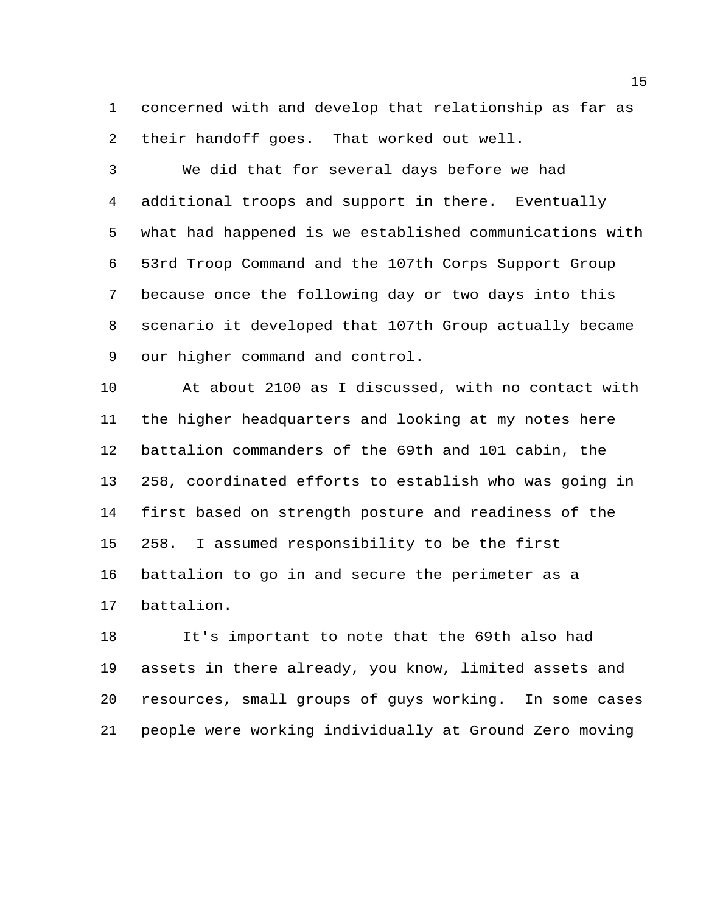concerned with and develop that relationship as far as their handoff goes. That worked out well.

We did that for several days before we had additional troops and support in there. Eventually what had happened is we established communications with 53rd Troop Command and the 107th Corps Support Group because once the following day or two days into this scenario it developed that 107th Group actually became our higher command and control.

At about 2100 as I discussed, with no contact with the higher headquarters and looking at my notes here battalion commanders of the 69th and 101 cabin, the 258, coordinated efforts to establish who was going in first based on strength posture and readiness of the 258. I assumed responsibility to be the first battalion to go in and secure the perimeter as a battalion.

It's important to note that the 69th also had assets in there already, you know, limited assets and resources, small groups of guys working. In some cases people were working individually at Ground Zero moving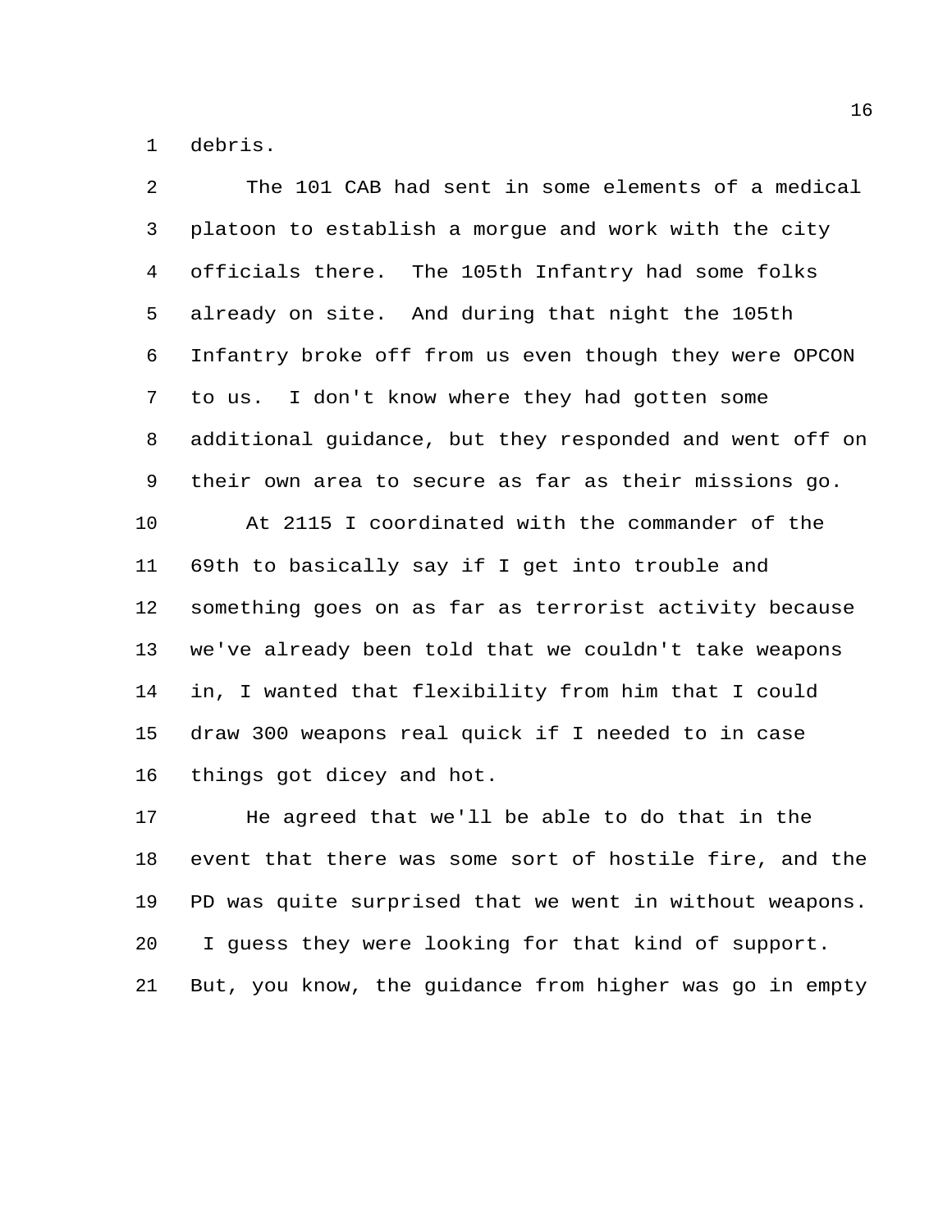debris.

The 101 CAB had sent in some elements of a medical platoon to establish a morgue and work with the city officials there. The 105th Infantry had some folks already on site. And during that night the 105th Infantry broke off from us even though they were OPCON to us. I don't know where they had gotten some additional guidance, but they responded and went off on their own area to secure as far as their missions go.

At 2115 I coordinated with the commander of the 69th to basically say if I get into trouble and something goes on as far as terrorist activity because we've already been told that we couldn't take weapons in, I wanted that flexibility from him that I could draw 300 weapons real quick if I needed to in case things got dicey and hot.

He agreed that we'll be able to do that in the event that there was some sort of hostile fire, and the PD was quite surprised that we went in without weapons. I guess they were looking for that kind of support. But, you know, the guidance from higher was go in empty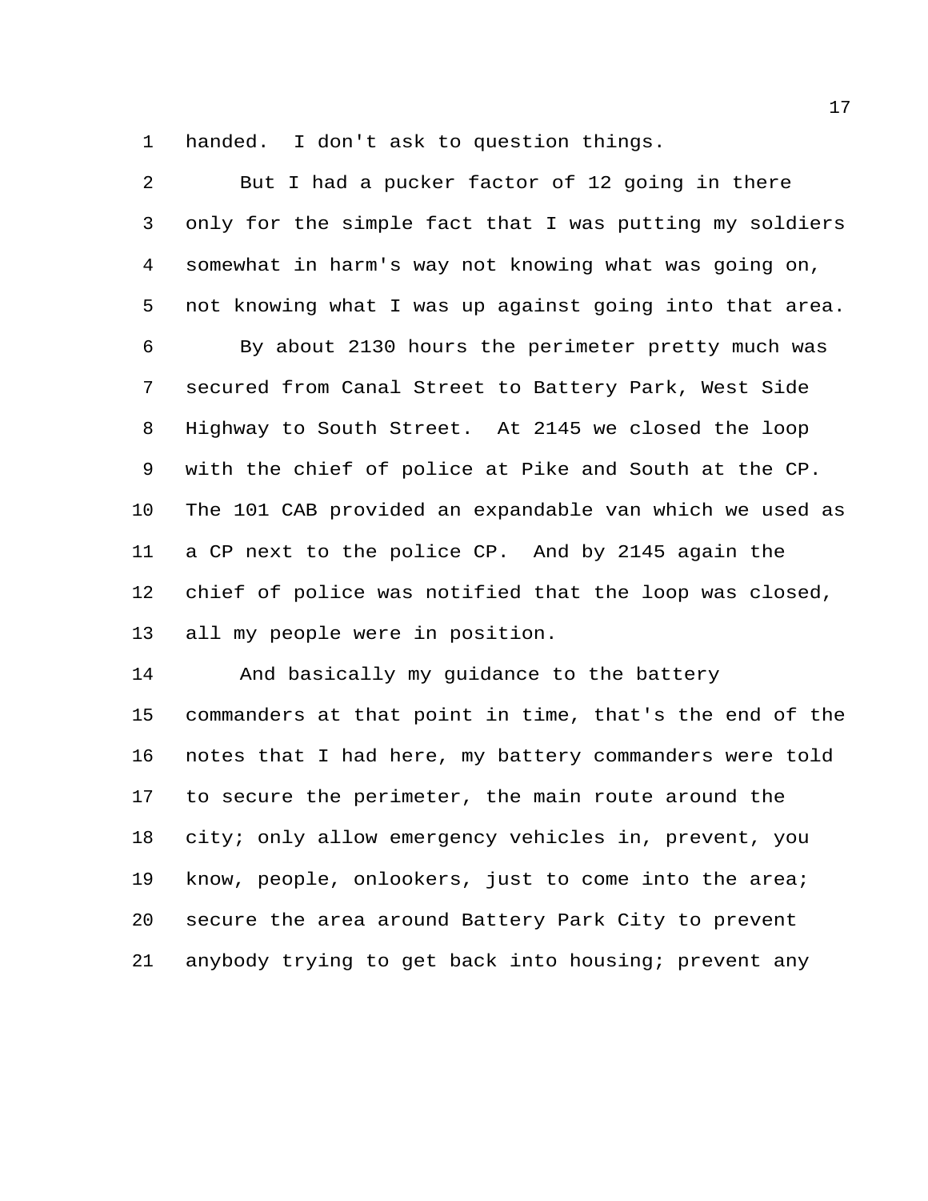handed. I don't ask to question things.

But I had a pucker factor of 12 going in there only for the simple fact that I was putting my soldiers somewhat in harm's way not knowing what was going on, not knowing what I was up against going into that area.

By about 2130 hours the perimeter pretty much was secured from Canal Street to Battery Park, West Side Highway to South Street. At 2145 we closed the loop with the chief of police at Pike and South at the CP. The 101 CAB provided an expandable van which we used as a CP next to the police CP. And by 2145 again the chief of police was notified that the loop was closed, all my people were in position.

And basically my guidance to the battery commanders at that point in time, that's the end of the notes that I had here, my battery commanders were told to secure the perimeter, the main route around the city; only allow emergency vehicles in, prevent, you know, people, onlookers, just to come into the area; secure the area around Battery Park City to prevent anybody trying to get back into housing; prevent any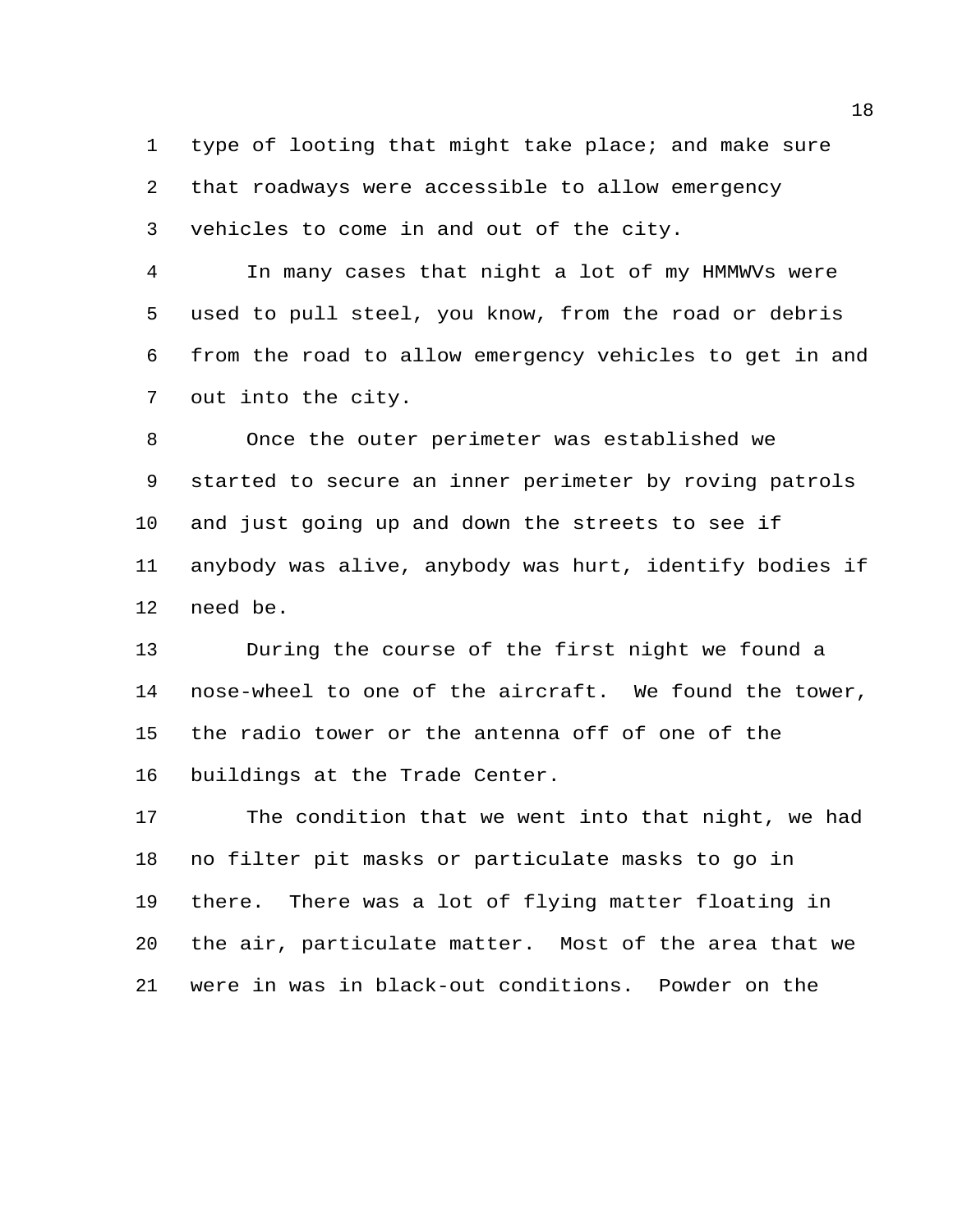type of looting that might take place; and make sure that roadways were accessible to allow emergency vehicles to come in and out of the city.

In many cases that night a lot of my HMMWVs were used to pull steel, you know, from the road or debris from the road to allow emergency vehicles to get in and out into the city.

Once the outer perimeter was established we started to secure an inner perimeter by roving patrols and just going up and down the streets to see if anybody was alive, anybody was hurt, identify bodies if need be.

During the course of the first night we found a nose-wheel to one of the aircraft. We found the tower, the radio tower or the antenna off of one of the buildings at the Trade Center.

The condition that we went into that night, we had no filter pit masks or particulate masks to go in there. There was a lot of flying matter floating in the air, particulate matter. Most of the area that we were in was in black-out conditions. Powder on the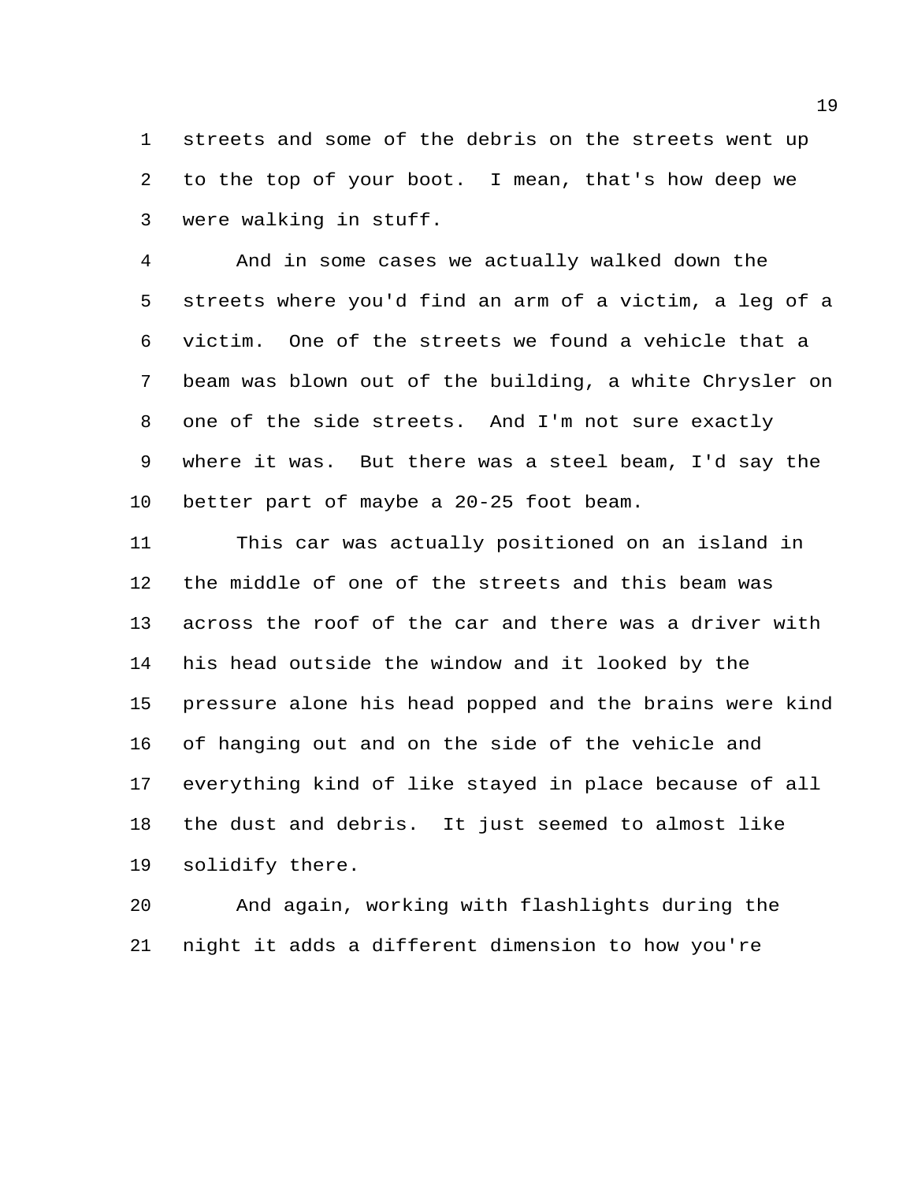streets and some of the debris on the streets went up to the top of your boot. I mean, that's how deep we were walking in stuff.

And in some cases we actually walked down the streets where you'd find an arm of a victim, a leg of a victim. One of the streets we found a vehicle that a beam was blown out of the building, a white Chrysler on one of the side streets. And I'm not sure exactly where it was. But there was a steel beam, I'd say the better part of maybe a 20-25 foot beam.

This car was actually positioned on an island in the middle of one of the streets and this beam was across the roof of the car and there was a driver with his head outside the window and it looked by the pressure alone his head popped and the brains were kind of hanging out and on the side of the vehicle and everything kind of like stayed in place because of all the dust and debris. It just seemed to almost like solidify there.

And again, working with flashlights during the night it adds a different dimension to how you're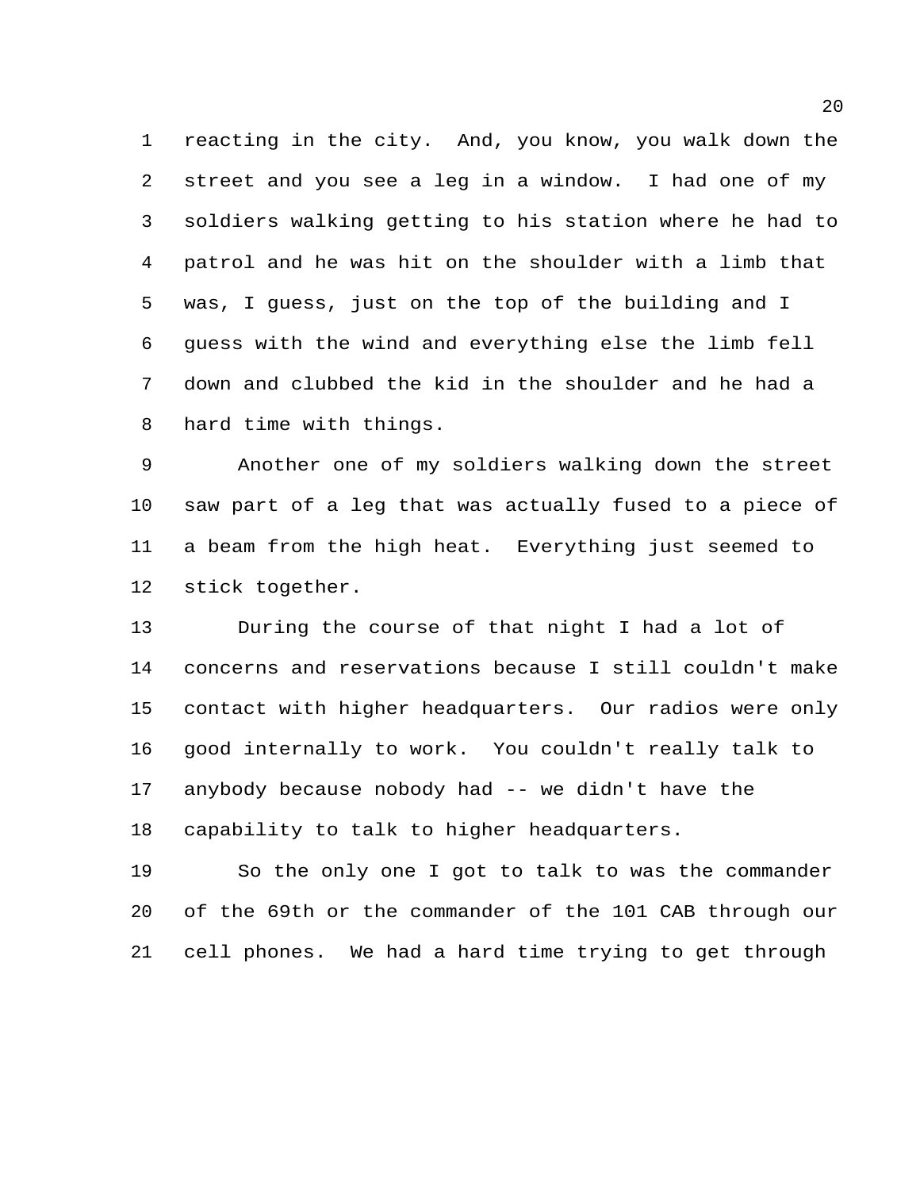reacting in the city. And, you know, you walk down the street and you see a leg in a window. I had one of my soldiers walking getting to his station where he had to patrol and he was hit on the shoulder with a limb that was, I guess, just on the top of the building and I guess with the wind and everything else the limb fell down and clubbed the kid in the shoulder and he had a hard time with things.

Another one of my soldiers walking down the street saw part of a leg that was actually fused to a piece of a beam from the high heat. Everything just seemed to stick together.

During the course of that night I had a lot of concerns and reservations because I still couldn't make contact with higher headquarters. Our radios were only good internally to work. You couldn't really talk to anybody because nobody had -- we didn't have the capability to talk to higher headquarters.

So the only one I got to talk to was the commander of the 69th or the commander of the 101 CAB through our cell phones. We had a hard time trying to get through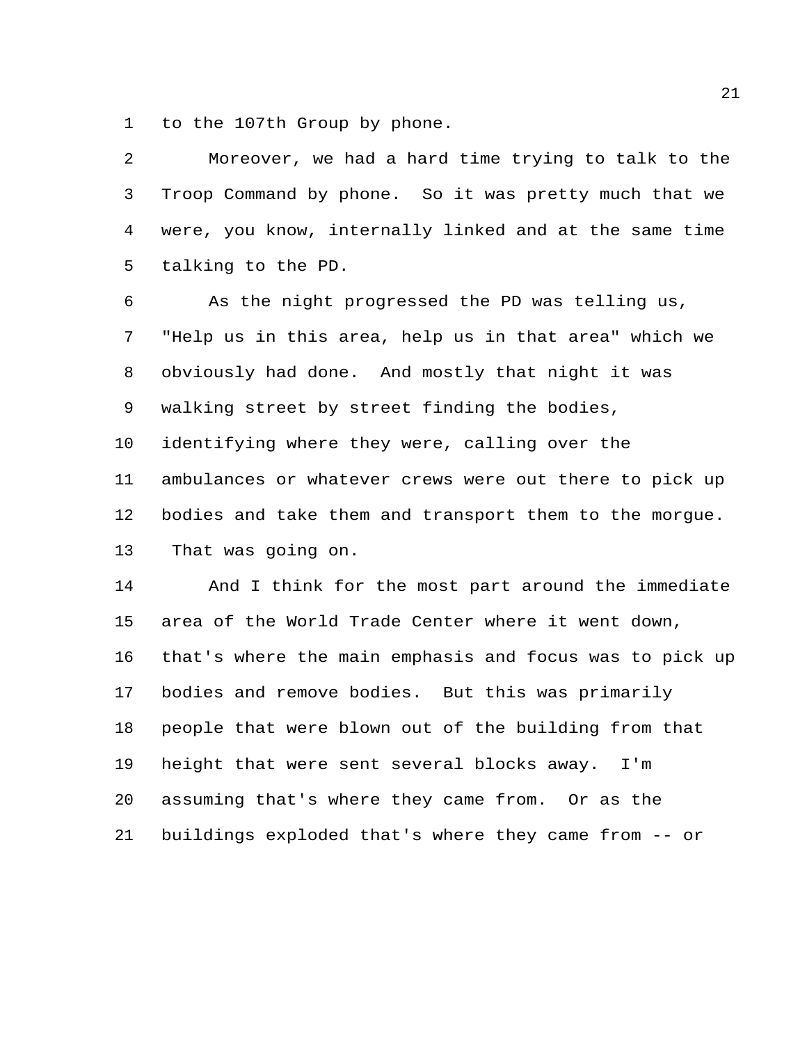to the 107th Group by phone.

Moreover, we had a hard time trying to talk to the Troop Command by phone. So it was pretty much that we were, you know, internally linked and at the same time talking to the PD.

As the night progressed the PD was telling us, "Help us in this area, help us in that area" which we obviously had done. And mostly that night it was walking street by street finding the bodies, identifying where they were, calling over the ambulances or whatever crews were out there to pick up bodies and take them and transport them to the morgue. That was going on.

And I think for the most part around the immediate area of the World Trade Center where it went down, that's where the main emphasis and focus was to pick up bodies and remove bodies. But this was primarily people that were blown out of the building from that height that were sent several blocks away. I'm assuming that's where they came from. Or as the buildings exploded that's where they came from -- or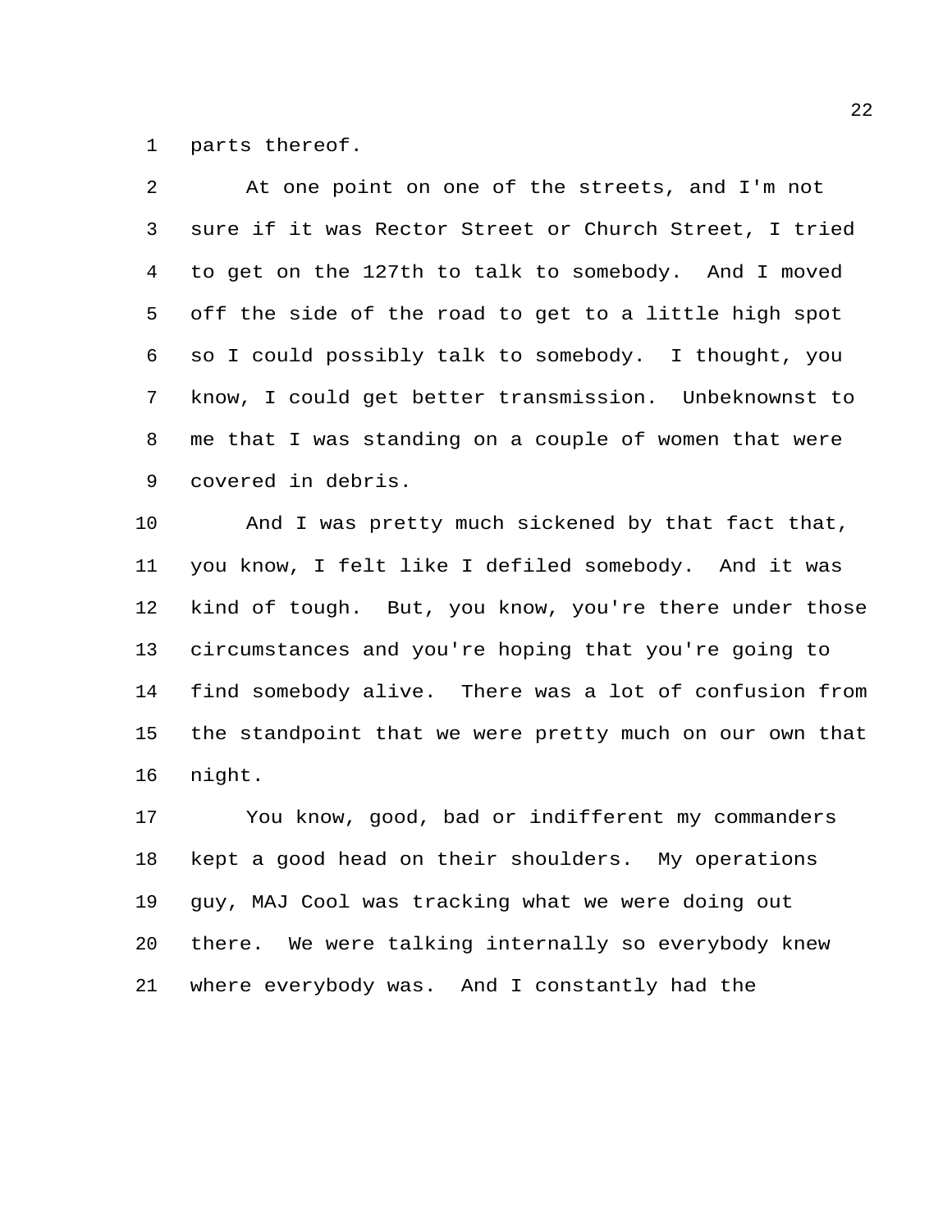parts thereof.

At one point on one of the streets, and I'm not sure if it was Rector Street or Church Street, I tried to get on the 127th to talk to somebody. And I moved off the side of the road to get to a little high spot so I could possibly talk to somebody. I thought, you know, I could get better transmission. Unbeknownst to me that I was standing on a couple of women that were covered in debris.

And I was pretty much sickened by that fact that, you know, I felt like I defiled somebody. And it was kind of tough. But, you know, you're there under those circumstances and you're hoping that you're going to find somebody alive. There was a lot of confusion from the standpoint that we were pretty much on our own that night.

You know, good, bad or indifferent my commanders kept a good head on their shoulders. My operations guy, MAJ Cool was tracking what we were doing out there. We were talking internally so everybody knew where everybody was. And I constantly had the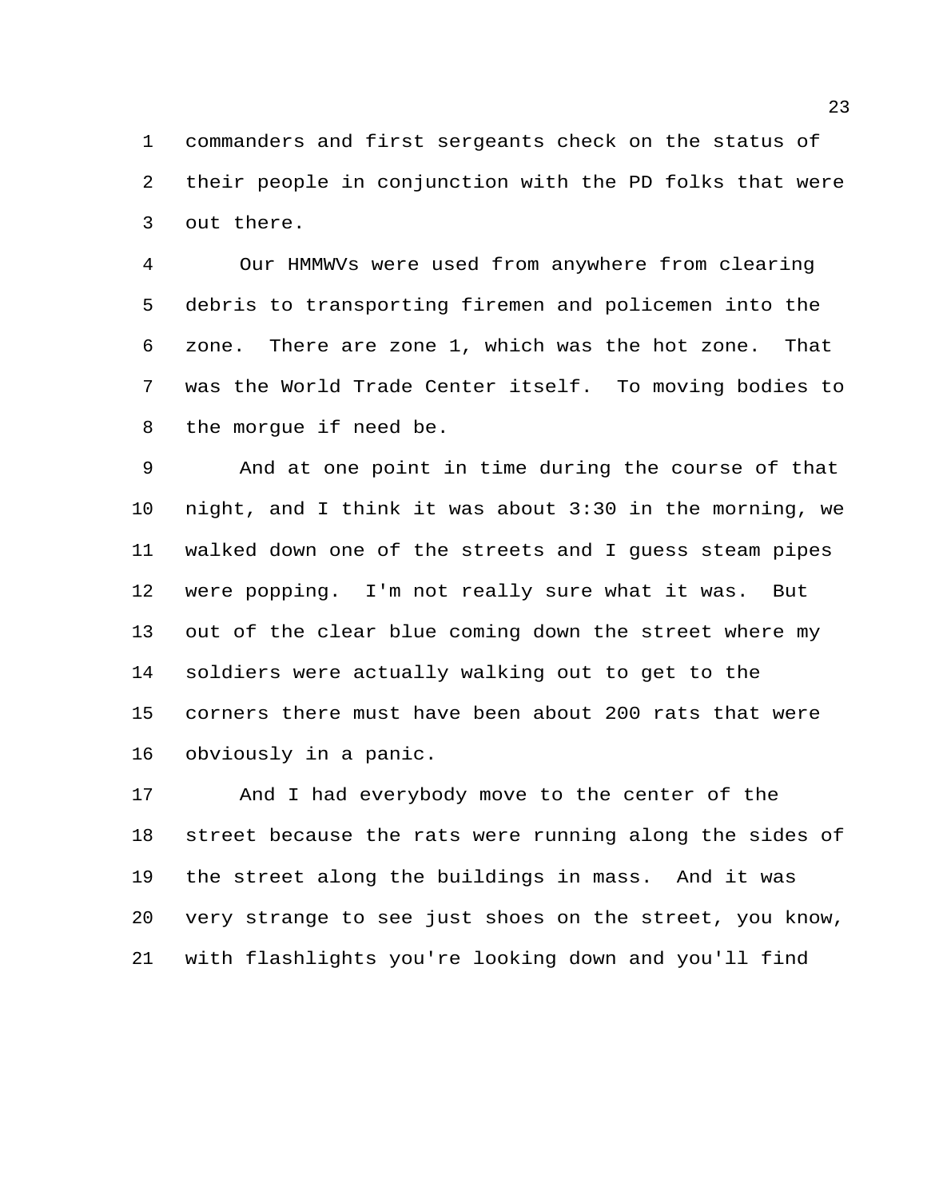commanders and first sergeants check on the status of their people in conjunction with the PD folks that were out there.

Our HMMWVs were used from anywhere from clearing debris to transporting firemen and policemen into the zone. There are zone 1, which was the hot zone. That was the World Trade Center itself. To moving bodies to the morgue if need be.

And at one point in time during the course of that night, and I think it was about 3:30 in the morning, we walked down one of the streets and I guess steam pipes were popping. I'm not really sure what it was. But out of the clear blue coming down the street where my soldiers were actually walking out to get to the corners there must have been about 200 rats that were obviously in a panic.

And I had everybody move to the center of the street because the rats were running along the sides of the street along the buildings in mass. And it was very strange to see just shoes on the street, you know, with flashlights you're looking down and you'll find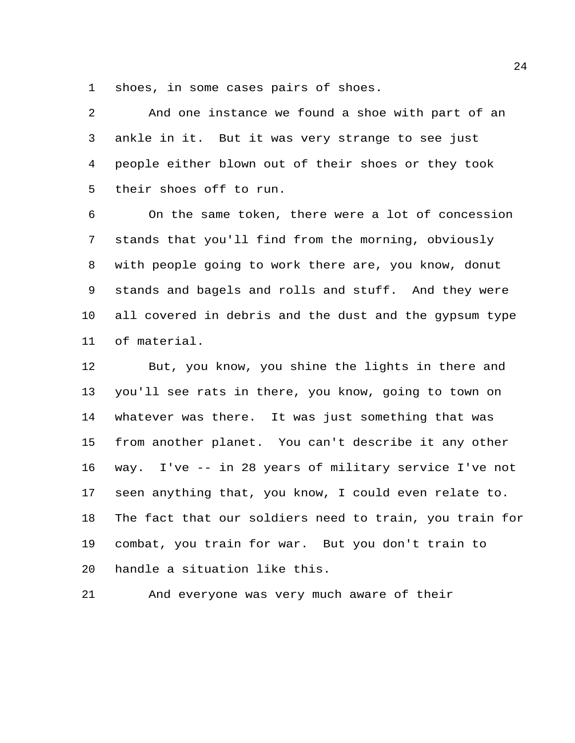shoes, in some cases pairs of shoes.

And one instance we found a shoe with part of an ankle in it. But it was very strange to see just people either blown out of their shoes or they took their shoes off to run.

On the same token, there were a lot of concession stands that you'll find from the morning, obviously with people going to work there are, you know, donut stands and bagels and rolls and stuff. And they were all covered in debris and the dust and the gypsum type of material.

But, you know, you shine the lights in there and you'll see rats in there, you know, going to town on whatever was there. It was just something that was from another planet. You can't describe it any other way. I've -- in 28 years of military service I've not seen anything that, you know, I could even relate to. The fact that our soldiers need to train, you train for combat, you train for war. But you don't train to handle a situation like this.

And everyone was very much aware of their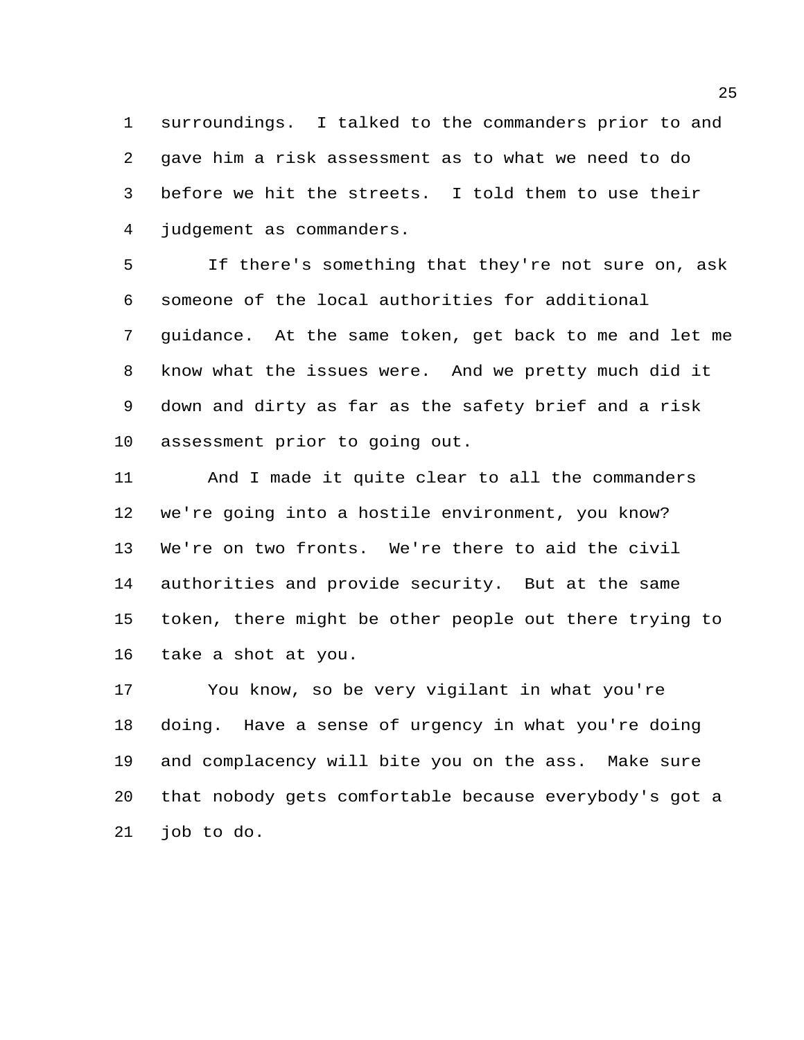surroundings. I talked to the commanders prior to and gave him a risk assessment as to what we need to do before we hit the streets. I told them to use their judgement as commanders.

If there's something that they're not sure on, ask someone of the local authorities for additional guidance. At the same token, get back to me and let me know what the issues were. And we pretty much did it down and dirty as far as the safety brief and a risk assessment prior to going out.

And I made it quite clear to all the commanders we're going into a hostile environment, you know? We're on two fronts. We're there to aid the civil authorities and provide security. But at the same token, there might be other people out there trying to take a shot at you.

You know, so be very vigilant in what you're doing. Have a sense of urgency in what you're doing and complacency will bite you on the ass. Make sure that nobody gets comfortable because everybody's got a job to do.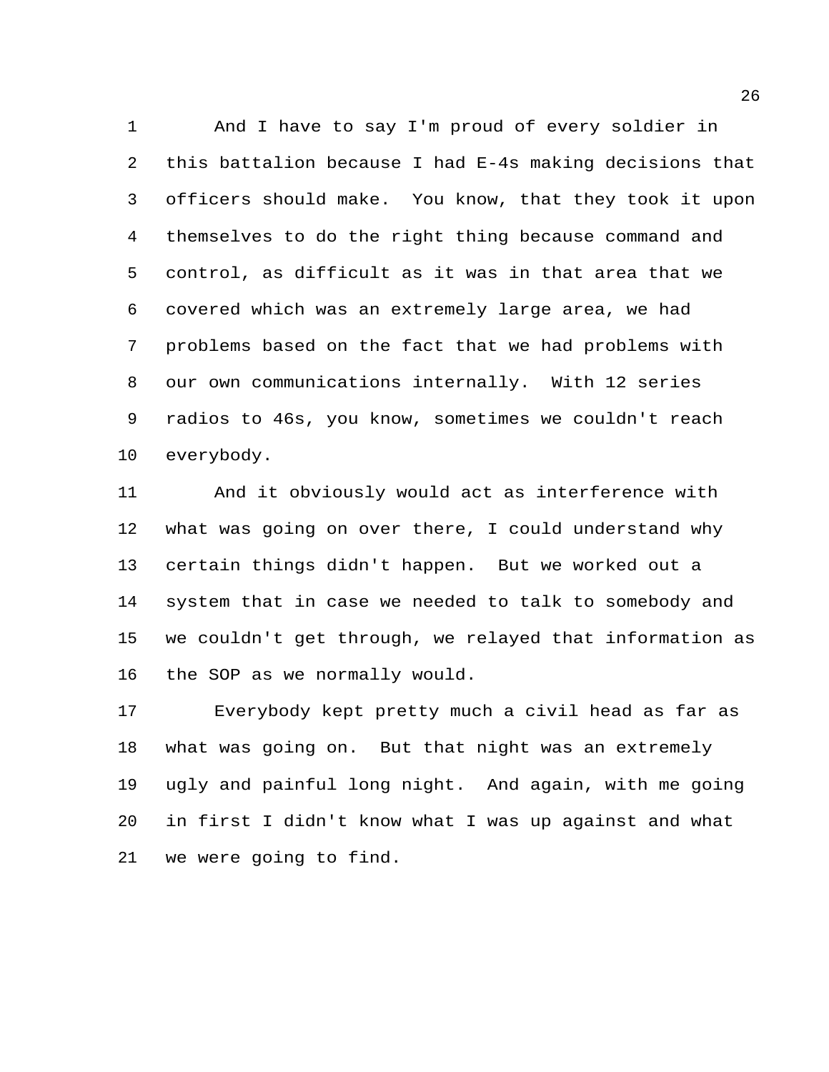And I have to say I'm proud of every soldier in this battalion because I had E-4s making decisions that officers should make. You know, that they took it upon themselves to do the right thing because command and control, as difficult as it was in that area that we covered which was an extremely large area, we had problems based on the fact that we had problems with our own communications internally. With 12 series radios to 46s, you know, sometimes we couldn't reach everybody.

And it obviously would act as interference with what was going on over there, I could understand why certain things didn't happen. But we worked out a system that in case we needed to talk to somebody and we couldn't get through, we relayed that information as the SOP as we normally would.

Everybody kept pretty much a civil head as far as what was going on. But that night was an extremely ugly and painful long night. And again, with me going in first I didn't know what I was up against and what we were going to find.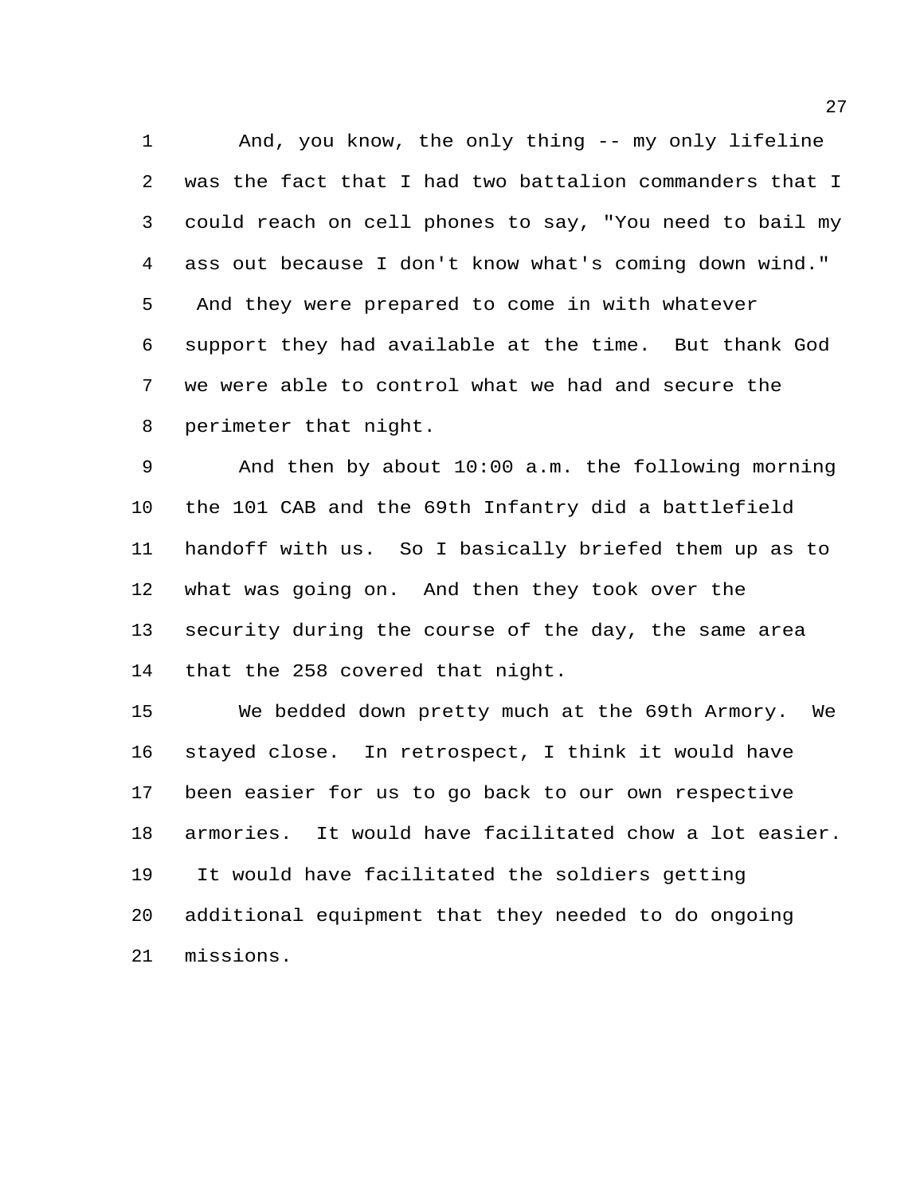And, you know, the only thing -- my only lifeline was the fact that I had two battalion commanders that I could reach on cell phones to say, "You need to bail my ass out because I don't know what's coming down wind." And they were prepared to come in with whatever support they had available at the time. But thank God we were able to control what we had and secure the perimeter that night.

And then by about 10:00 a.m. the following morning the 101 CAB and the 69th Infantry did a battlefield handoff with us. So I basically briefed them up as to what was going on. And then they took over the security during the course of the day, the same area that the 258 covered that night.

We bedded down pretty much at the 69th Armory. We stayed close. In retrospect, I think it would have been easier for us to go back to our own respective armories. It would have facilitated chow a lot easier. It would have facilitated the soldiers getting additional equipment that they needed to do ongoing missions.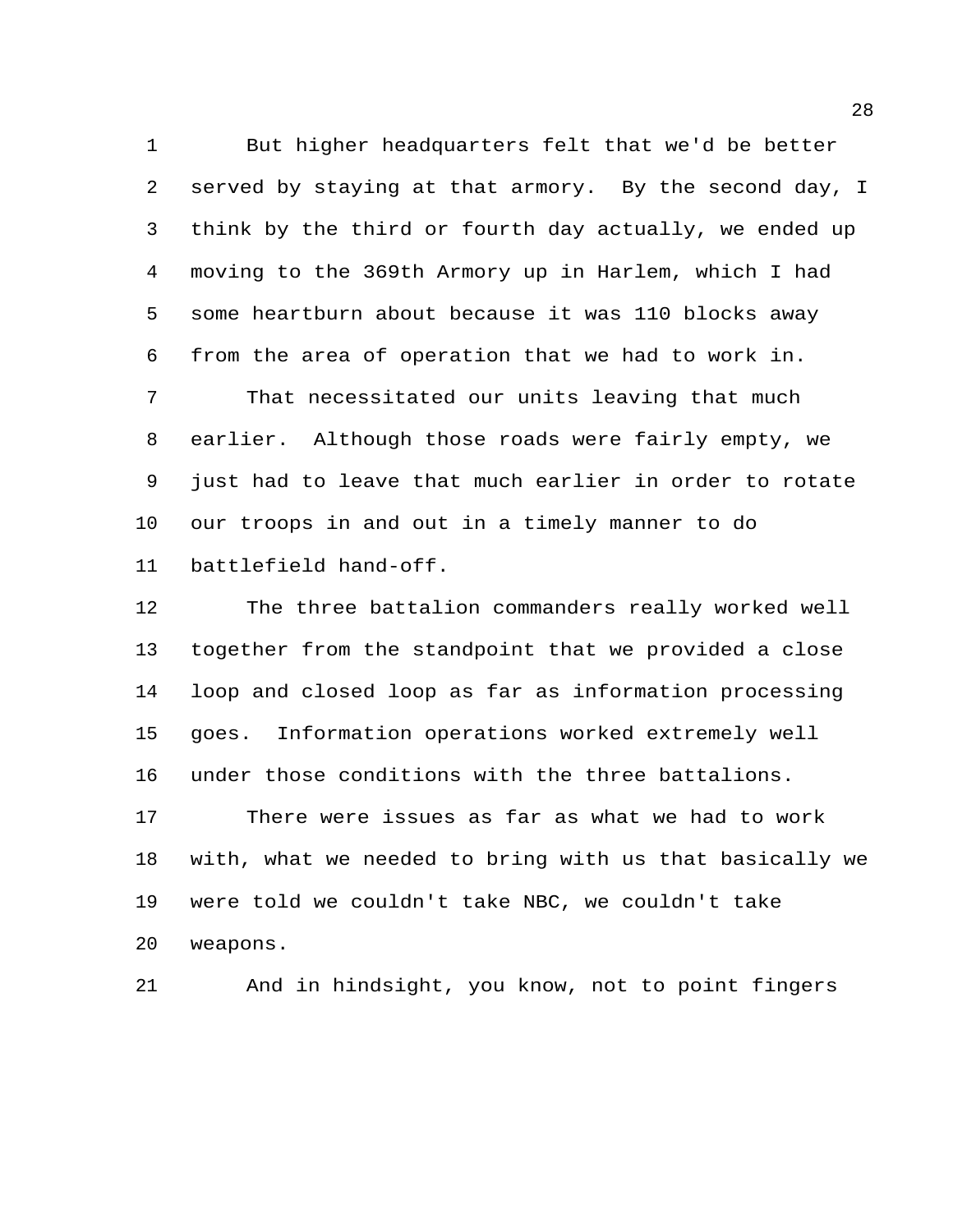But higher headquarters felt that we'd be better served by staying at that armory. By the second day, I think by the third or fourth day actually, we ended up moving to the 369th Armory up in Harlem, which I had some heartburn about because it was 110 blocks away from the area of operation that we had to work in.

That necessitated our units leaving that much earlier. Although those roads were fairly empty, we just had to leave that much earlier in order to rotate our troops in and out in a timely manner to do battlefield hand-off.

The three battalion commanders really worked well together from the standpoint that we provided a close loop and closed loop as far as information processing goes. Information operations worked extremely well under those conditions with the three battalions.

There were issues as far as what we had to work with, what we needed to bring with us that basically we were told we couldn't take NBC, we couldn't take weapons.

And in hindsight, you know, not to point fingers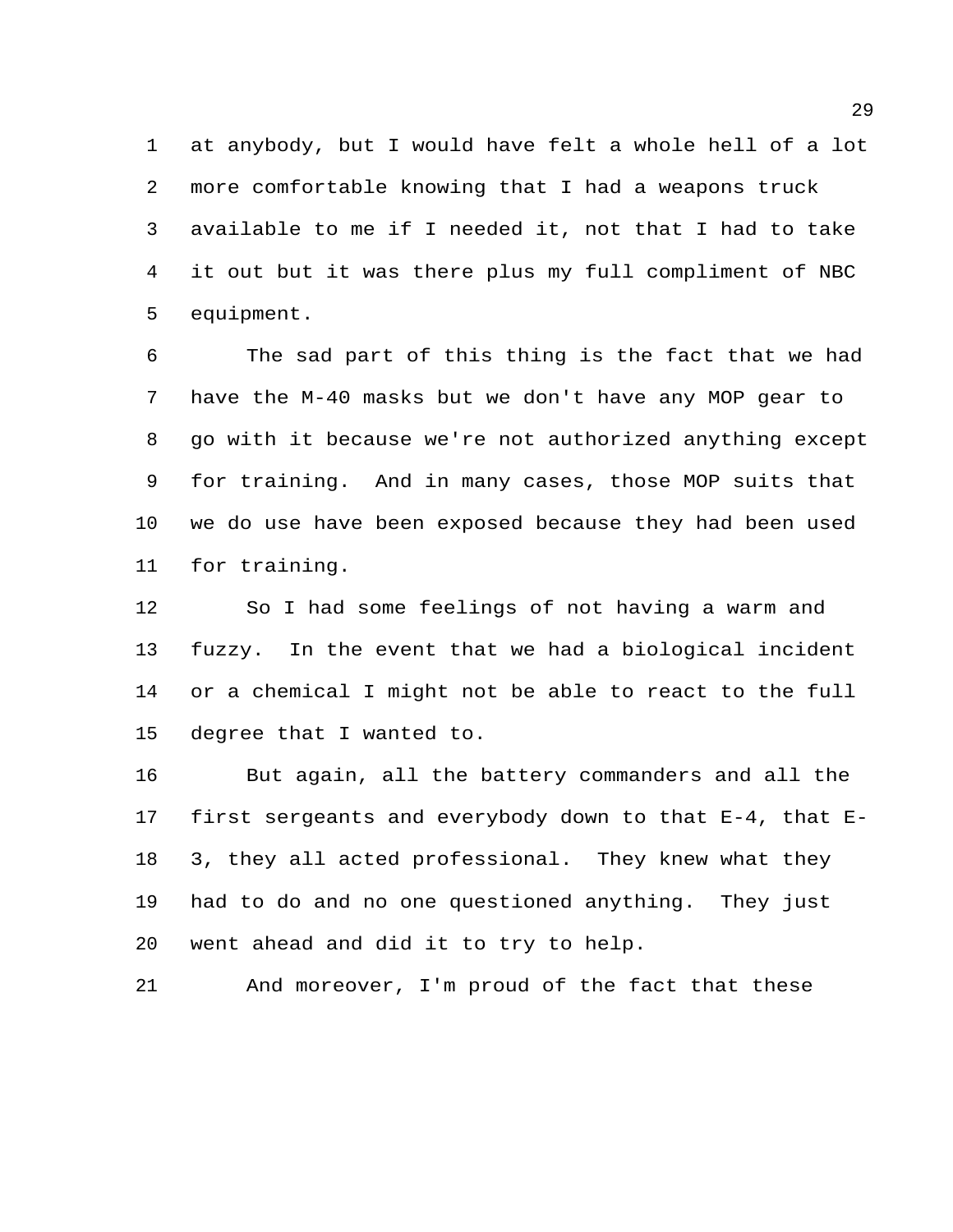at anybody, but I would have felt a whole hell of a lot more comfortable knowing that I had a weapons truck available to me if I needed it, not that I had to take it out but it was there plus my full compliment of NBC equipment.

The sad part of this thing is the fact that we had have the M-40 masks but we don't have any MOP gear to go with it because we're not authorized anything except for training. And in many cases, those MOP suits that we do use have been exposed because they had been used for training.

So I had some feelings of not having a warm and fuzzy. In the event that we had a biological incident or a chemical I might not be able to react to the full degree that I wanted to.

But again, all the battery commanders and all the first sergeants and everybody down to that E-4, that E-3, they all acted professional. They knew what they had to do and no one questioned anything. They just went ahead and did it to try to help.

And moreover, I'm proud of the fact that these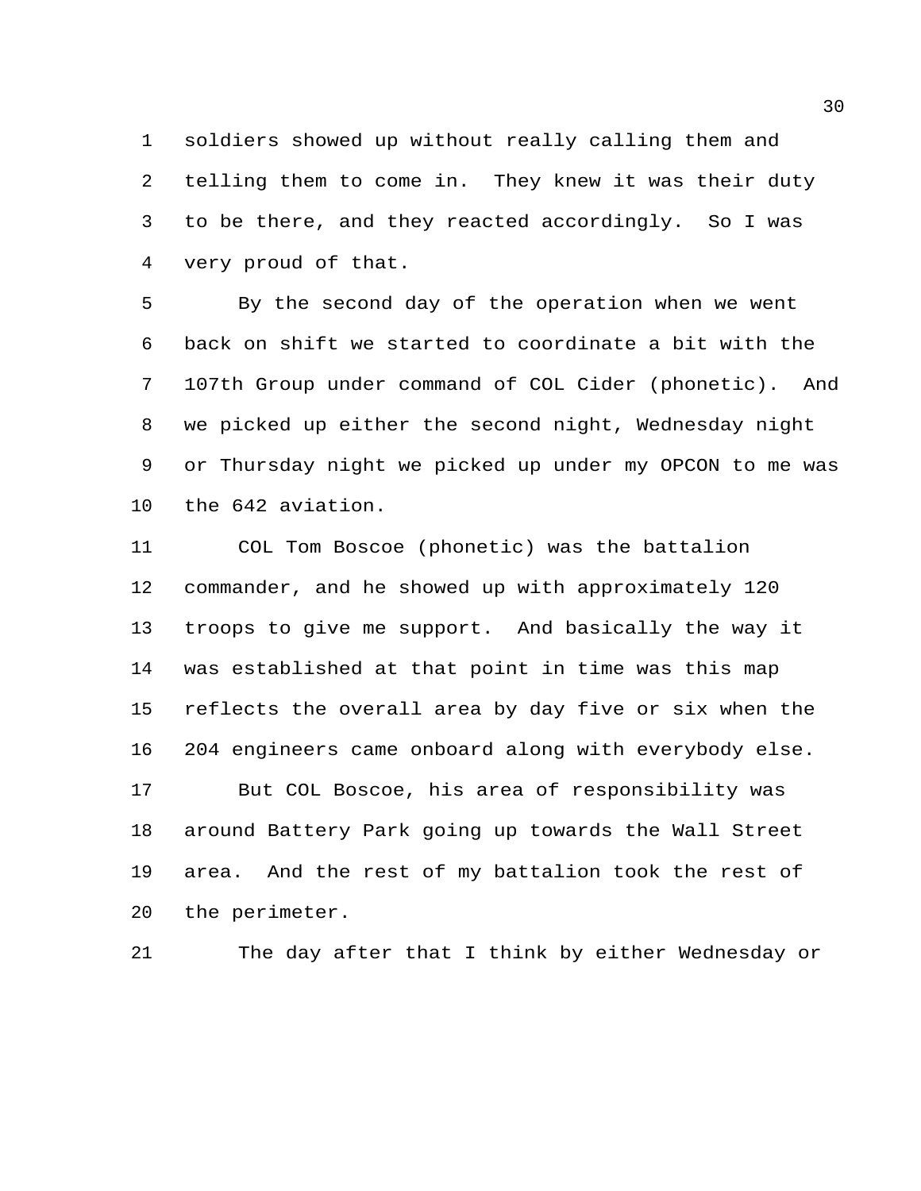soldiers showed up without really calling them and telling them to come in. They knew it was their duty to be there, and they reacted accordingly. So I was very proud of that.

By the second day of the operation when we went back on shift we started to coordinate a bit with the 107th Group under command of COL Cider (phonetic). And we picked up either the second night, Wednesday night or Thursday night we picked up under my OPCON to me was the 642 aviation.

COL Tom Boscoe (phonetic) was the battalion commander, and he showed up with approximately 120 troops to give me support. And basically the way it was established at that point in time was this map reflects the overall area by day five or six when the 204 engineers came onboard along with everybody else.

But COL Boscoe, his area of responsibility was around Battery Park going up towards the Wall Street area. And the rest of my battalion took the rest of the perimeter.

The day after that I think by either Wednesday or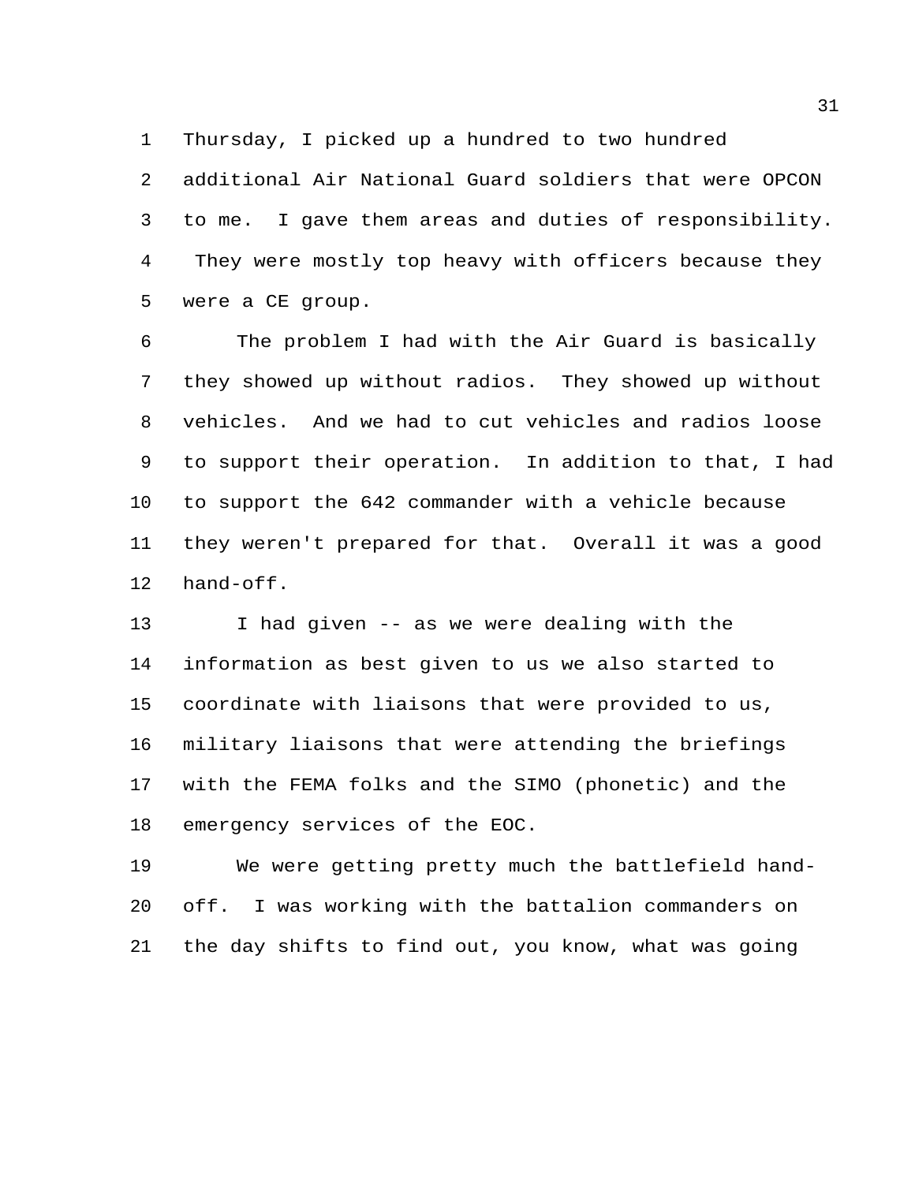Thursday, I picked up a hundred to two hundred additional Air National Guard soldiers that were OPCON to me. I gave them areas and duties of responsibility. They were mostly top heavy with officers because they were a CE group.

The problem I had with the Air Guard is basically they showed up without radios. They showed up without vehicles. And we had to cut vehicles and radios loose to support their operation. In addition to that, I had to support the 642 commander with a vehicle because they weren't prepared for that. Overall it was a good hand-off.

I had given -- as we were dealing with the information as best given to us we also started to coordinate with liaisons that were provided to us, military liaisons that were attending the briefings with the FEMA folks and the SIMO (phonetic) and the emergency services of the EOC.

We were getting pretty much the battlefield hand-off. I was working with the battalion commanders on the day shifts to find out, you know, what was going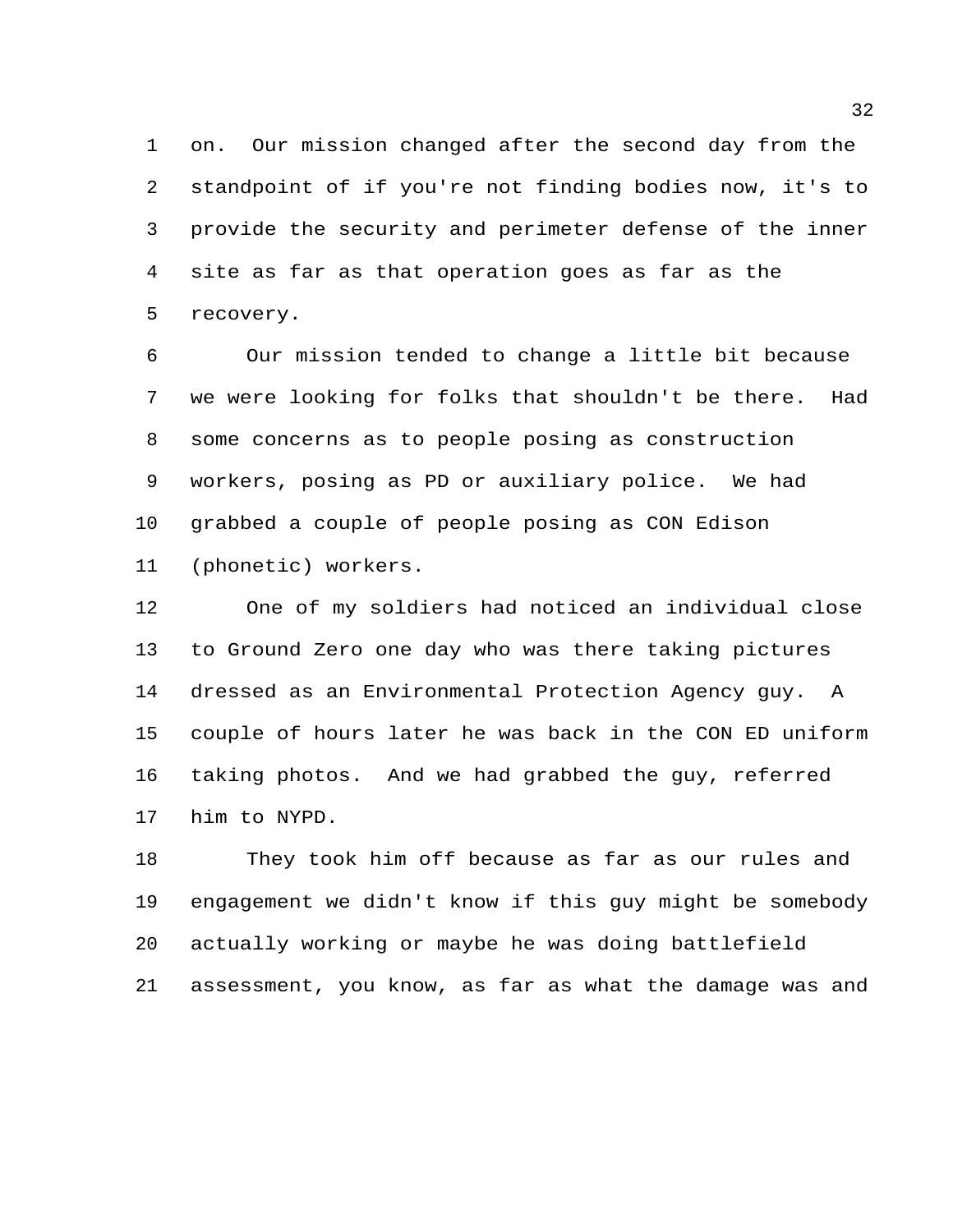on. Our mission changed after the second day from the standpoint of if you're not finding bodies now, it's to provide the security and perimeter defense of the inner site as far as that operation goes as far as the recovery.

Our mission tended to change a little bit because we were looking for folks that shouldn't be there. Had some concerns as to people posing as construction workers, posing as PD or auxiliary police. We had grabbed a couple of people posing as CON Edison (phonetic) workers.

One of my soldiers had noticed an individual close to Ground Zero one day who was there taking pictures dressed as an Environmental Protection Agency guy. A couple of hours later he was back in the CON ED uniform taking photos. And we had grabbed the guy, referred him to NYPD.

They took him off because as far as our rules and engagement we didn't know if this guy might be somebody actually working or maybe he was doing battlefield assessment, you know, as far as what the damage was and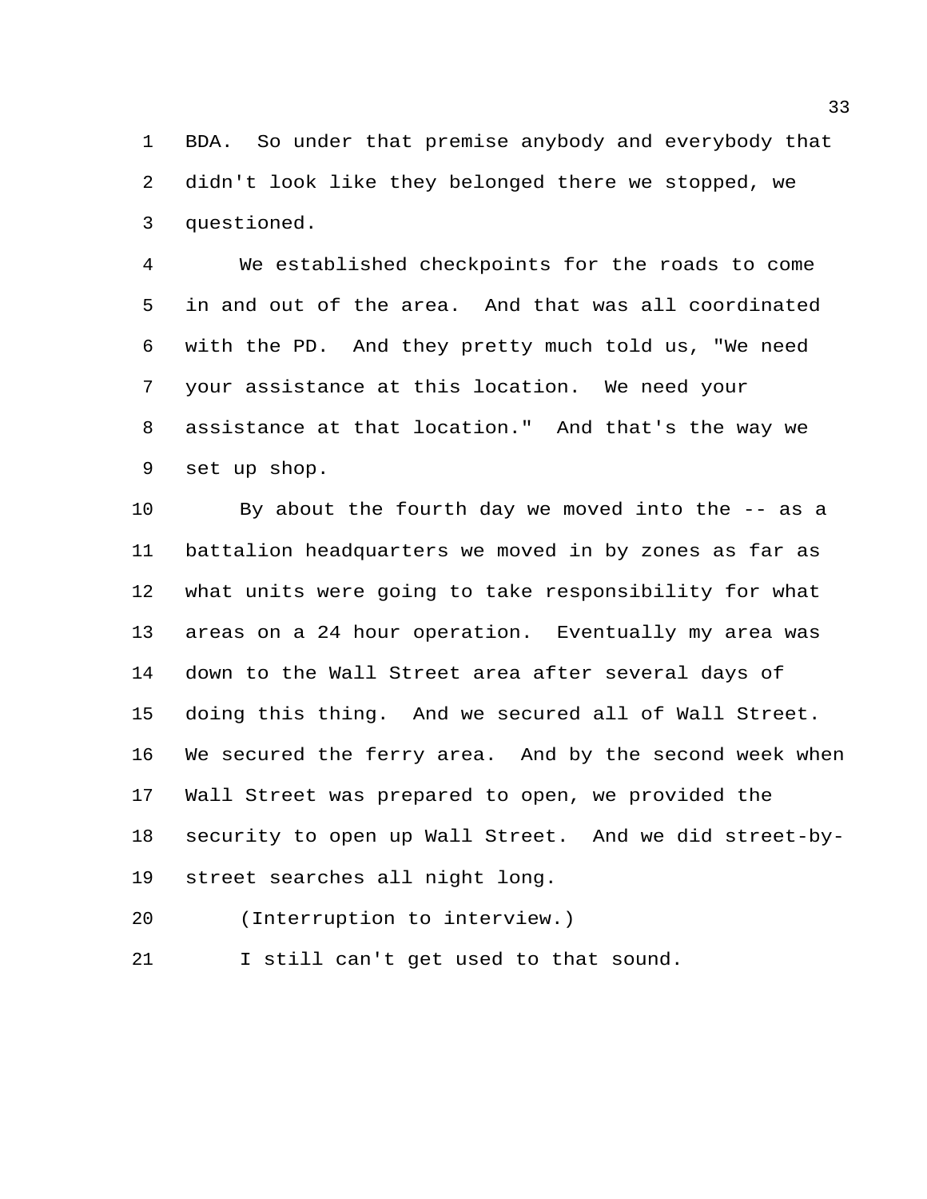BDA. So under that premise anybody and everybody that didn't look like they belonged there we stopped, we questioned.

We established checkpoints for the roads to come in and out of the area. And that was all coordinated with the PD. And they pretty much told us, "We need your assistance at this location. We need your assistance at that location." And that's the way we set up shop.

By about the fourth day we moved into the -- as a battalion headquarters we moved in by zones as far as what units were going to take responsibility for what areas on a 24 hour operation. Eventually my area was down to the Wall Street area after several days of doing this thing. And we secured all of Wall Street. We secured the ferry area. And by the second week when Wall Street was prepared to open, we provided the security to open up Wall Street. And we did street-by-street searches all night long.

(Interruption to interview.)

I still can't get used to that sound.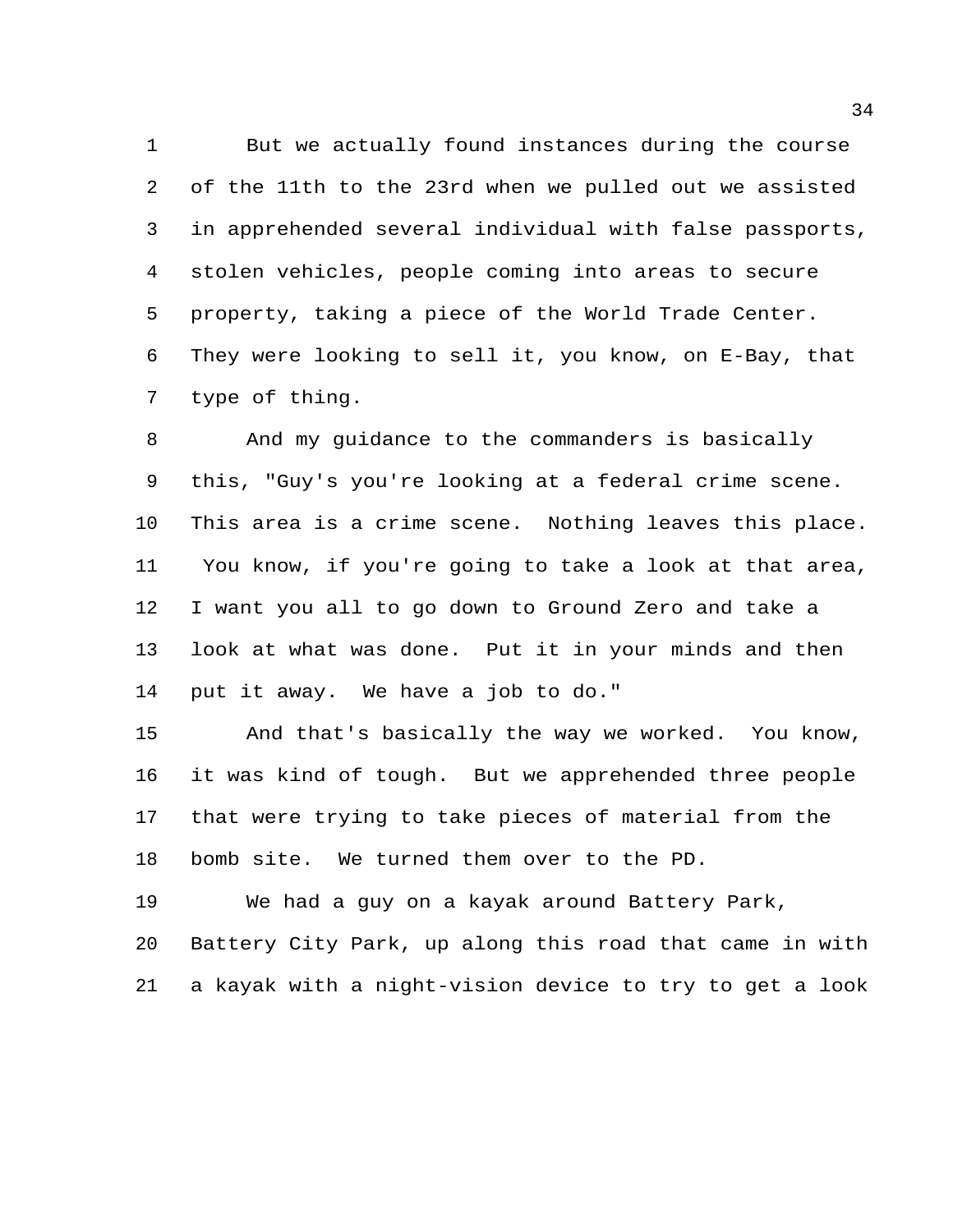But we actually found instances during the course of the 11th to the 23rd when we pulled out we assisted in apprehended several individual with false passports, stolen vehicles, people coming into areas to secure property, taking a piece of the World Trade Center. They were looking to sell it, you know, on E-Bay, that type of thing.

And my guidance to the commanders is basically this, "Guy's you're looking at a federal crime scene. This area is a crime scene. Nothing leaves this place. You know, if you're going to take a look at that area, I want you all to go down to Ground Zero and take a look at what was done. Put it in your minds and then put it away. We have a job to do."

And that's basically the way we worked. You know, it was kind of tough. But we apprehended three people that were trying to take pieces of material from the bomb site. We turned them over to the PD.

We had a guy on a kayak around Battery Park, Battery City Park, up along this road that came in with a kayak with a night-vision device to try to get a look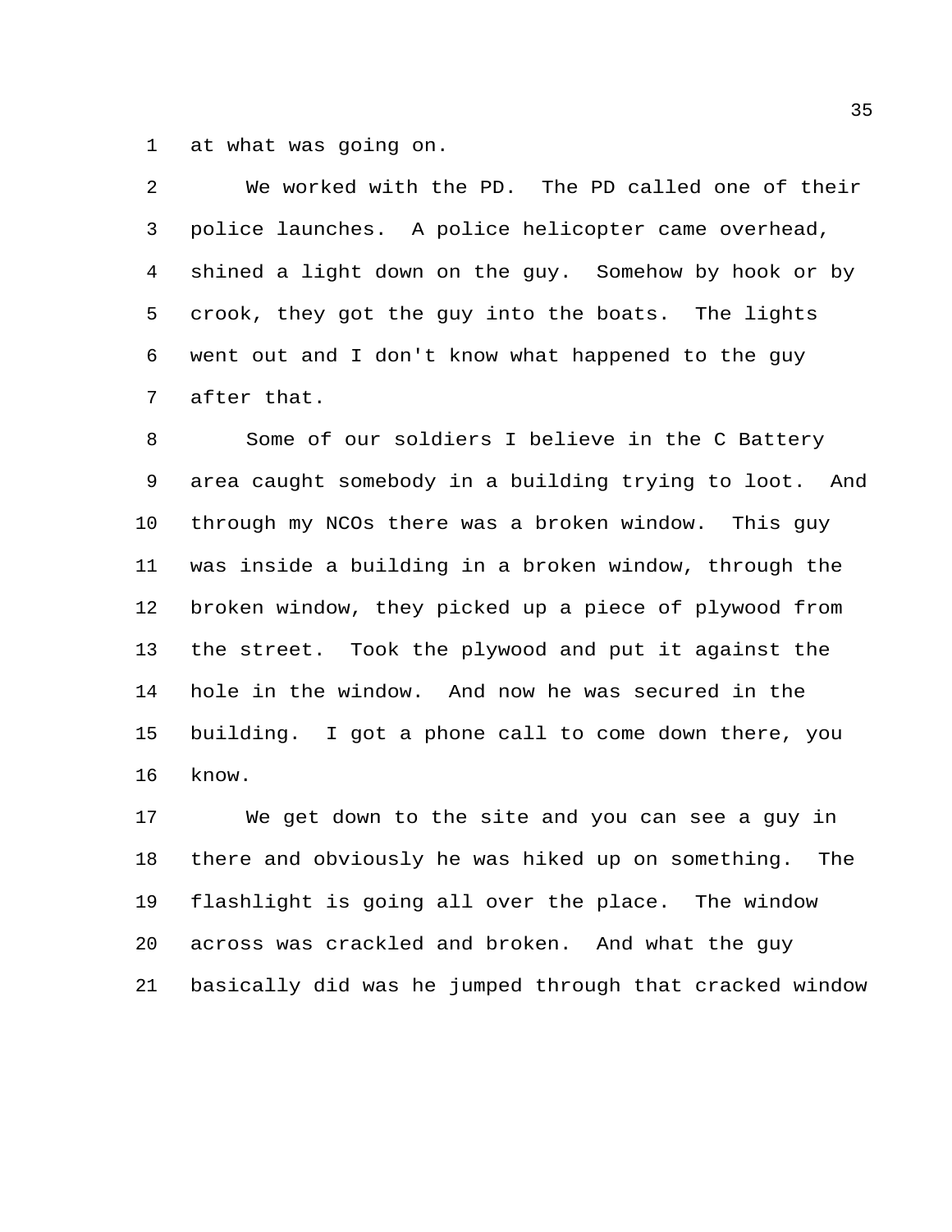at what was going on.

We worked with the PD. The PD called one of their police launches. A police helicopter came overhead, shined a light down on the guy. Somehow by hook or by crook, they got the guy into the boats. The lights went out and I don't know what happened to the guy after that.

Some of our soldiers I believe in the C Battery area caught somebody in a building trying to loot. And through my NCOs there was a broken window. This guy was inside a building in a broken window, through the broken window, they picked up a piece of plywood from the street. Took the plywood and put it against the hole in the window. And now he was secured in the building. I got a phone call to come down there, you know.

We get down to the site and you can see a guy in there and obviously he was hiked up on something. The flashlight is going all over the place. The window across was crackled and broken. And what the guy basically did was he jumped through that cracked window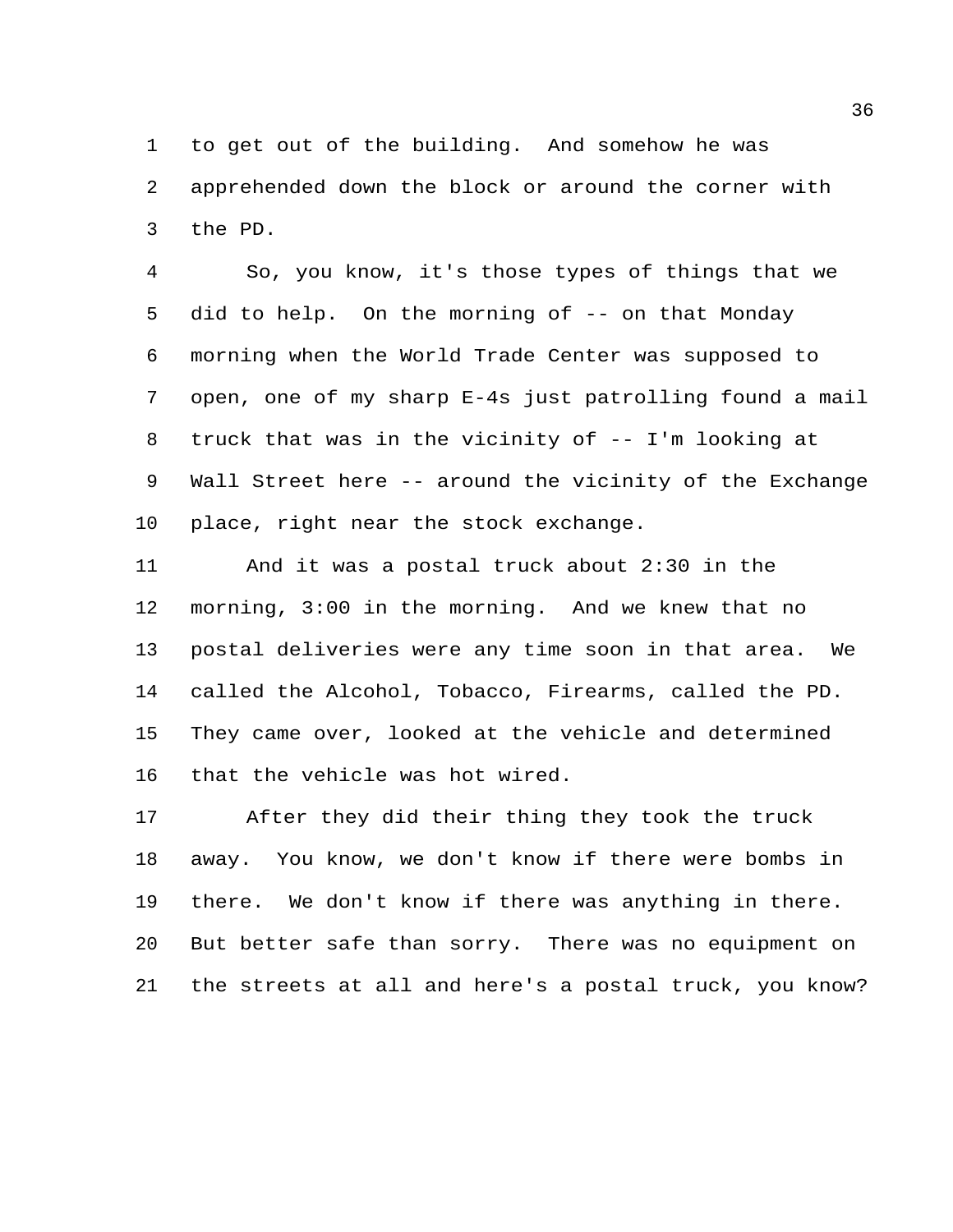to get out of the building. And somehow he was apprehended down the block or around the corner with the PD.

So, you know, it's those types of things that we did to help. On the morning of -- on that Monday morning when the World Trade Center was supposed to open, one of my sharp E-4s just patrolling found a mail truck that was in the vicinity of -- I'm looking at Wall Street here -- around the vicinity of the Exchange place, right near the stock exchange.

And it was a postal truck about 2:30 in the morning, 3:00 in the morning. And we knew that no postal deliveries were any time soon in that area. We called the Alcohol, Tobacco, Firearms, called the PD. They came over, looked at the vehicle and determined that the vehicle was hot wired.

After they did their thing they took the truck away. You know, we don't know if there were bombs in there. We don't know if there was anything in there. But better safe than sorry. There was no equipment on the streets at all and here's a postal truck, you know?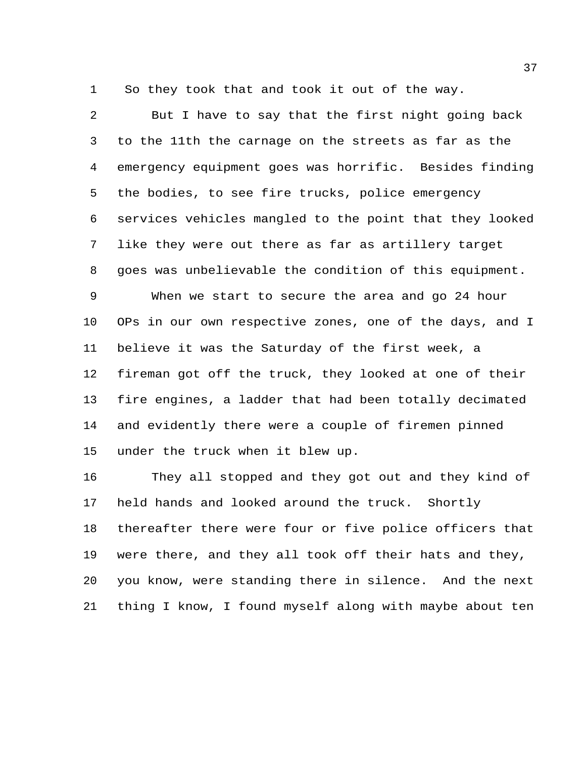So they took that and took it out of the way.

But I have to say that the first night going back to the 11th the carnage on the streets as far as the emergency equipment goes was horrific. Besides finding the bodies, to see fire trucks, police emergency services vehicles mangled to the point that they looked like they were out there as far as artillery target goes was unbelievable the condition of this equipment.

When we start to secure the area and go 24 hour OPs in our own respective zones, one of the days, and I believe it was the Saturday of the first week, a fireman got off the truck, they looked at one of their fire engines, a ladder that had been totally decimated and evidently there were a couple of firemen pinned under the truck when it blew up.

They all stopped and they got out and they kind of held hands and looked around the truck. Shortly thereafter there were four or five police officers that were there, and they all took off their hats and they, you know, were standing there in silence. And the next thing I know, I found myself along with maybe about ten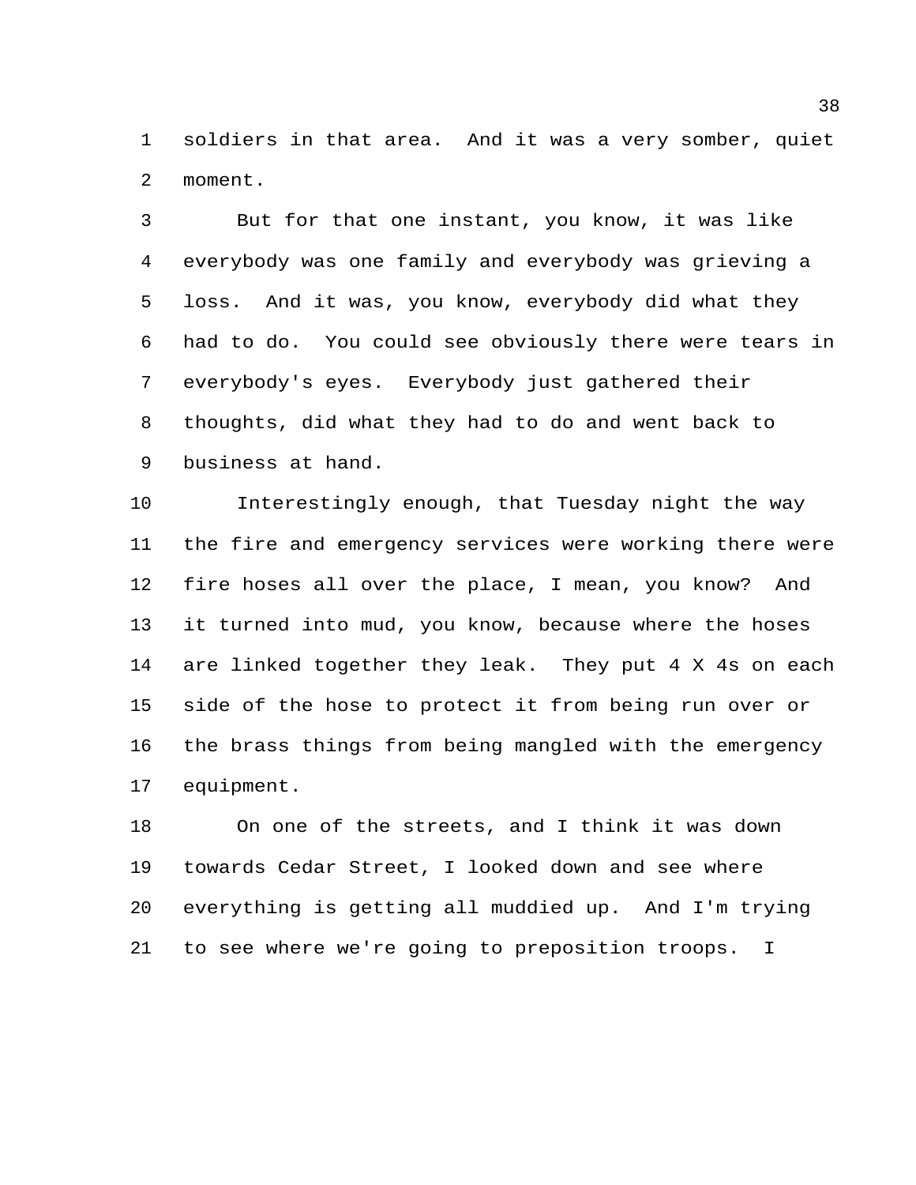soldiers in that area. And it was a very somber, quiet moment.

But for that one instant, you know, it was like everybody was one family and everybody was grieving a loss. And it was, you know, everybody did what they had to do. You could see obviously there were tears in everybody's eyes. Everybody just gathered their thoughts, did what they had to do and went back to business at hand.

Interestingly enough, that Tuesday night the way the fire and emergency services were working there were fire hoses all over the place, I mean, you know? And it turned into mud, you know, because where the hoses are linked together they leak. They put 4 X 4s on each side of the hose to protect it from being run over or the brass things from being mangled with the emergency equipment.

On one of the streets, and I think it was down towards Cedar Street, I looked down and see where everything is getting all muddied up. And I'm trying to see where we're going to preposition troops. I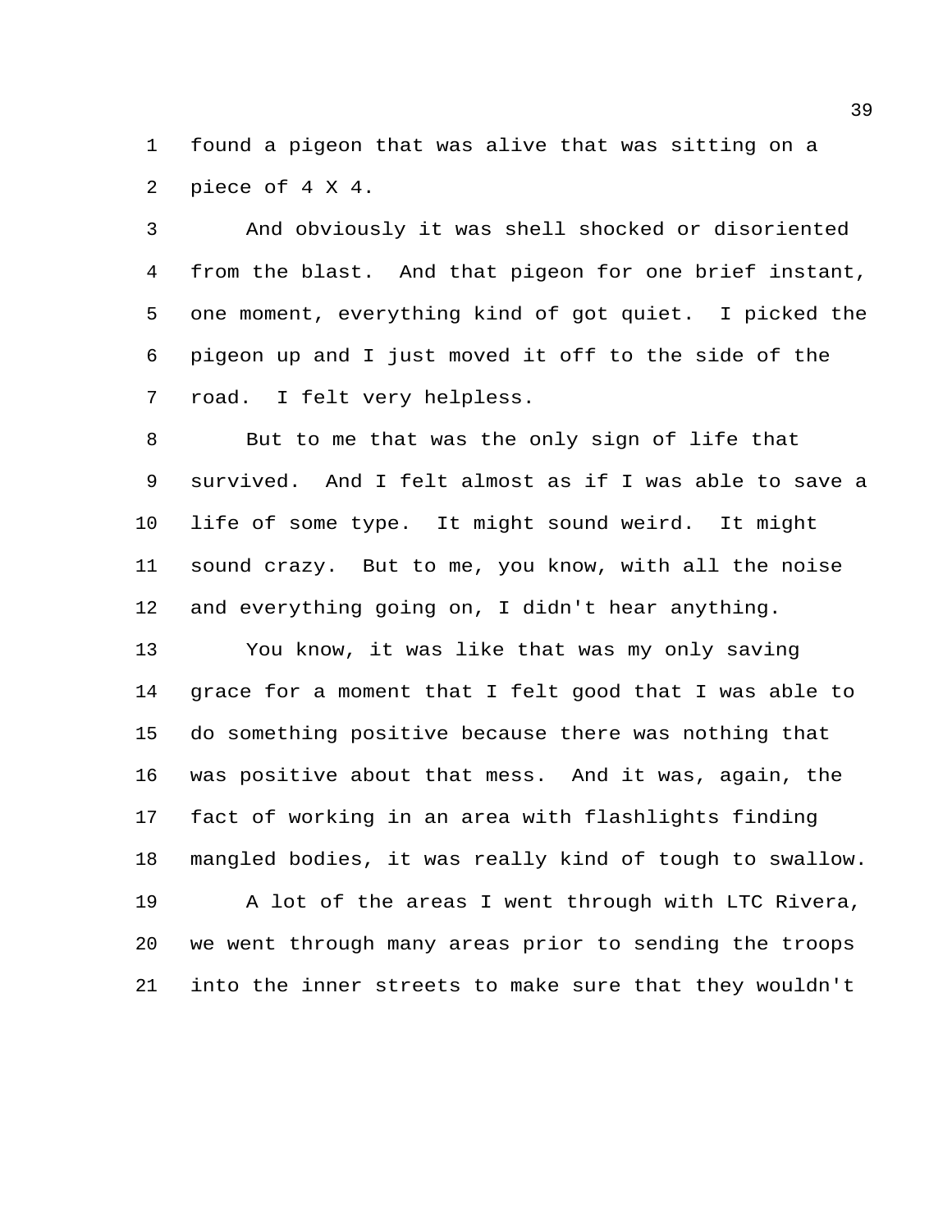found a pigeon that was alive that was sitting on a piece of 4 X 4.

And obviously it was shell shocked or disoriented from the blast. And that pigeon for one brief instant, one moment, everything kind of got quiet. I picked the pigeon up and I just moved it off to the side of the road. I felt very helpless.

But to me that was the only sign of life that survived. And I felt almost as if I was able to save a life of some type. It might sound weird. It might sound crazy. But to me, you know, with all the noise and everything going on, I didn't hear anything.

You know, it was like that was my only saving grace for a moment that I felt good that I was able to do something positive because there was nothing that was positive about that mess. And it was, again, the fact of working in an area with flashlights finding mangled bodies, it was really kind of tough to swallow.

A lot of the areas I went through with LTC Rivera, we went through many areas prior to sending the troops into the inner streets to make sure that they wouldn't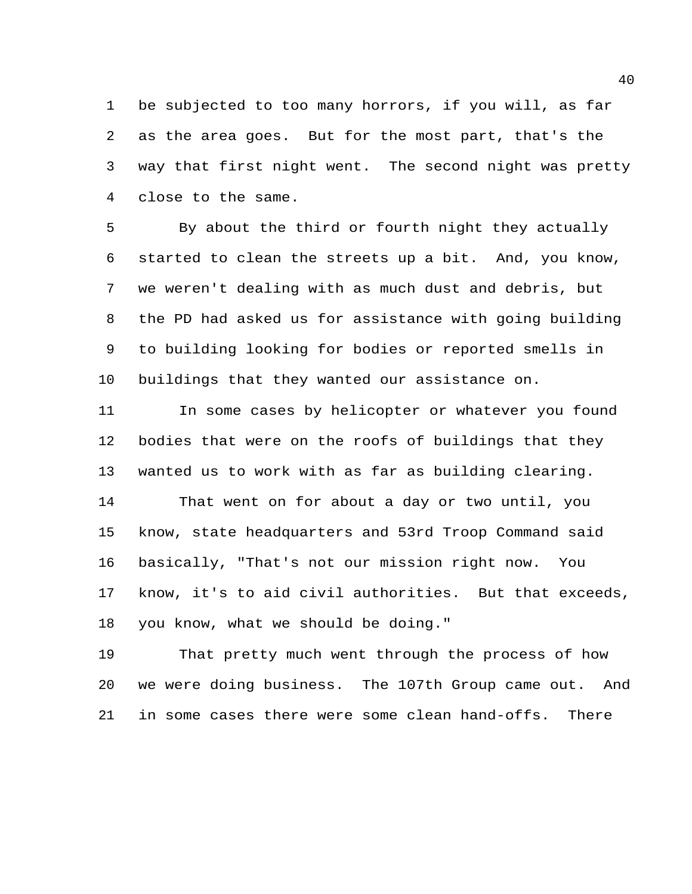be subjected to too many horrors, if you will, as far as the area goes. But for the most part, that's the way that first night went. The second night was pretty close to the same.

By about the third or fourth night they actually started to clean the streets up a bit. And, you know, we weren't dealing with as much dust and debris, but the PD had asked us for assistance with going building to building looking for bodies or reported smells in buildings that they wanted our assistance on.

In some cases by helicopter or whatever you found bodies that were on the roofs of buildings that they wanted us to work with as far as building clearing.

That went on for about a day or two until, you know, state headquarters and 53rd Troop Command said basically, "That's not our mission right now. You know, it's to aid civil authorities. But that exceeds, you know, what we should be doing."

That pretty much went through the process of how we were doing business. The 107th Group came out. And in some cases there were some clean hand-offs. There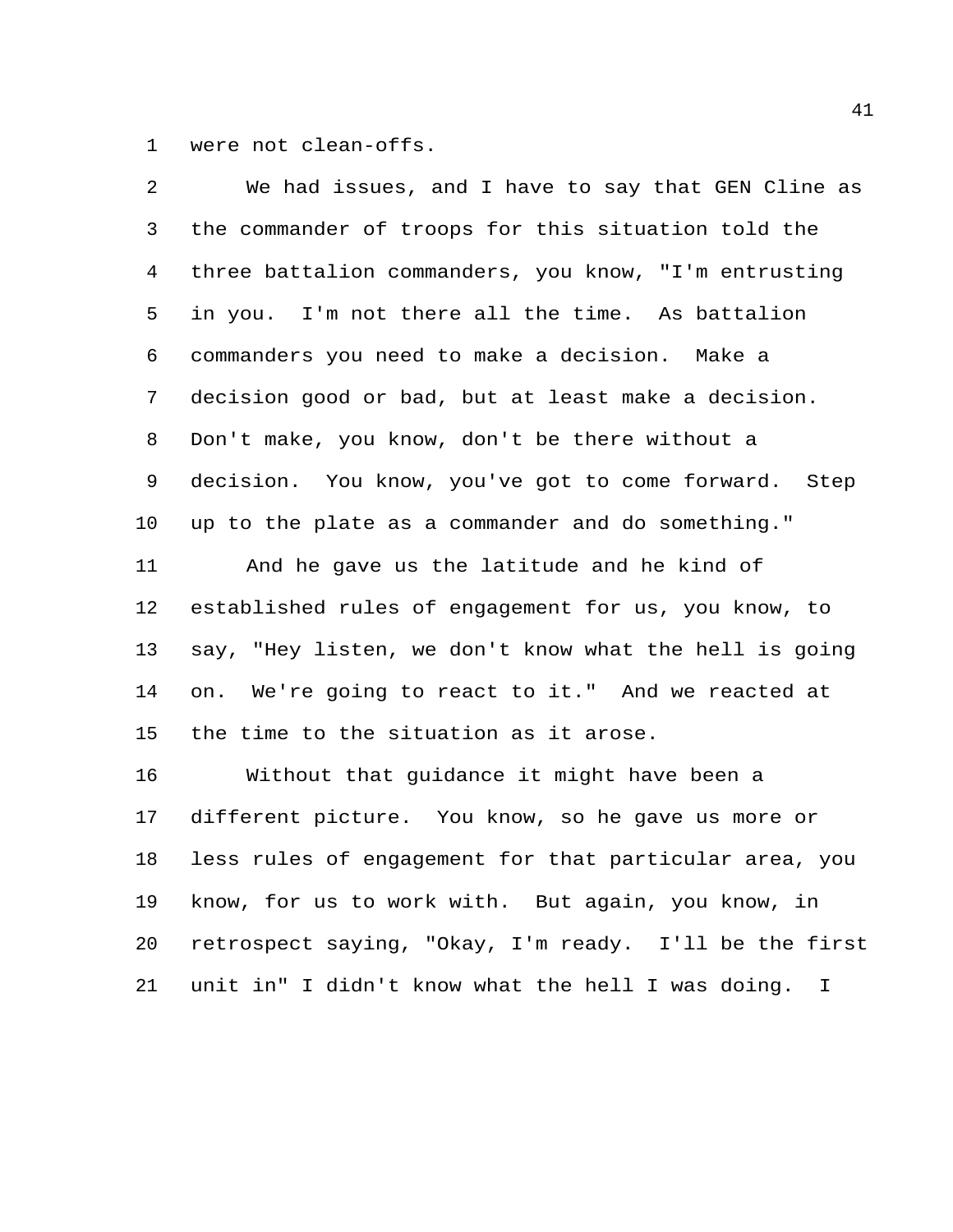were not clean-offs.

We had issues, and I have to say that GEN Cline as the commander of troops for this situation told the three battalion commanders, you know, "I'm entrusting in you. I'm not there all the time. As battalion commanders you need to make a decision. Make a decision good or bad, but at least make a decision. Don't make, you know, don't be there without a decision. You know, you've got to come forward. Step up to the plate as a commander and do something."

And he gave us the latitude and he kind of established rules of engagement for us, you know, to say, "Hey listen, we don't know what the hell is going on. We're going to react to it." And we reacted at the time to the situation as it arose.

Without that guidance it might have been a different picture. You know, so he gave us more or less rules of engagement for that particular area, you know, for us to work with. But again, you know, in retrospect saying, "Okay, I'm ready. I'll be the first unit in" I didn't know what the hell I was doing. I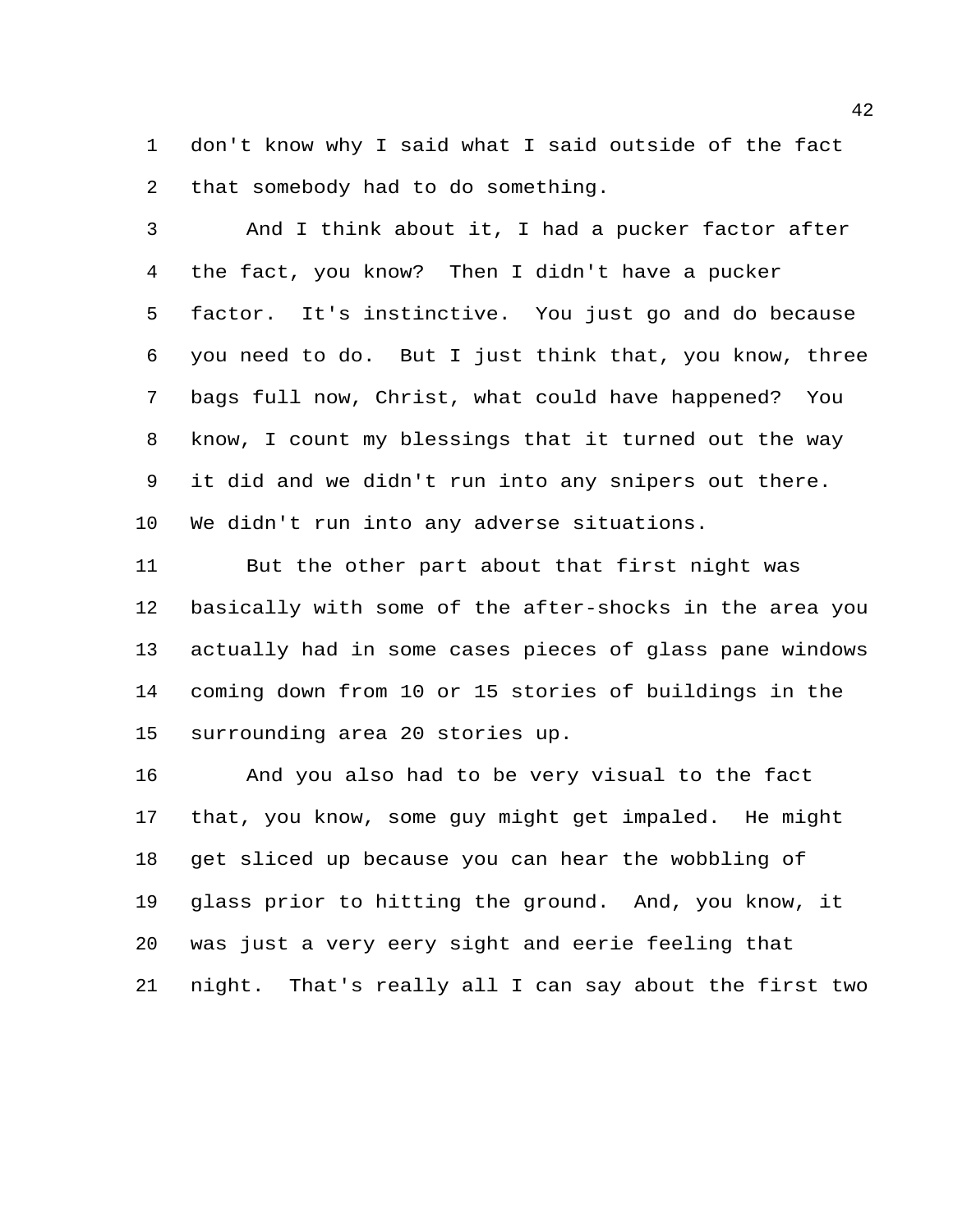don't know why I said what I said outside of the fact that somebody had to do something.

And I think about it, I had a pucker factor after the fact, you know? Then I didn't have a pucker factor. It's instinctive. You just go and do because you need to do. But I just think that, you know, three bags full now, Christ, what could have happened? You know, I count my blessings that it turned out the way it did and we didn't run into any snipers out there. We didn't run into any adverse situations.

But the other part about that first night was basically with some of the after-shocks in the area you actually had in some cases pieces of glass pane windows coming down from 10 or 15 stories of buildings in the surrounding area 20 stories up.

And you also had to be very visual to the fact that, you know, some guy might get impaled. He might get sliced up because you can hear the wobbling of glass prior to hitting the ground. And, you know, it was just a very eery sight and eerie feeling that night. That's really all I can say about the first two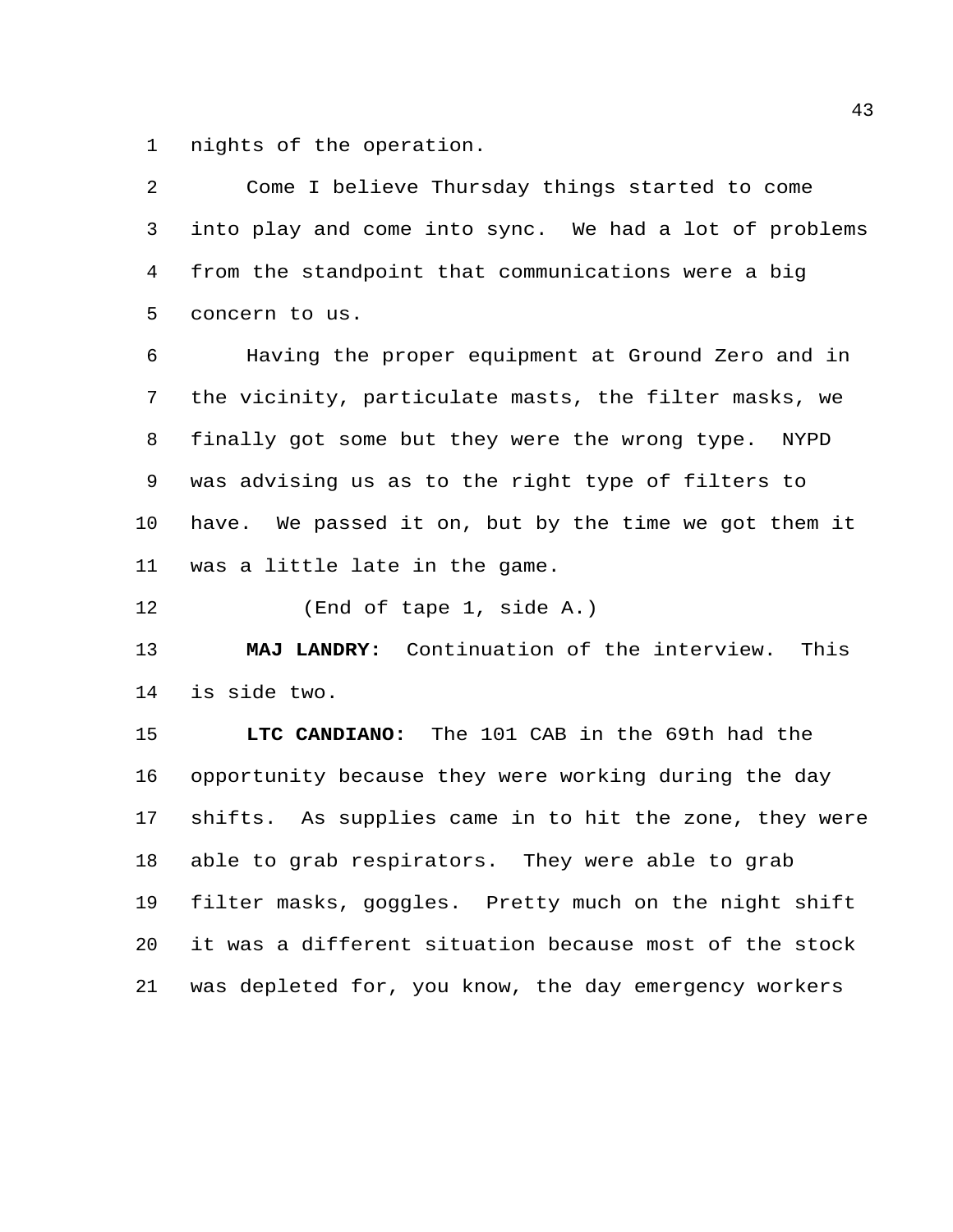nights of the operation.

Come I believe Thursday things started to come into play and come into sync. We had a lot of problems from the standpoint that communications were a big concern to us.

Having the proper equipment at Ground Zero and in the vicinity, particulate masts, the filter masks, we finally got some but they were the wrong type. NYPD was advising us as to the right type of filters to have. We passed it on, but by the time we got them it was a little late in the game.

(End of tape 1, side A.)

**MAJ LANDRY:** Continuation of the interview. This is side two.

**LTC CANDIANO:** The 101 CAB in the 69th had the opportunity because they were working during the day shifts. As supplies came in to hit the zone, they were able to grab respirators. They were able to grab filter masks, goggles. Pretty much on the night shift it was a different situation because most of the stock was depleted for, you know, the day emergency workers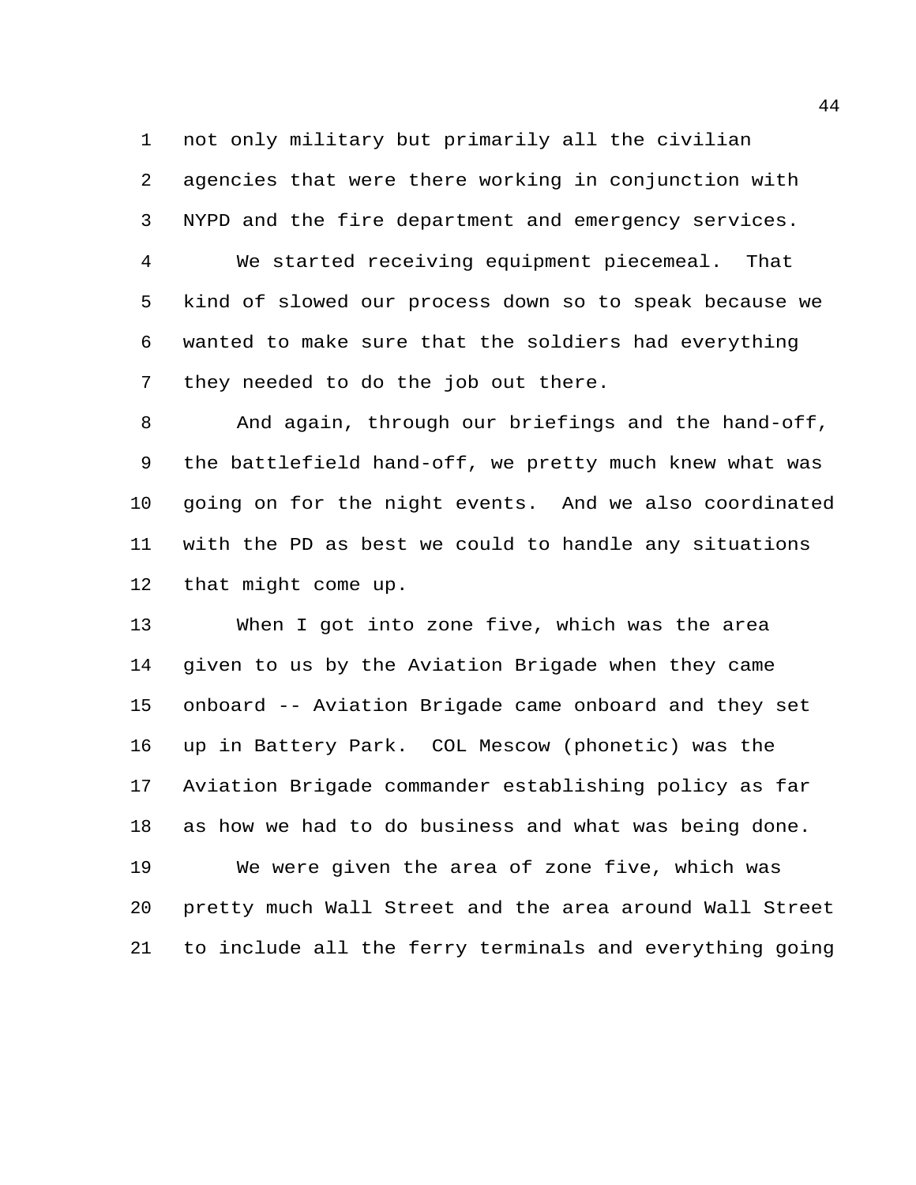not only military but primarily all the civilian agencies that were there working in conjunction with NYPD and the fire department and emergency services.

We started receiving equipment piecemeal. That kind of slowed our process down so to speak because we wanted to make sure that the soldiers had everything they needed to do the job out there.

And again, through our briefings and the hand-off, the battlefield hand-off, we pretty much knew what was going on for the night events. And we also coordinated with the PD as best we could to handle any situations that might come up.

When I got into zone five, which was the area given to us by the Aviation Brigade when they came onboard -- Aviation Brigade came onboard and they set up in Battery Park. COL Mescow (phonetic) was the Aviation Brigade commander establishing policy as far as how we had to do business and what was being done.

We were given the area of zone five, which was pretty much Wall Street and the area around Wall Street to include all the ferry terminals and everything going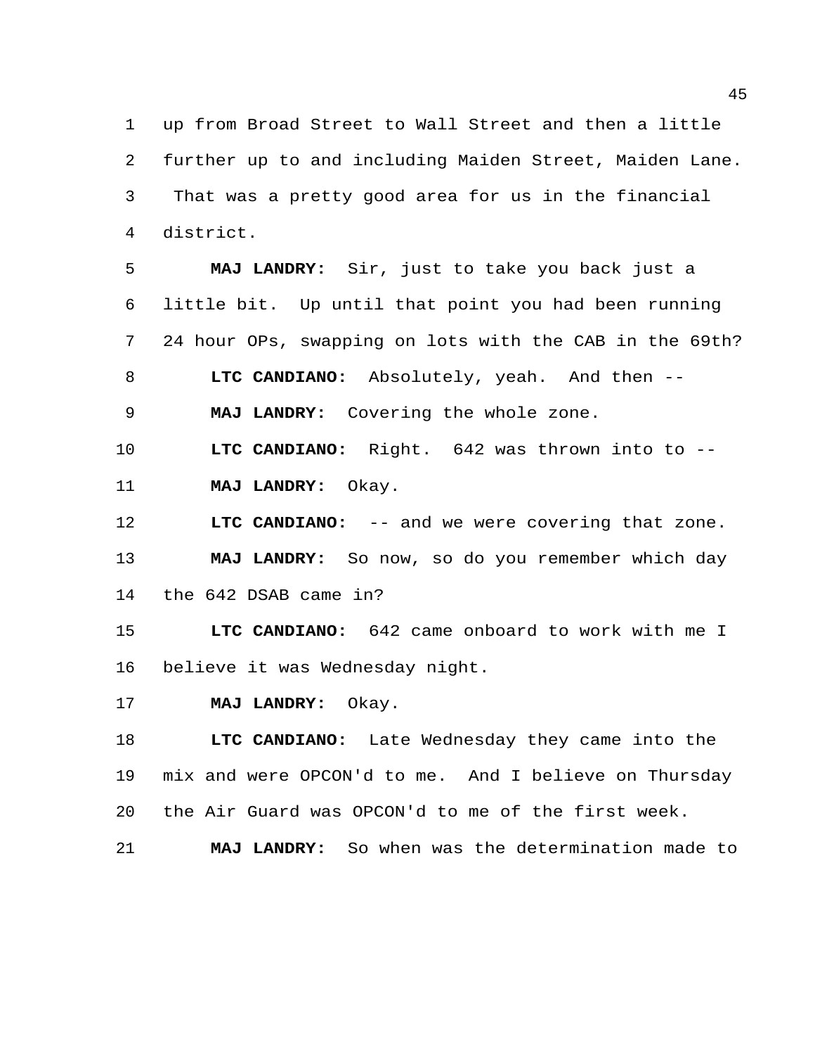up from Broad Street to Wall Street and then a little further up to and including Maiden Street, Maiden Lane. That was a pretty good area for us in the financial district.

**MAJ LANDRY:** Sir, just to take you back just a little bit. Up until that point you had been running 24 hour OPs, swapping on lots with the CAB in the 69th?

**LTC CANDIANO:** Absolutely, yeah. And then --

**MAJ LANDRY:** Covering the whole zone.

**LTC CANDIANO:** Right. 642 was thrown into to --

**MAJ LANDRY:** Okay.

**LTC CANDIANO:** -- and we were covering that zone.

**MAJ LANDRY:** So now, so do you remember which day the 642 DSAB came in?

**LTC CANDIANO:** 642 came onboard to work with me I believe it was Wednesday night.

**MAJ LANDRY:** Okay.

**LTC CANDIANO:** Late Wednesday they came into the mix and were OPCON'd to me. And I believe on Thursday the Air Guard was OPCON'd to me of the first week.

**MAJ LANDRY:** So when was the determination made to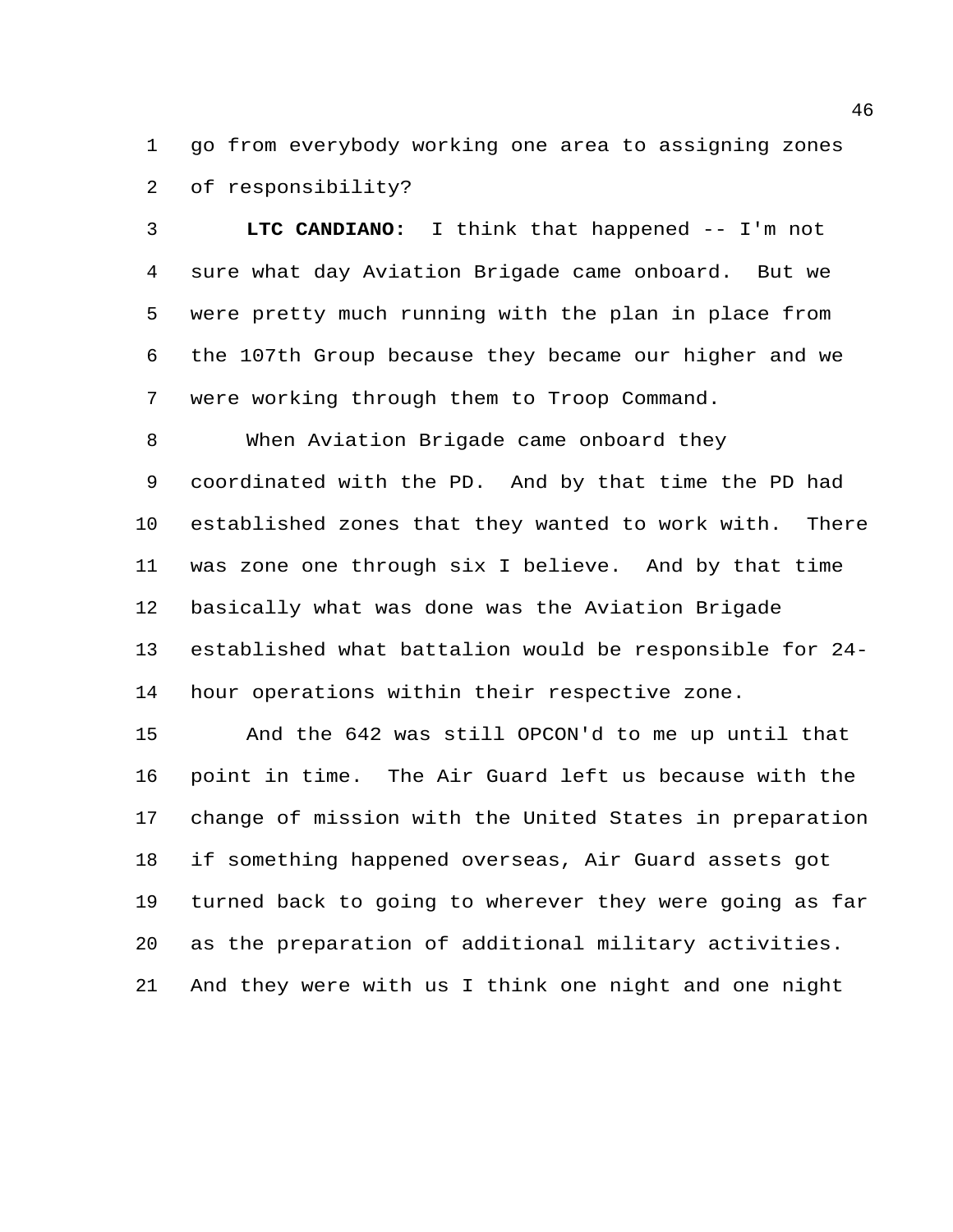go from everybody working one area to assigning zones of responsibility?

**LTC CANDIANO:** I think that happened -- I'm not sure what day Aviation Brigade came onboard. But we were pretty much running with the plan in place from the 107th Group because they became our higher and we were working through them to Troop Command.

When Aviation Brigade came onboard they coordinated with the PD. And by that time the PD had established zones that they wanted to work with. There was zone one through six I believe. And by that time basically what was done was the Aviation Brigade established what battalion would be responsible for 24-hour operations within their respective zone.

And the 642 was still OPCON'd to me up until that point in time. The Air Guard left us because with the change of mission with the United States in preparation if something happened overseas, Air Guard assets got turned back to going to wherever they were going as far as the preparation of additional military activities. And they were with us I think one night and one night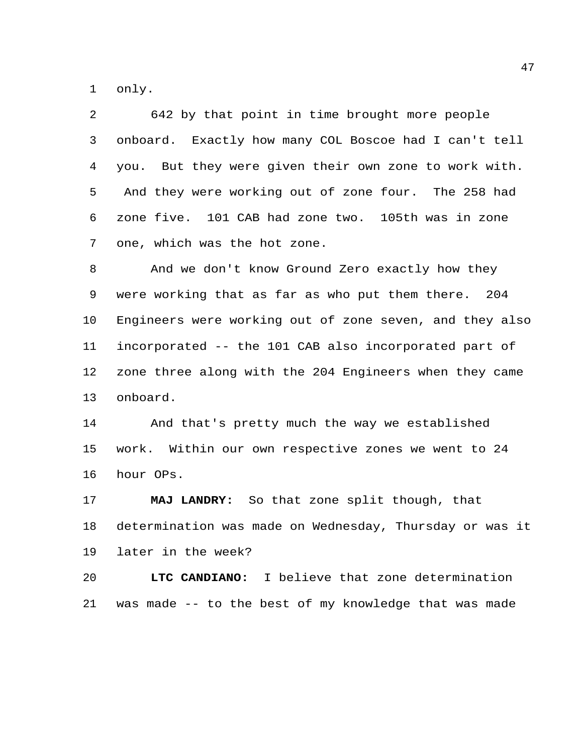only.

642 by that point in time brought more people onboard. Exactly how many COL Boscoe had I can't tell you. But they were given their own zone to work with. And they were working out of zone four. The 258 had zone five. 101 CAB had zone two. 105th was in zone one, which was the hot zone.

And we don't know Ground Zero exactly how they were working that as far as who put them there. 204 Engineers were working out of zone seven, and they also incorporated -- the 101 CAB also incorporated part of zone three along with the 204 Engineers when they came onboard.

And that's pretty much the way we established work. Within our own respective zones we went to 24 hour OPs.

**MAJ LANDRY:** So that zone split though, that determination was made on Wednesday, Thursday or was it later in the week?

**LTC CANDIANO:** I believe that zone determination was made -- to the best of my knowledge that was made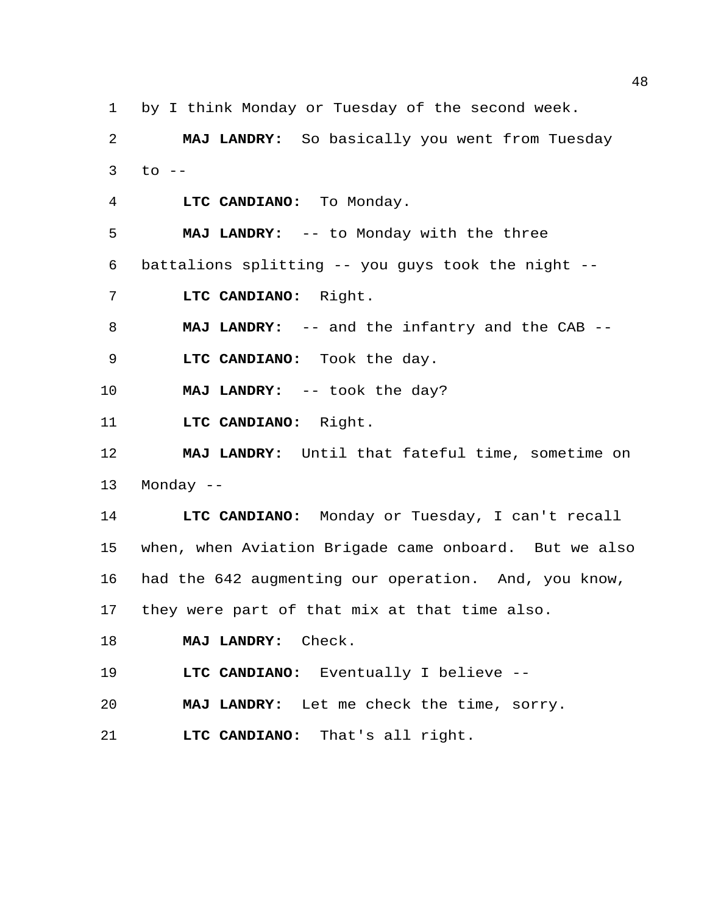by I think Monday or Tuesday of the second week.

**MAJ LANDRY:** So basically you went from Tuesday to --

**LTC CANDIANO:** To Monday.

**MAJ LANDRY:** -- to Monday with the three battalions splitting -- you guys took the night --

**LTC CANDIANO:** Right.

**MAJ LANDRY:** -- and the infantry and the CAB --

**LTC CANDIANO:** Took the day.

**MAJ LANDRY:** -- took the day?

**LTC CANDIANO:** Right.

**MAJ LANDRY:** Until that fateful time, sometime on Monday --

**LTC CANDIANO:** Monday or Tuesday, I can't recall when, when Aviation Brigade came onboard. But we also had the 642 augmenting our operation. And, you know, they were part of that mix at that time also.

**MAJ LANDRY:** Check.

**LTC CANDIANO:** Eventually I believe --

**MAJ LANDRY:** Let me check the time, sorry.

**LTC CANDIANO:** That's all right.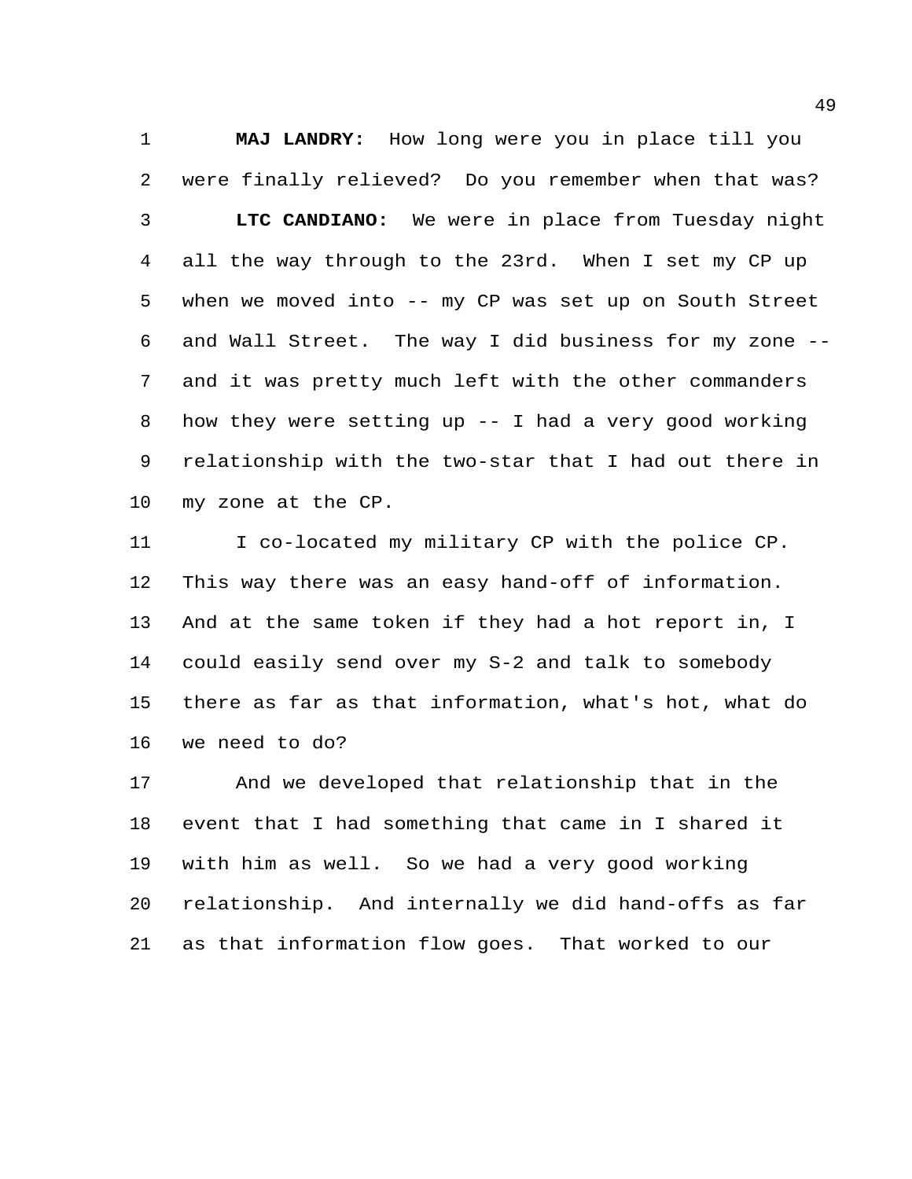**MAJ LANDRY:** How long were you in place till you were finally relieved? Do you remember when that was?

**LTC CANDIANO:** We were in place from Tuesday night all the way through to the 23rd. When I set my CP up when we moved into -- my CP was set up on South Street and Wall Street. The way I did business for my zone -- and it was pretty much left with the other commanders how they were setting up -- I had a very good working relationship with the two-star that I had out there in my zone at the CP.

I co-located my military CP with the police CP. This way there was an easy hand-off of information. And at the same token if they had a hot report in, I could easily send over my S-2 and talk to somebody there as far as that information, what's hot, what do we need to do?

And we developed that relationship that in the event that I had something that came in I shared it with him as well. So we had a very good working relationship. And internally we did hand-offs as far as that information flow goes. That worked to our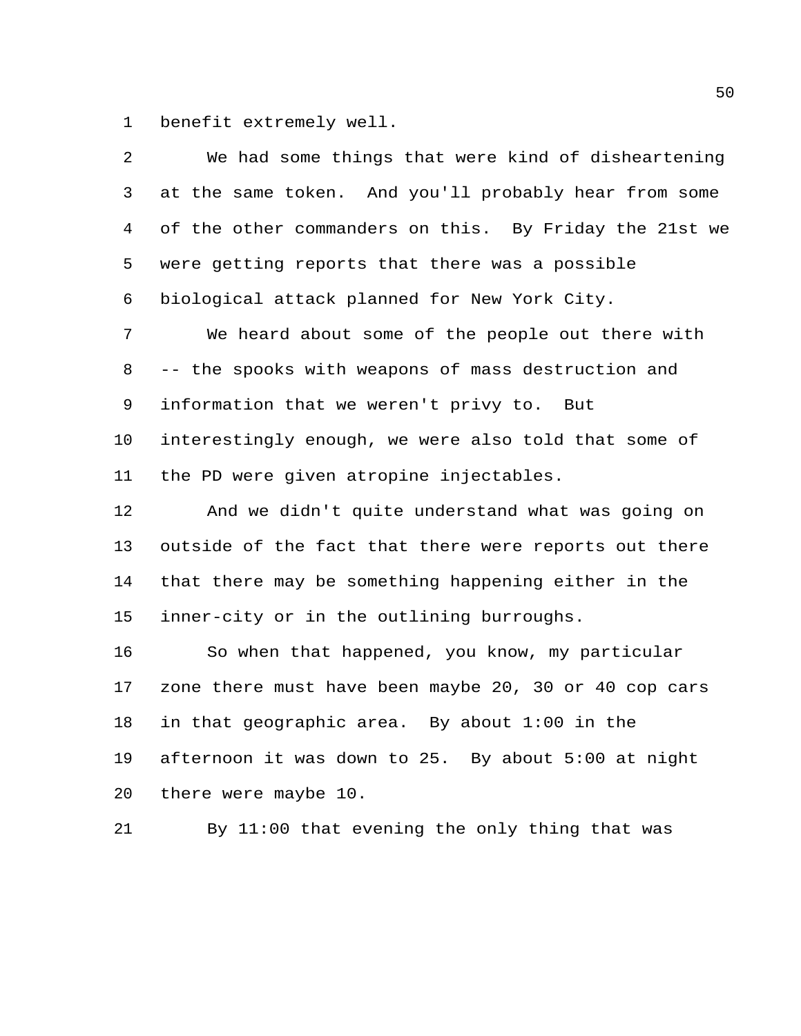benefit extremely well.

We had some things that were kind of disheartening at the same token. And you'll probably hear from some of the other commanders on this. By Friday the 21st we were getting reports that there was a possible biological attack planned for New York City.

We heard about some of the people out there with -- the spooks with weapons of mass destruction and information that we weren't privy to. But interestingly enough, we were also told that some of the PD were given atropine injectables.

And we didn't quite understand what was going on outside of the fact that there were reports out there that there may be something happening either in the inner-city or in the outlining burroughs.

So when that happened, you know, my particular zone there must have been maybe 20, 30 or 40 cop cars in that geographic area. By about 1:00 in the afternoon it was down to 25. By about 5:00 at night there were maybe 10.

By 11:00 that evening the only thing that was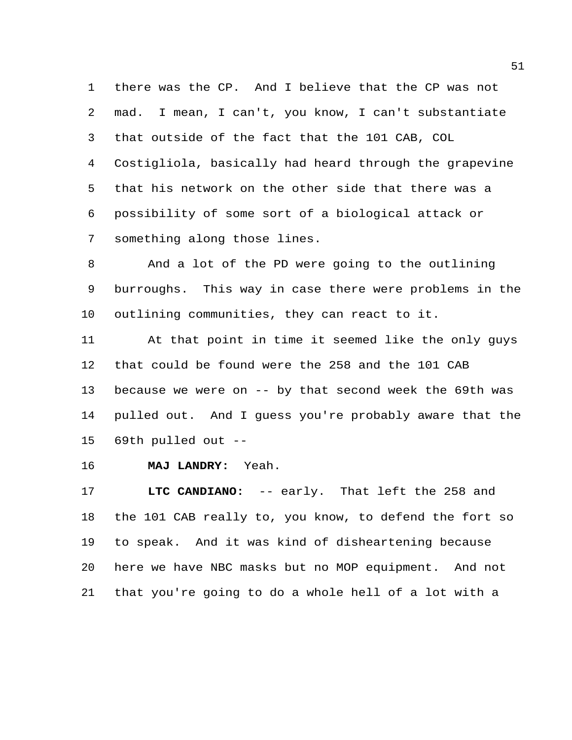there was the CP. And I believe that the CP was not mad. I mean, I can't, you know, I can't substantiate that outside of the fact that the 101 CAB, COL Costigliola, basically had heard through the grapevine that his network on the other side that there was a possibility of some sort of a biological attack or something along those lines.

And a lot of the PD were going to the outlining burroughs. This way in case there were problems in the outlining communities, they can react to it.

At that point in time it seemed like the only guys that could be found were the 258 and the 101 CAB because we were on -- by that second week the 69th was pulled out. And I guess you're probably aware that the 69th pulled out --

**MAJ LANDRY:** Yeah.

**LTC CANDIANO:** -- early. That left the 258 and the 101 CAB really to, you know, to defend the fort so to speak. And it was kind of disheartening because here we have NBC masks but no MOP equipment. And not that you're going to do a whole hell of a lot with a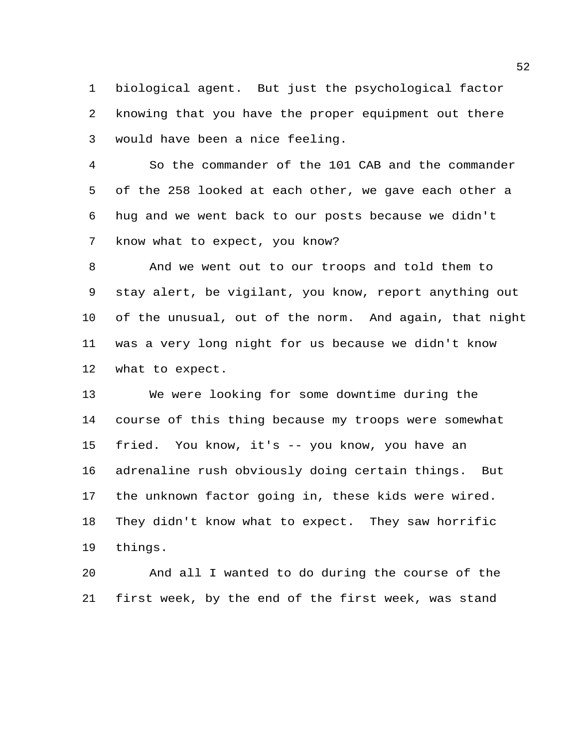biological agent. But just the psychological factor knowing that you have the proper equipment out there would have been a nice feeling.

So the commander of the 101 CAB and the commander of the 258 looked at each other, we gave each other a hug and we went back to our posts because we didn't know what to expect, you know?

And we went out to our troops and told them to stay alert, be vigilant, you know, report anything out of the unusual, out of the norm. And again, that night was a very long night for us because we didn't know what to expect.

We were looking for some downtime during the course of this thing because my troops were somewhat fried. You know, it's -- you know, you have an adrenaline rush obviously doing certain things. But the unknown factor going in, these kids were wired. They didn't know what to expect. They saw horrific things.

And all I wanted to do during the course of the first week, by the end of the first week, was stand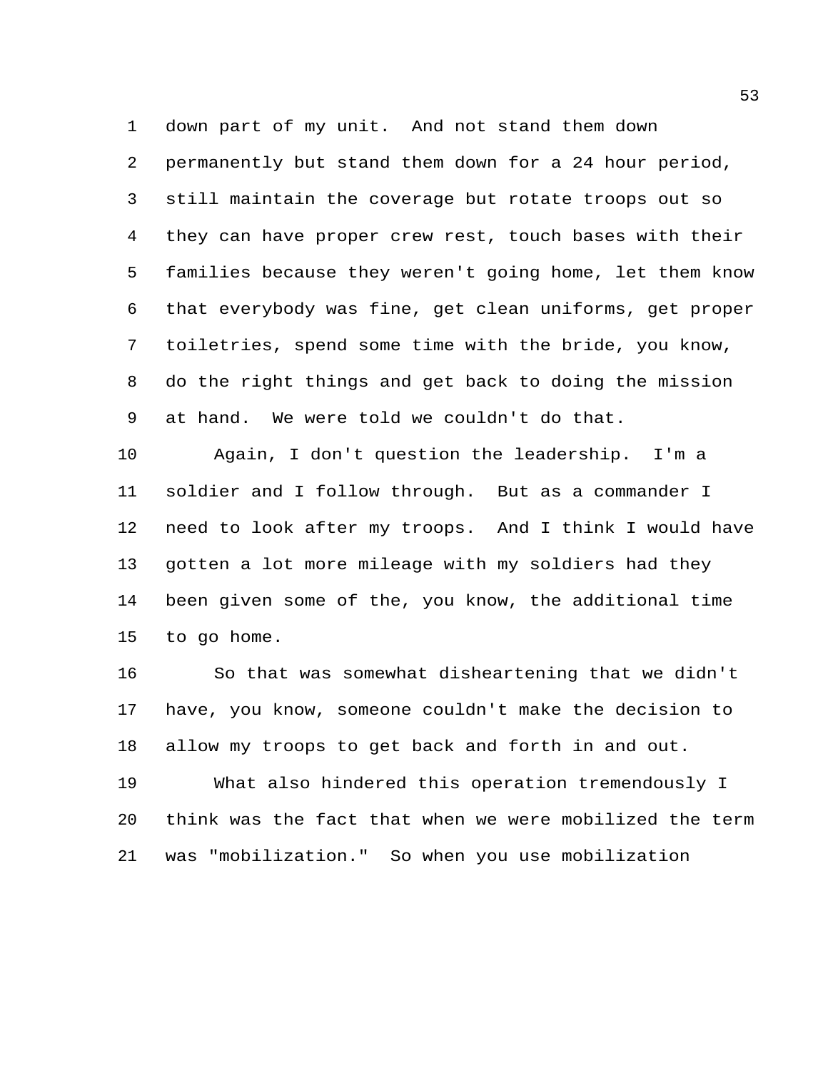down part of my unit. And not stand them down permanently but stand them down for a 24 hour period, still maintain the coverage but rotate troops out so they can have proper crew rest, touch bases with their families because they weren't going home, let them know that everybody was fine, get clean uniforms, get proper toiletries, spend some time with the bride, you know, do the right things and get back to doing the mission at hand. We were told we couldn't do that.

Again, I don't question the leadership. I'm a soldier and I follow through. But as a commander I need to look after my troops. And I think I would have gotten a lot more mileage with my soldiers had they been given some of the, you know, the additional time to go home.

So that was somewhat disheartening that we didn't have, you know, someone couldn't make the decision to allow my troops to get back and forth in and out.

What also hindered this operation tremendously I think was the fact that when we were mobilized the term was "mobilization." So when you use mobilization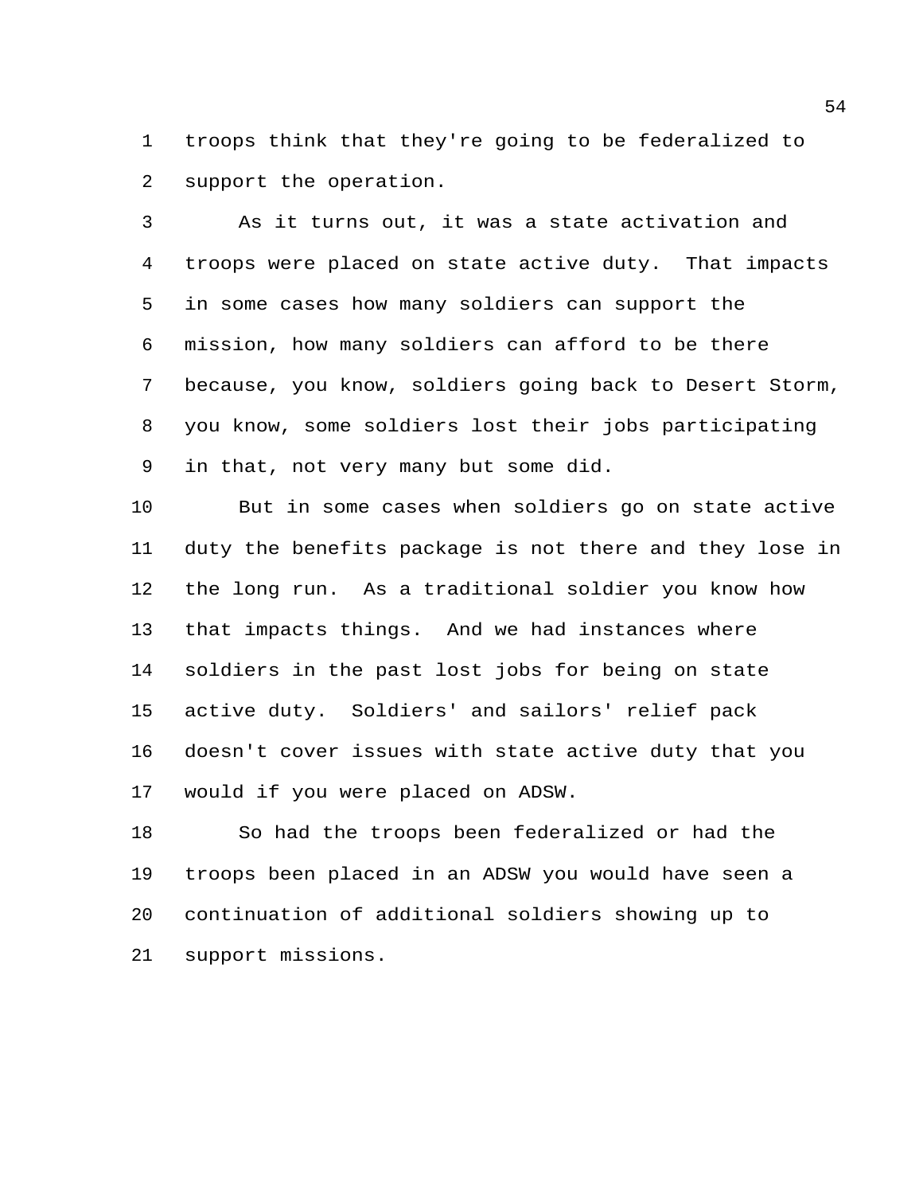troops think that they're going to be federalized to support the operation.

As it turns out, it was a state activation and troops were placed on state active duty. That impacts in some cases how many soldiers can support the mission, how many soldiers can afford to be there because, you know, soldiers going back to Desert Storm, you know, some soldiers lost their jobs participating in that, not very many but some did.

But in some cases when soldiers go on state active duty the benefits package is not there and they lose in the long run. As a traditional soldier you know how that impacts things. And we had instances where soldiers in the past lost jobs for being on state active duty. Soldiers' and sailors' relief pack doesn't cover issues with state active duty that you would if you were placed on ADSW.

So had the troops been federalized or had the troops been placed in an ADSW you would have seen a continuation of additional soldiers showing up to support missions.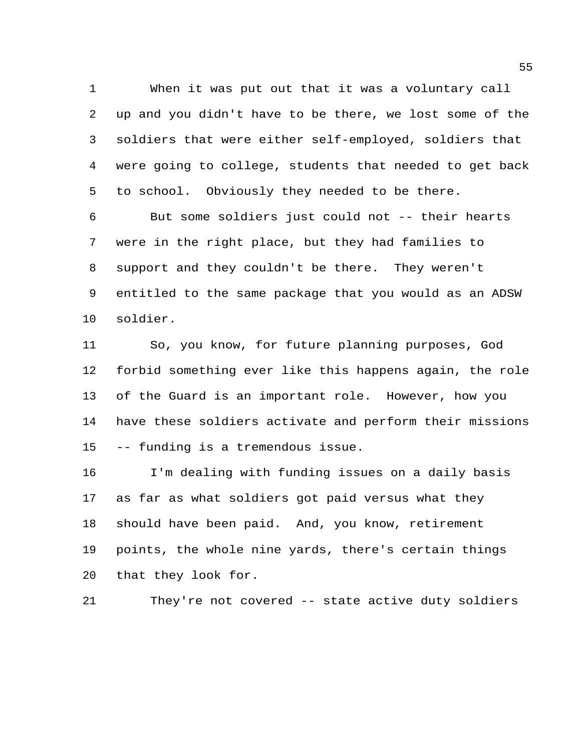When it was put out that it was a voluntary call up and you didn't have to be there, we lost some of the soldiers that were either self-employed, soldiers that were going to college, students that needed to get back to school. Obviously they needed to be there.

But some soldiers just could not -- their hearts were in the right place, but they had families to support and they couldn't be there. They weren't entitled to the same package that you would as an ADSW soldier.

So, you know, for future planning purposes, God forbid something ever like this happens again, the role of the Guard is an important role. However, how you have these soldiers activate and perform their missions -- funding is a tremendous issue.

I'm dealing with funding issues on a daily basis as far as what soldiers got paid versus what they should have been paid. And, you know, retirement points, the whole nine yards, there's certain things that they look for.

They're not covered -- state active duty soldiers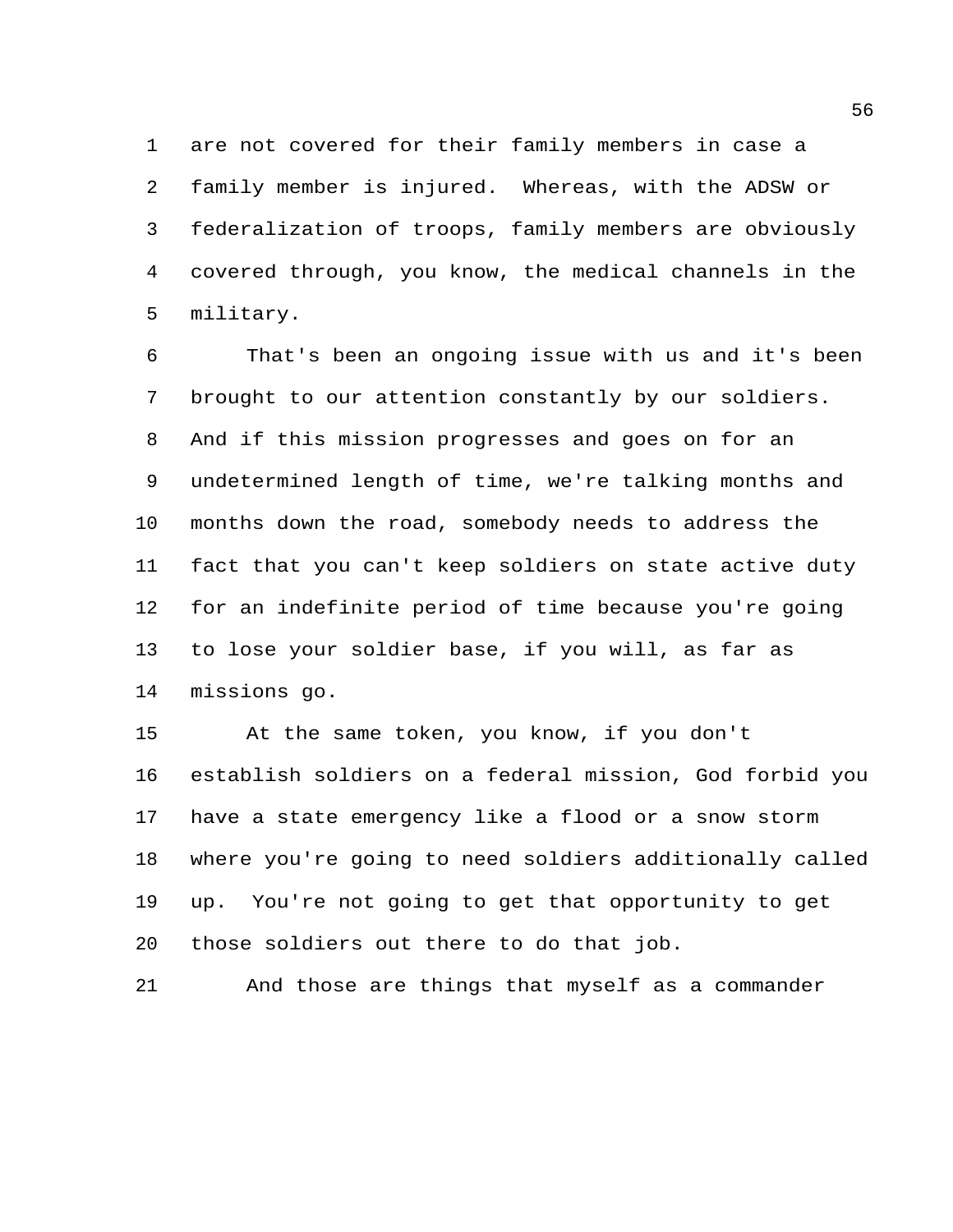are not covered for their family members in case a family member is injured. Whereas, with the ADSW or federalization of troops, family members are obviously covered through, you know, the medical channels in the military.

That's been an ongoing issue with us and it's been brought to our attention constantly by our soldiers. And if this mission progresses and goes on for an undetermined length of time, we're talking months and months down the road, somebody needs to address the fact that you can't keep soldiers on state active duty for an indefinite period of time because you're going to lose your soldier base, if you will, as far as missions go.

At the same token, you know, if you don't establish soldiers on a federal mission, God forbid you have a state emergency like a flood or a snow storm where you're going to need soldiers additionally called up. You're not going to get that opportunity to get those soldiers out there to do that job.

And those are things that myself as a commander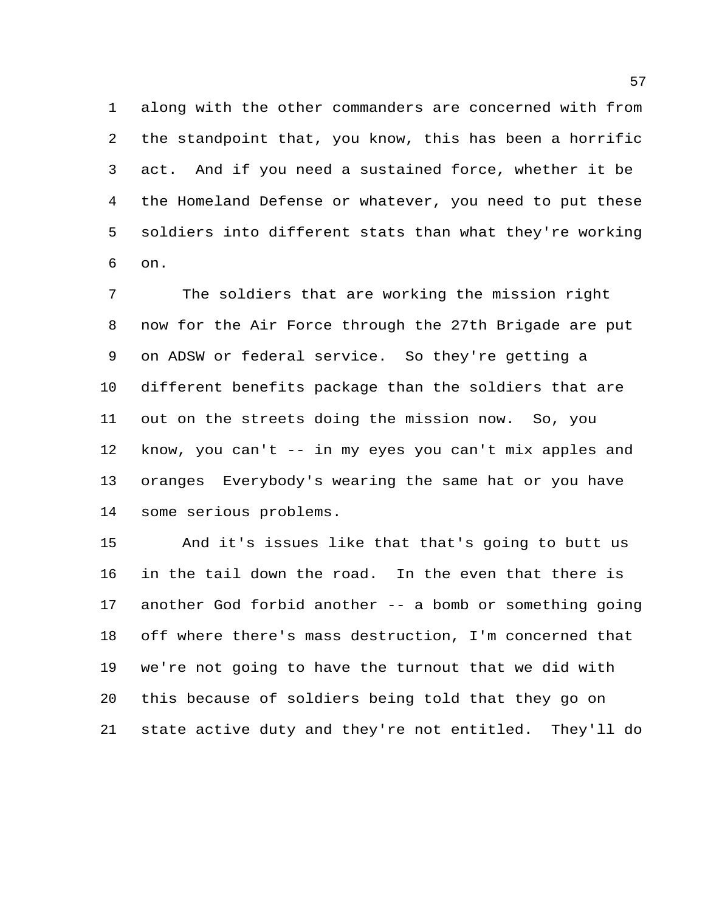along with the other commanders are concerned with from the standpoint that, you know, this has been a horrific act. And if you need a sustained force, whether it be the Homeland Defense or whatever, you need to put these soldiers into different stats than what they're working on.

The soldiers that are working the mission right now for the Air Force through the 27th Brigade are put on ADSW or federal service. So they're getting a different benefits package than the soldiers that are out on the streets doing the mission now. So, you know, you can't -- in my eyes you can't mix apples and oranges Everybody's wearing the same hat or you have some serious problems.

And it's issues like that that's going to butt us in the tail down the road. In the even that there is another God forbid another -- a bomb or something going off where there's mass destruction, I'm concerned that we're not going to have the turnout that we did with this because of soldiers being told that they go on state active duty and they're not entitled. They'll do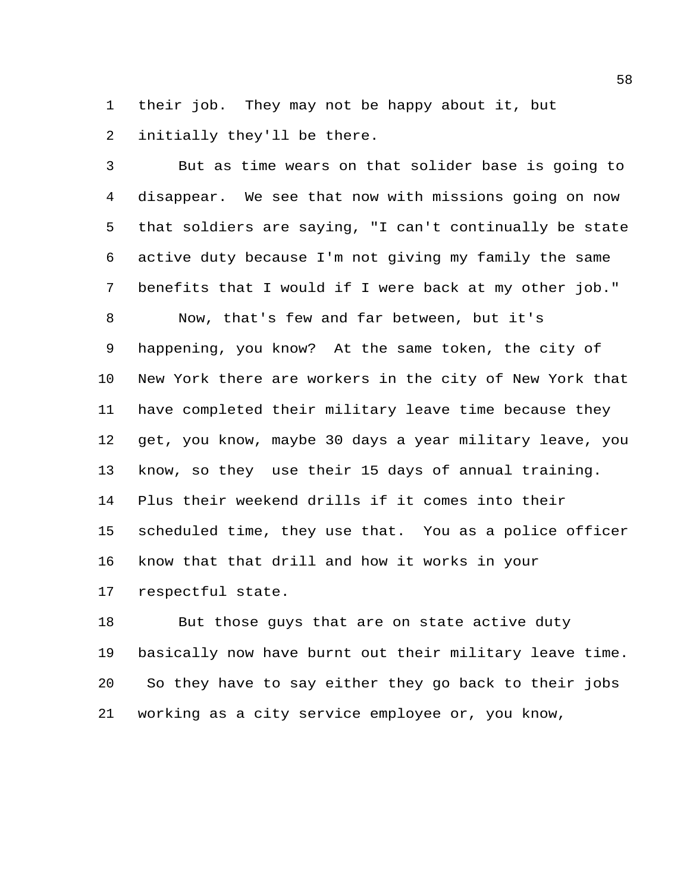their job. They may not be happy about it, but initially they'll be there.

But as time wears on that solider base is going to disappear. We see that now with missions going on now that soldiers are saying, "I can't continually be state active duty because I'm not giving my family the same benefits that I would if I were back at my other job."

Now, that's few and far between, but it's happening, you know? At the same token, the city of New York there are workers in the city of New York that have completed their military leave time because they get, you know, maybe 30 days a year military leave, you know, so they use their 15 days of annual training. Plus their weekend drills if it comes into their scheduled time, they use that. You as a police officer know that that drill and how it works in your respectful state.

But those guys that are on state active duty basically now have burnt out their military leave time. So they have to say either they go back to their jobs working as a city service employee or, you know,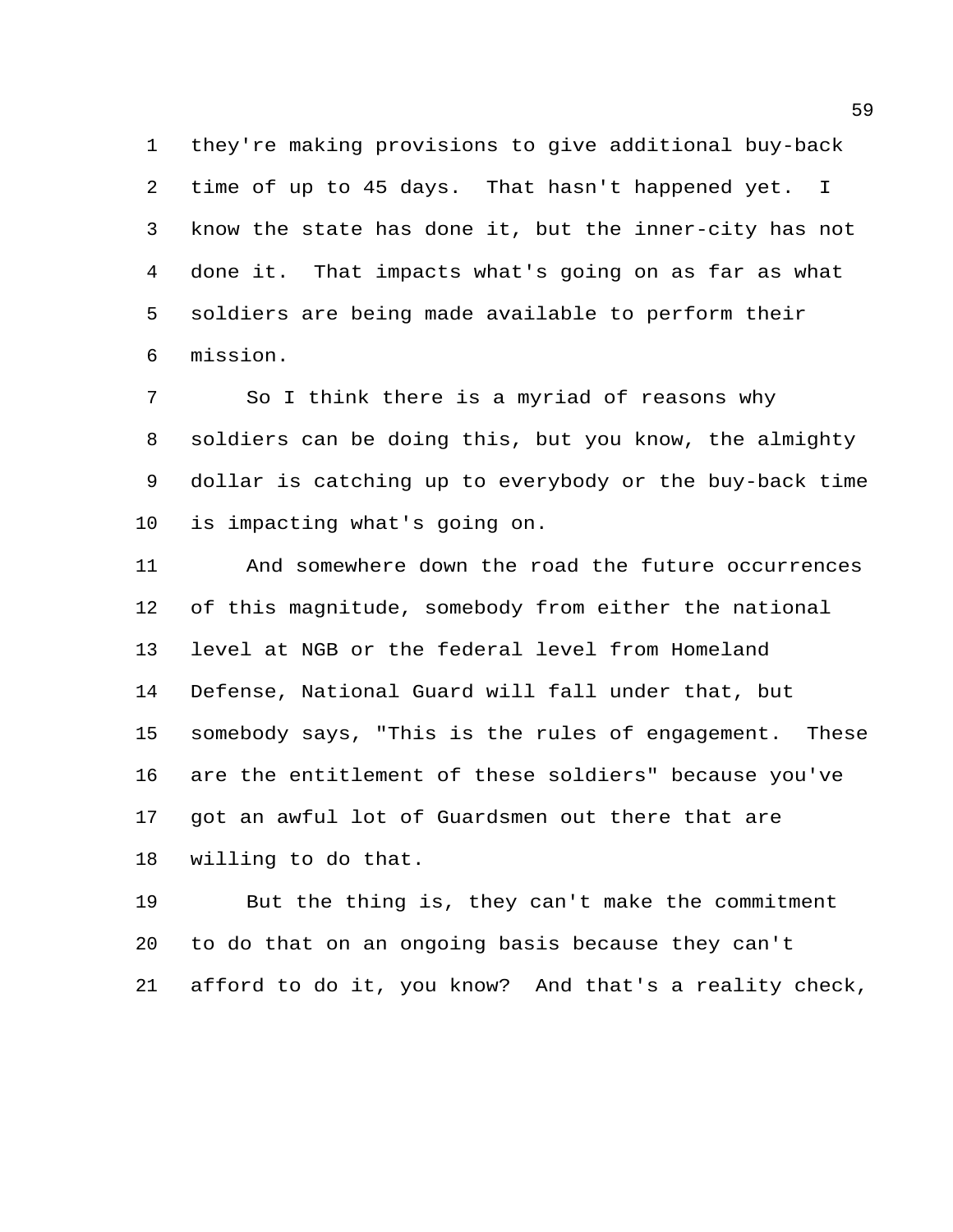they're making provisions to give additional buy-back time of up to 45 days. That hasn't happened yet. I know the state has done it, but the inner-city has not done it. That impacts what's going on as far as what soldiers are being made available to perform their mission.

So I think there is a myriad of reasons why soldiers can be doing this, but you know, the almighty dollar is catching up to everybody or the buy-back time is impacting what's going on.

And somewhere down the road the future occurrences of this magnitude, somebody from either the national level at NGB or the federal level from Homeland Defense, National Guard will fall under that, but somebody says, "This is the rules of engagement. These are the entitlement of these soldiers" because you've got an awful lot of Guardsmen out there that are willing to do that.

But the thing is, they can't make the commitment to do that on an ongoing basis because they can't afford to do it, you know? And that's a reality check,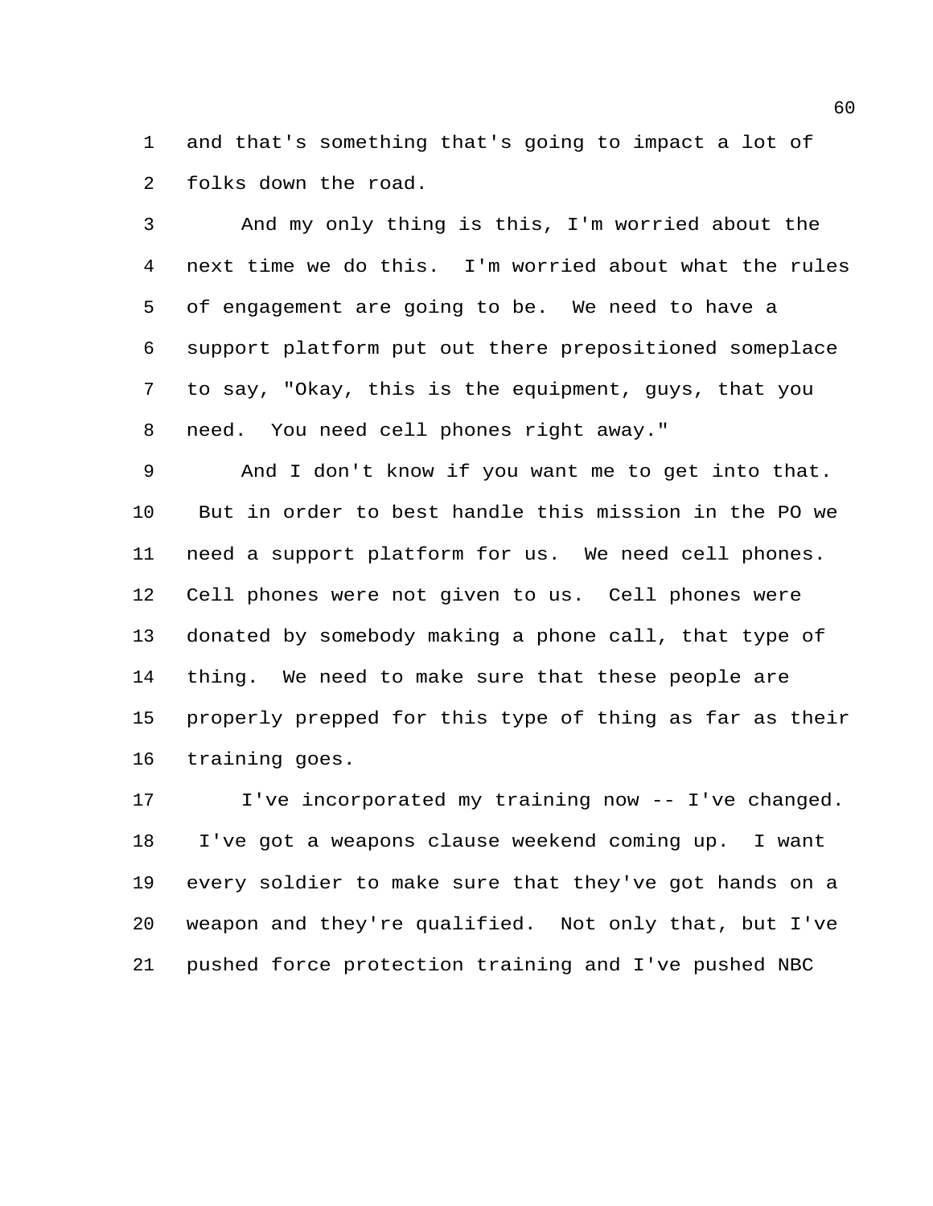and that's something that's going to impact a lot of folks down the road.

And my only thing is this, I'm worried about the next time we do this. I'm worried about what the rules of engagement are going to be. We need to have a support platform put out there prepositioned someplace to say, "Okay, this is the equipment, guys, that you need. You need cell phones right away."

And I don't know if you want me to get into that. But in order to best handle this mission in the PO we need a support platform for us. We need cell phones. Cell phones were not given to us. Cell phones were donated by somebody making a phone call, that type of thing. We need to make sure that these people are properly prepped for this type of thing as far as their training goes.

I've incorporated my training now -- I've changed. I've got a weapons clause weekend coming up. I want every soldier to make sure that they've got hands on a weapon and they're qualified. Not only that, but I've pushed force protection training and I've pushed NBC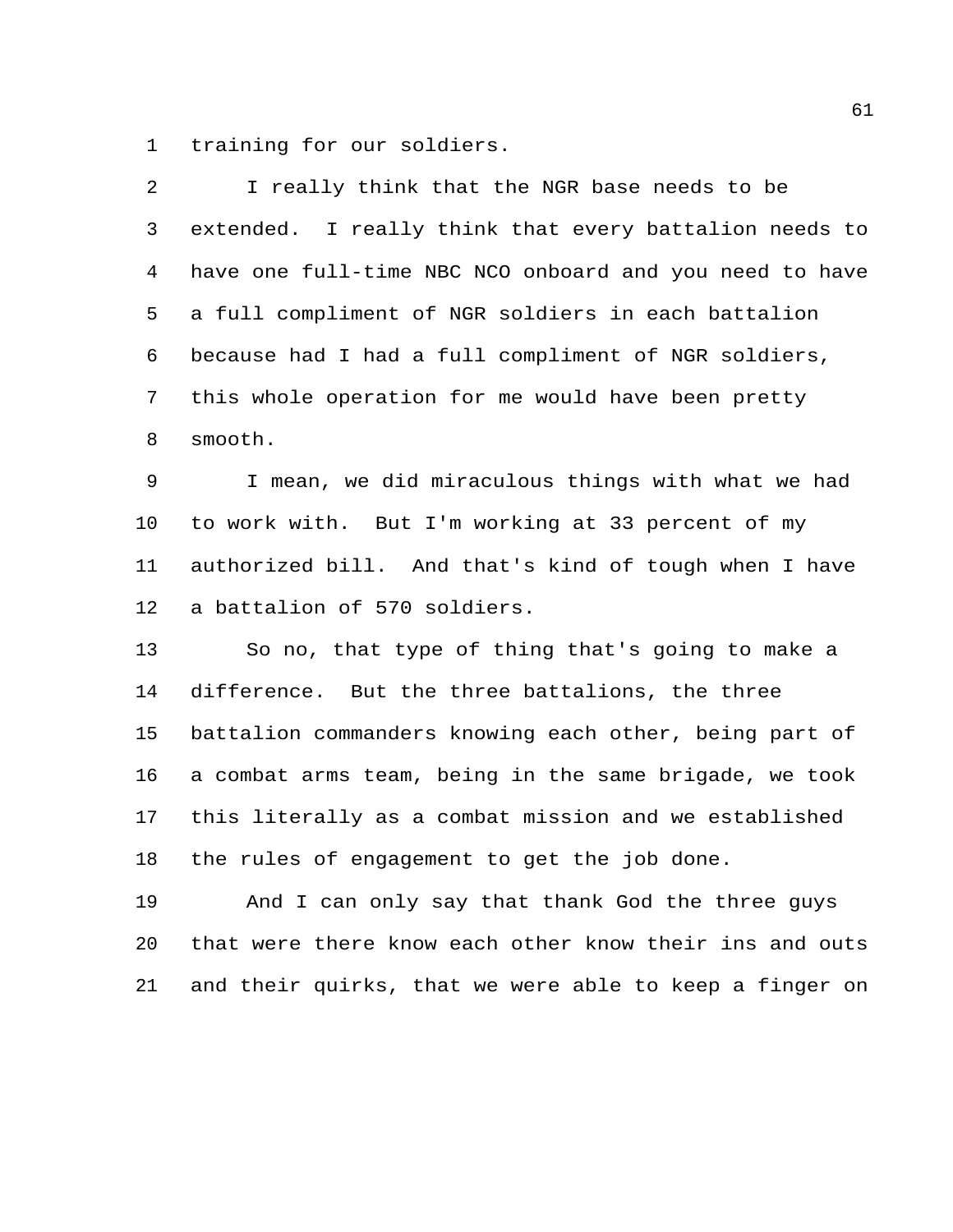training for our soldiers.

I really think that the NGR base needs to be extended. I really think that every battalion needs to have one full-time NBC NCO onboard and you need to have a full compliment of NGR soldiers in each battalion because had I had a full compliment of NGR soldiers, this whole operation for me would have been pretty smooth.

I mean, we did miraculous things with what we had to work with. But I'm working at 33 percent of my authorized bill. And that's kind of tough when I have a battalion of 570 soldiers.

So no, that type of thing that's going to make a difference. But the three battalions, the three battalion commanders knowing each other, being part of a combat arms team, being in the same brigade, we took this literally as a combat mission and we established the rules of engagement to get the job done.

And I can only say that thank God the three guys that were there know each other know their ins and outs and their quirks, that we were able to keep a finger on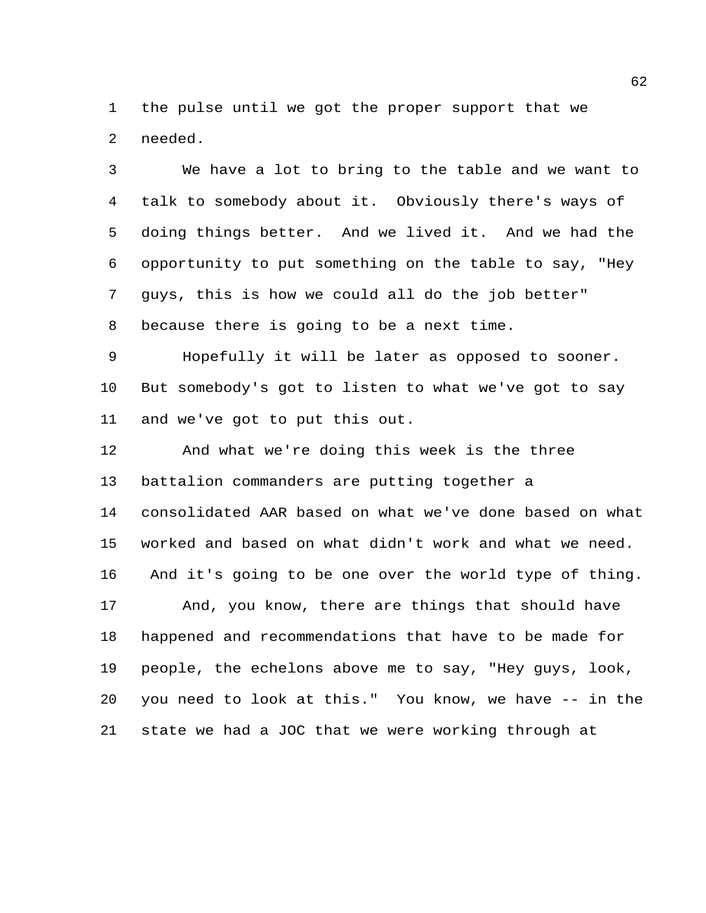the pulse until we got the proper support that we needed.

We have a lot to bring to the table and we want to talk to somebody about it. Obviously there's ways of doing things better. And we lived it. And we had the opportunity to put something on the table to say, "Hey guys, this is how we could all do the job better" because there is going to be a next time.

Hopefully it will be later as opposed to sooner. But somebody's got to listen to what we've got to say and we've got to put this out.

And what we're doing this week is the three battalion commanders are putting together a consolidated AAR based on what we've done based on what worked and based on what didn't work and what we need. And it's going to be one over the world type of thing.

And, you know, there are things that should have happened and recommendations that have to be made for people, the echelons above me to say, "Hey guys, look, you need to look at this." You know, we have -- in the state we had a JOC that we were working through at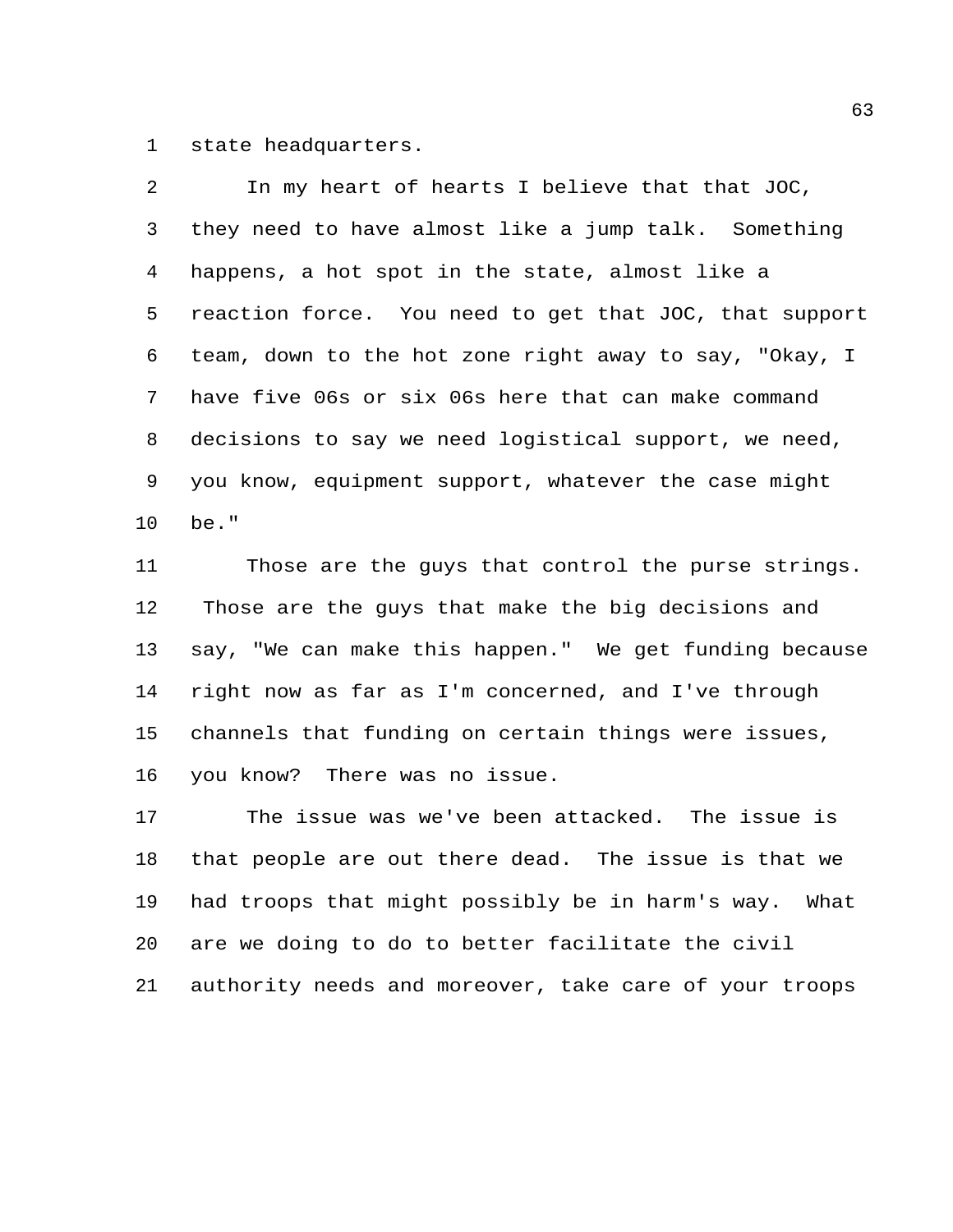state headquarters.

In my heart of hearts I believe that that JOC, they need to have almost like a jump talk. Something happens, a hot spot in the state, almost like a reaction force. You need to get that JOC, that support team, down to the hot zone right away to say, "Okay, I have five 06s or six 06s here that can make command decisions to say we need logistical support, we need, you know, equipment support, whatever the case might be."

Those are the guys that control the purse strings. Those are the guys that make the big decisions and say, "We can make this happen." We get funding because right now as far as I'm concerned, and I've through channels that funding on certain things were issues, you know? There was no issue.

The issue was we've been attacked. The issue is that people are out there dead. The issue is that we had troops that might possibly be in harm's way. What are we doing to do to better facilitate the civil authority needs and moreover, take care of your troops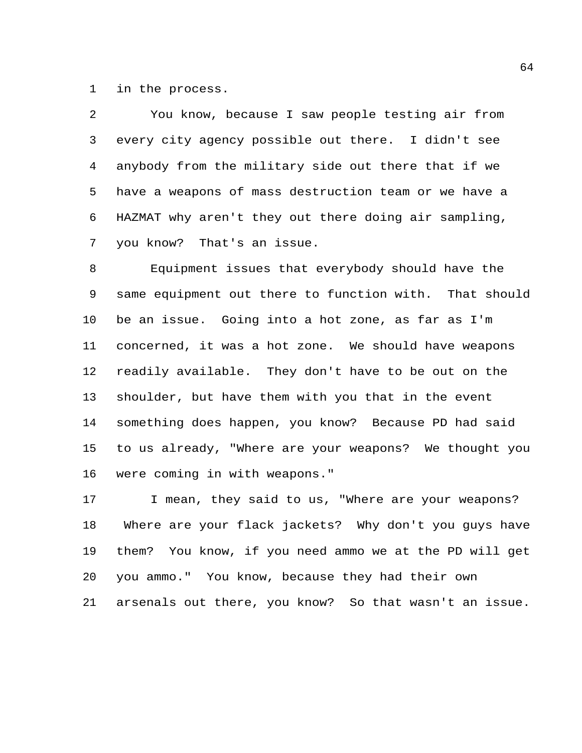in the process.

You know, because I saw people testing air from every city agency possible out there. I didn't see anybody from the military side out there that if we have a weapons of mass destruction team or we have a HAZMAT why aren't they out there doing air sampling, you know? That's an issue.

Equipment issues that everybody should have the same equipment out there to function with. That should be an issue. Going into a hot zone, as far as I'm concerned, it was a hot zone. We should have weapons readily available. They don't have to be out on the shoulder, but have them with you that in the event something does happen, you know? Because PD had said to us already, "Where are your weapons? We thought you were coming in with weapons."

I mean, they said to us, "Where are your weapons? Where are your flack jackets? Why don't you guys have them? You know, if you need ammo we at the PD will get you ammo." You know, because they had their own arsenals out there, you know? So that wasn't an issue.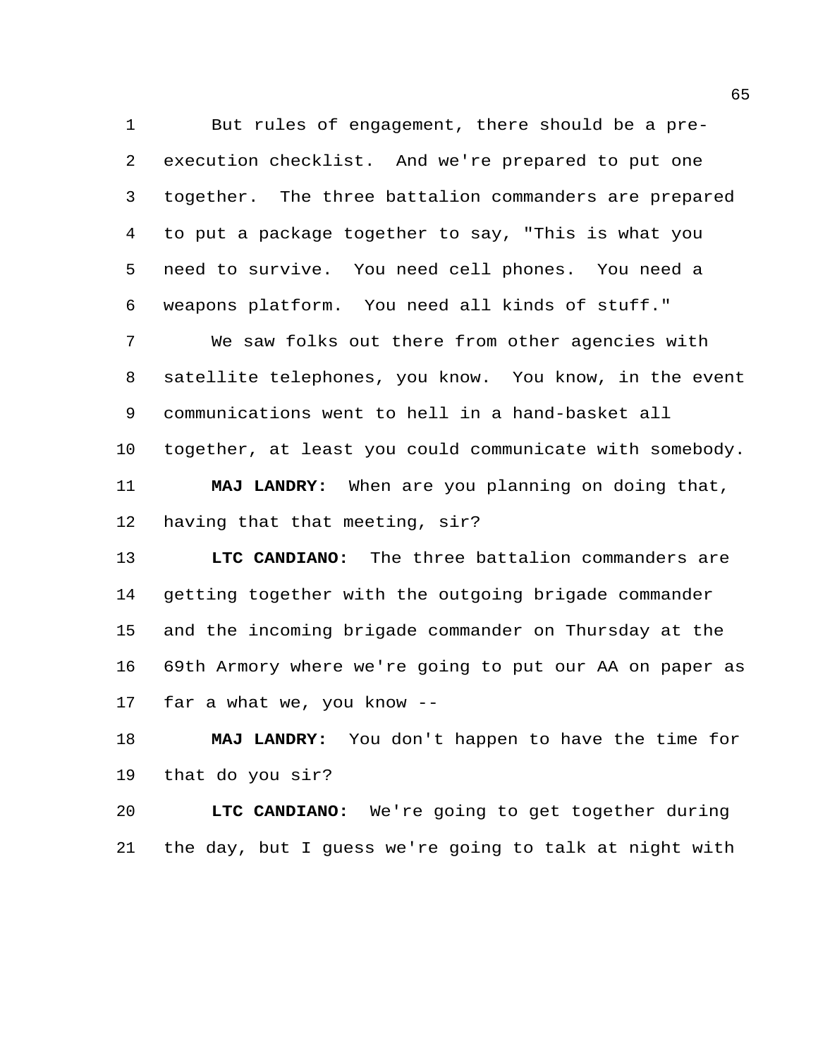But rules of engagement, there should be a pre-execution checklist. And we're prepared to put one together. The three battalion commanders are prepared to put a package together to say, "This is what you need to survive. You need cell phones. You need a weapons platform. You need all kinds of stuff."

We saw folks out there from other agencies with satellite telephones, you know. You know, in the event communications went to hell in a hand-basket all together, at least you could communicate with somebody.

**MAJ LANDRY:** When are you planning on doing that, having that that meeting, sir?

**LTC CANDIANO:** The three battalion commanders are getting together with the outgoing brigade commander and the incoming brigade commander on Thursday at the 69th Armory where we're going to put our AA on paper as far a what we, you know --

**MAJ LANDRY:** You don't happen to have the time for that do you sir?

**LTC CANDIANO:** We're going to get together during the day, but I guess we're going to talk at night with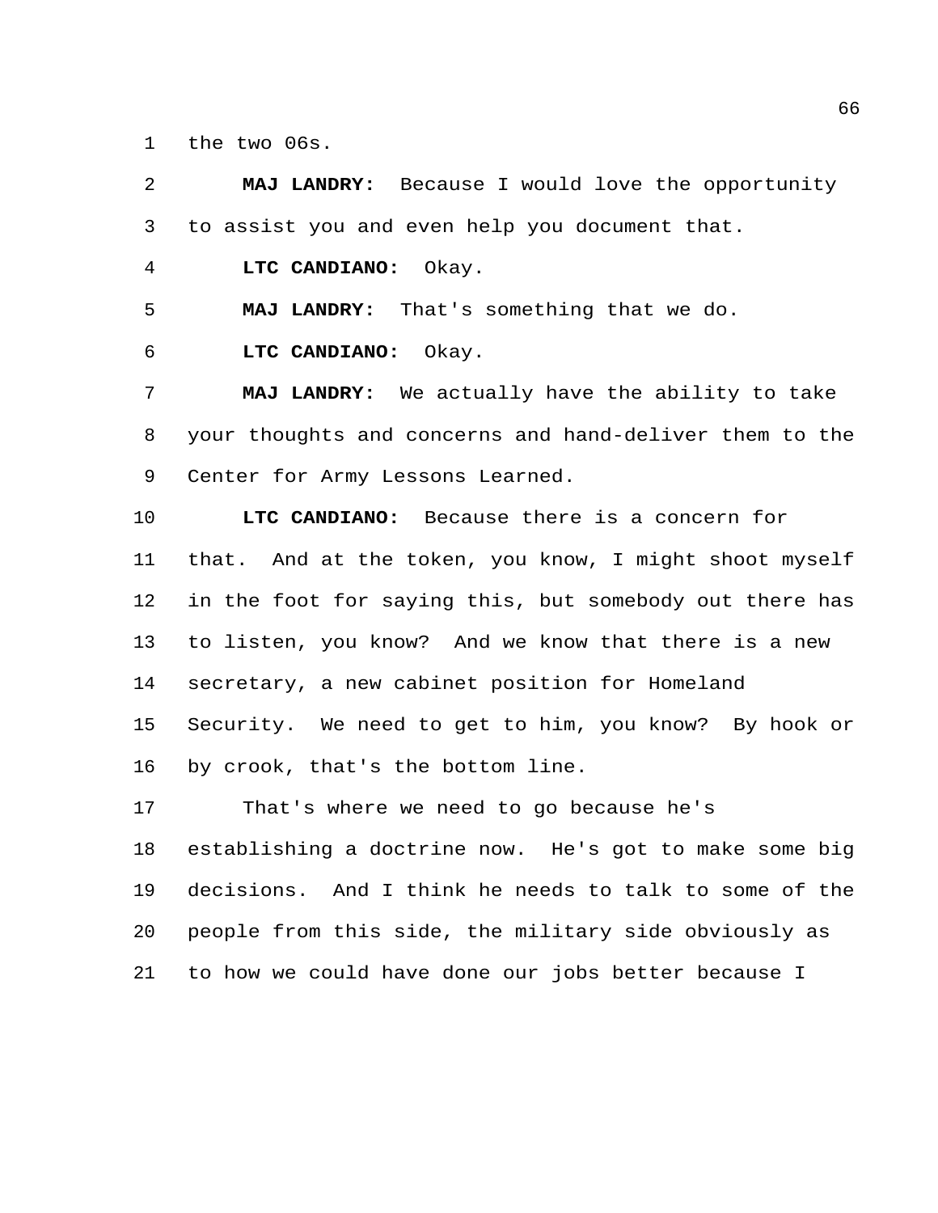the two 06s.

**MAJ LANDRY:** Because I would love the opportunity to assist you and even help you document that.

**LTC CANDIANO:** Okay.

**MAJ LANDRY:** That's something that we do.

**LTC CANDIANO:** Okay.

**MAJ LANDRY:** We actually have the ability to take your thoughts and concerns and hand-deliver them to the Center for Army Lessons Learned.

**LTC CANDIANO:** Because there is a concern for that. And at the token, you know, I might shoot myself in the foot for saying this, but somebody out there has to listen, you know? And we know that there is a new secretary, a new cabinet position for Homeland Security. We need to get to him, you know? By hook or by crook, that's the bottom line.

That's where we need to go because he's establishing a doctrine now. He's got to make some big decisions. And I think he needs to talk to some of the people from this side, the military side obviously as to how we could have done our jobs better because I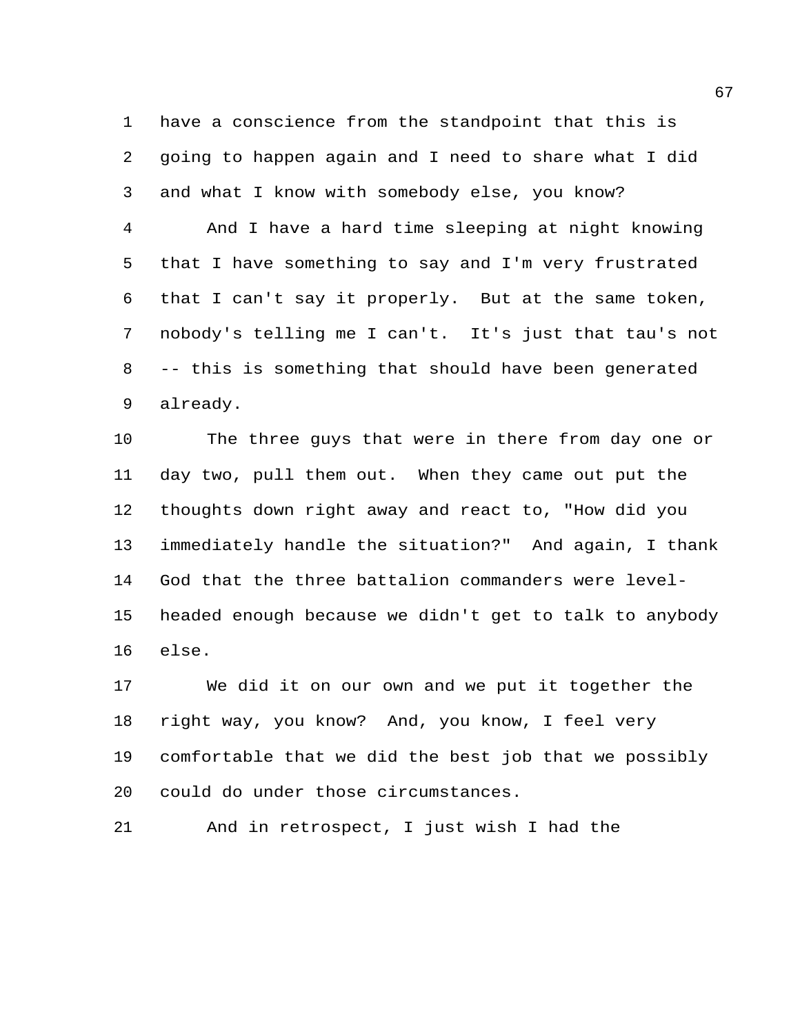have a conscience from the standpoint that this is going to happen again and I need to share what I did and what I know with somebody else, you know?

And I have a hard time sleeping at night knowing that I have something to say and I'm very frustrated that I can't say it properly. But at the same token, nobody's telling me I can't. It's just that tau's not -- this is something that should have been generated already.

The three guys that were in there from day one or day two, pull them out. When they came out put the thoughts down right away and react to, "How did you immediately handle the situation?" And again, I thank God that the three battalion commanders were level-headed enough because we didn't get to talk to anybody else.

We did it on our own and we put it together the right way, you know? And, you know, I feel very comfortable that we did the best job that we possibly could do under those circumstances.

And in retrospect, I just wish I had the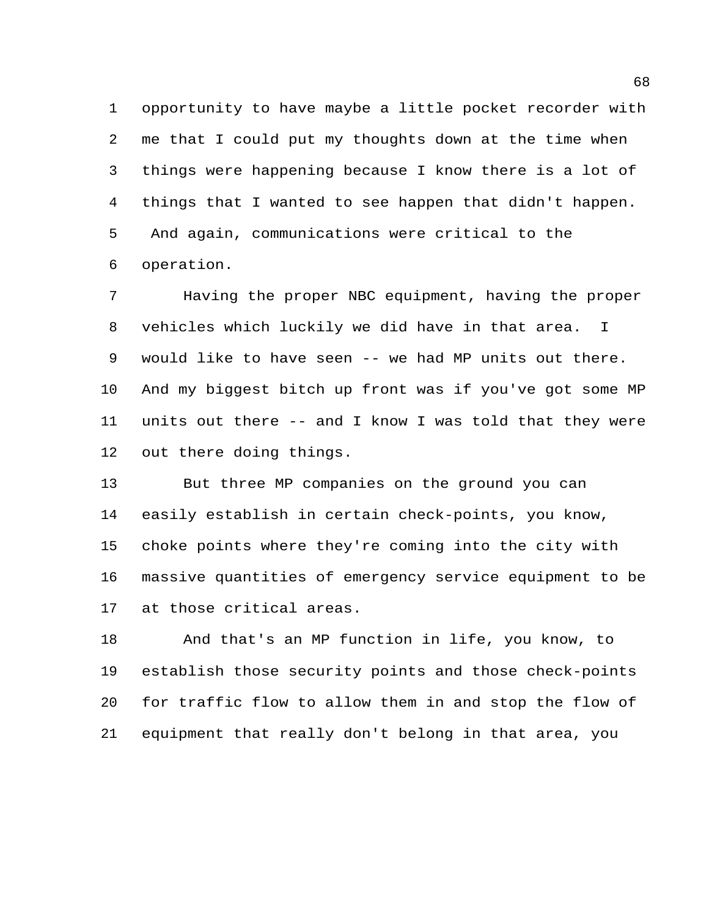opportunity to have maybe a little pocket recorder with me that I could put my thoughts down at the time when things were happening because I know there is a lot of things that I wanted to see happen that didn't happen. And again, communications were critical to the operation.

Having the proper NBC equipment, having the proper vehicles which luckily we did have in that area. I would like to have seen -- we had MP units out there. And my biggest bitch up front was if you've got some MP units out there -- and I know I was told that they were out there doing things.

But three MP companies on the ground you can easily establish in certain check-points, you know, choke points where they're coming into the city with massive quantities of emergency service equipment to be at those critical areas.

And that's an MP function in life, you know, to establish those security points and those check-points for traffic flow to allow them in and stop the flow of equipment that really don't belong in that area, you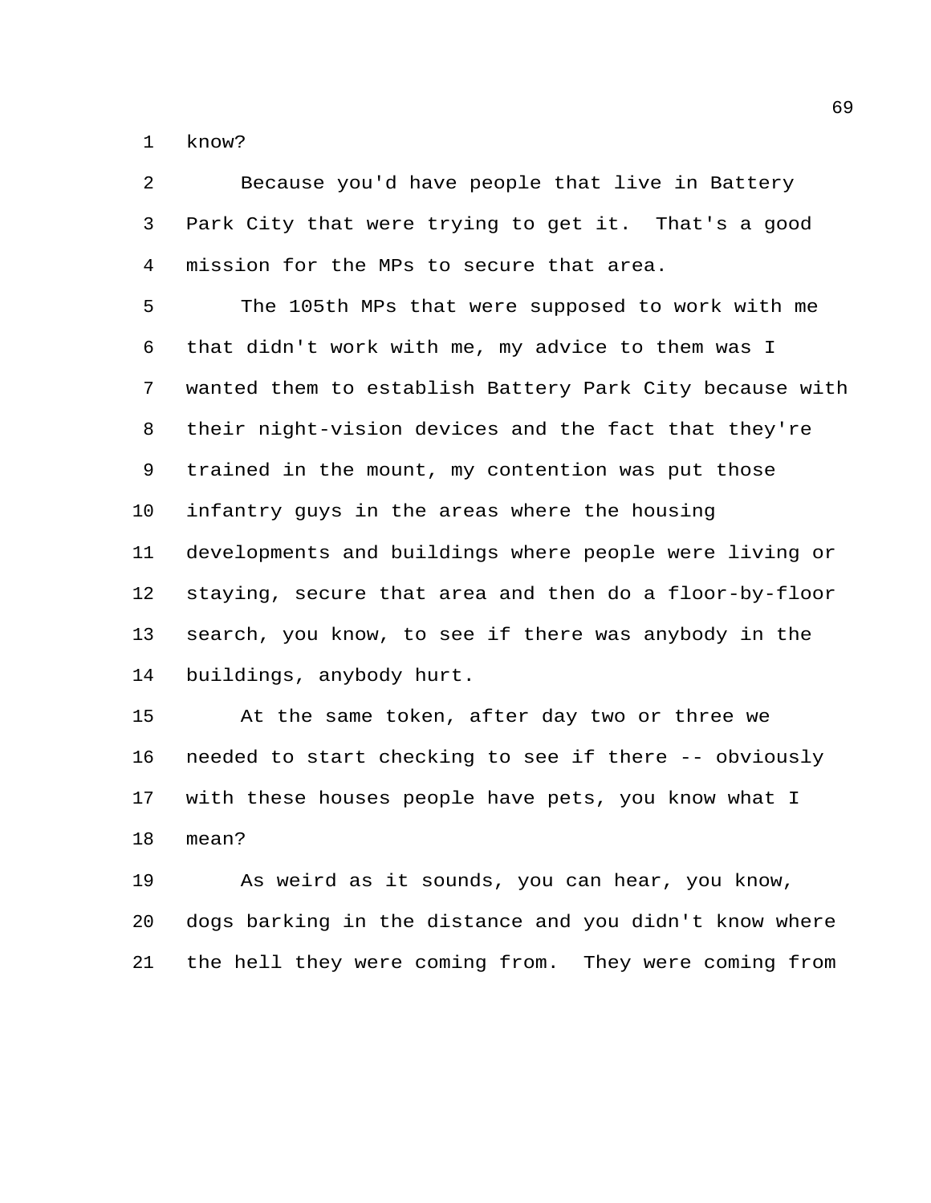know?

Because you'd have people that live in Battery Park City that were trying to get it. That's a good mission for the MPs to secure that area.

The 105th MPs that were supposed to work with me that didn't work with me, my advice to them was I wanted them to establish Battery Park City because with their night-vision devices and the fact that they're trained in the mount, my contention was put those infantry guys in the areas where the housing developments and buildings where people were living or staying, secure that area and then do a floor-by-floor search, you know, to see if there was anybody in the buildings, anybody hurt.

At the same token, after day two or three we needed to start checking to see if there -- obviously with these houses people have pets, you know what I mean?

As weird as it sounds, you can hear, you know, dogs barking in the distance and you didn't know where the hell they were coming from. They were coming from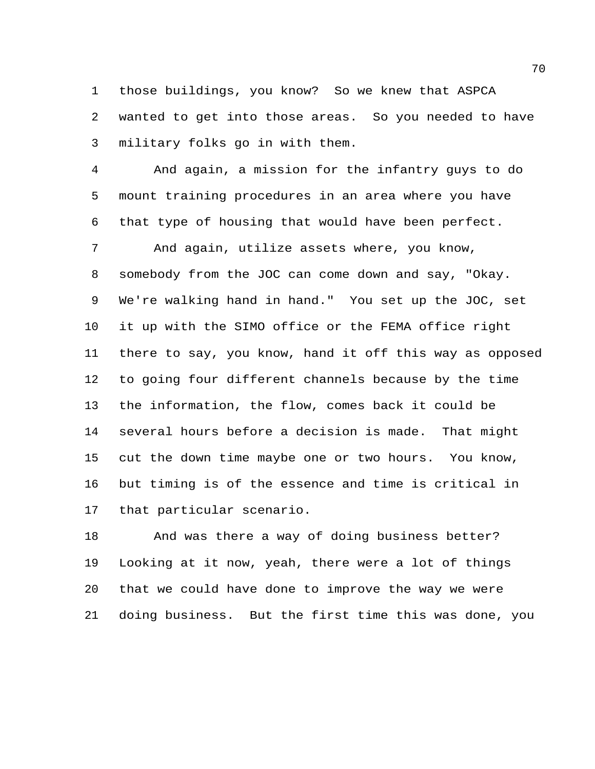those buildings, you know? So we knew that ASPCA wanted to get into those areas. So you needed to have military folks go in with them.

And again, a mission for the infantry guys to do mount training procedures in an area where you have that type of housing that would have been perfect.

And again, utilize assets where, you know, somebody from the JOC can come down and say, "Okay. We're walking hand in hand." You set up the JOC, set it up with the SIMO office or the FEMA office right there to say, you know, hand it off this way as opposed to going four different channels because by the time the information, the flow, comes back it could be several hours before a decision is made. That might cut the down time maybe one or two hours. You know, but timing is of the essence and time is critical in that particular scenario.

And was there a way of doing business better? Looking at it now, yeah, there were a lot of things that we could have done to improve the way we were doing business. But the first time this was done, you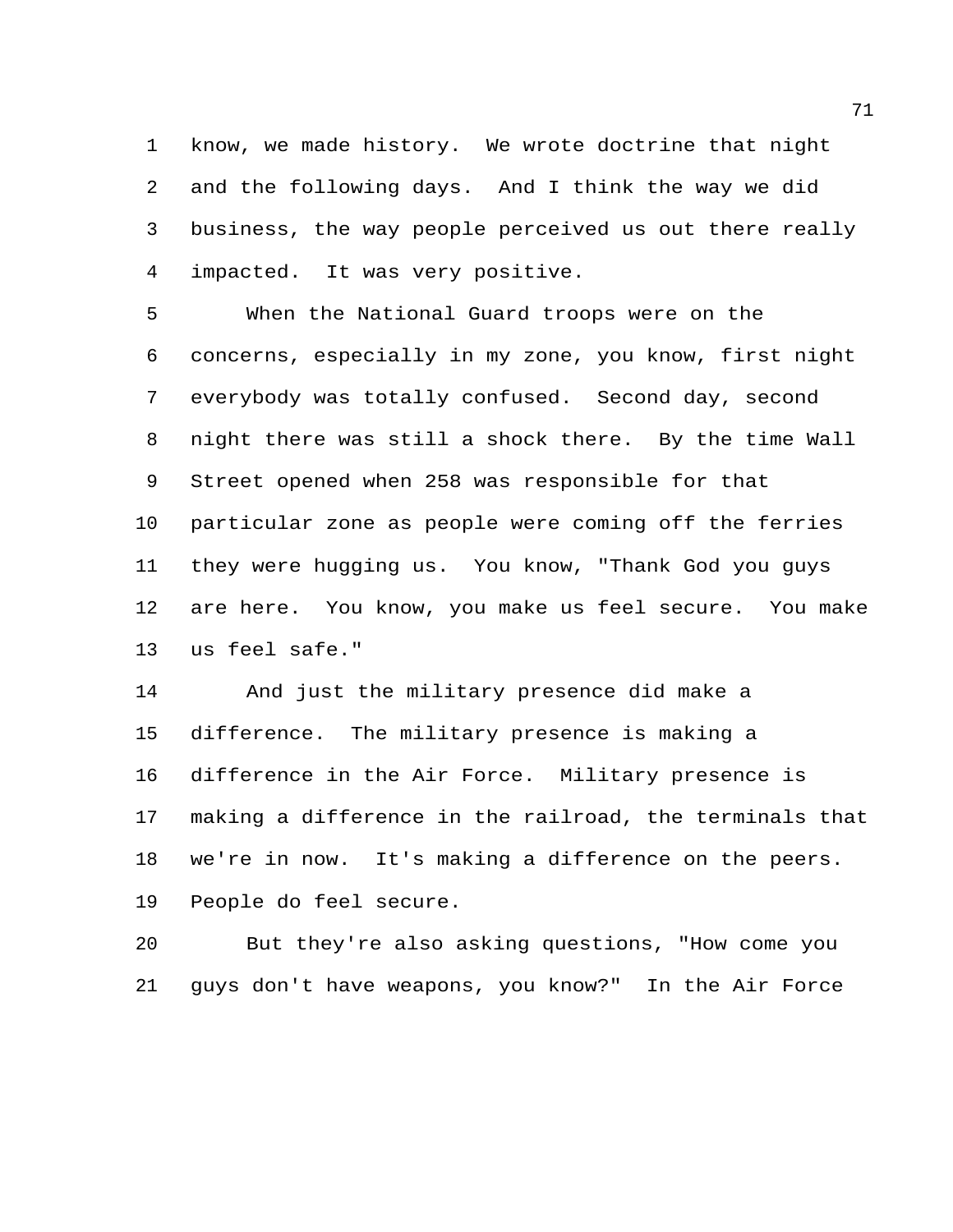know, we made history. We wrote doctrine that night and the following days. And I think the way we did business, the way people perceived us out there really impacted. It was very positive.

When the National Guard troops were on the concerns, especially in my zone, you know, first night everybody was totally confused. Second day, second night there was still a shock there. By the time Wall Street opened when 258 was responsible for that particular zone as people were coming off the ferries they were hugging us. You know, "Thank God you guys are here. You know, you make us feel secure. You make us feel safe."

And just the military presence did make a difference. The military presence is making a difference in the Air Force. Military presence is making a difference in the railroad, the terminals that we're in now. It's making a difference on the peers. People do feel secure.

But they're also asking questions, "How come you guys don't have weapons, you know?" In the Air Force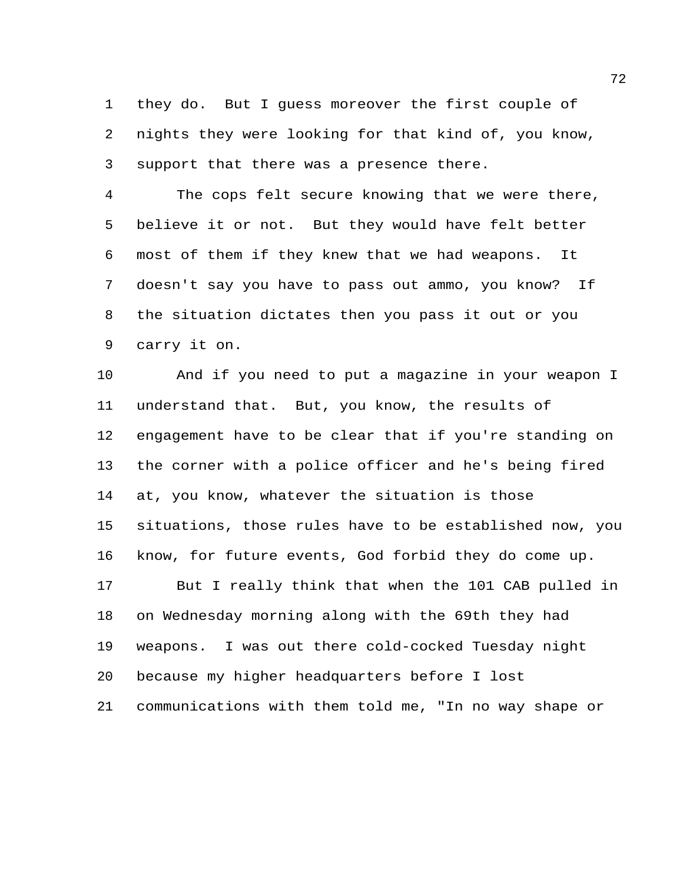they do. But I guess moreover the first couple of nights they were looking for that kind of, you know, support that there was a presence there.

The cops felt secure knowing that we were there, believe it or not. But they would have felt better most of them if they knew that we had weapons. It doesn't say you have to pass out ammo, you know? If the situation dictates then you pass it out or you carry it on.

And if you need to put a magazine in your weapon I understand that. But, you know, the results of engagement have to be clear that if you're standing on the corner with a police officer and he's being fired at, you know, whatever the situation is those situations, those rules have to be established now, you know, for future events, God forbid they do come up.

But I really think that when the 101 CAB pulled in on Wednesday morning along with the 69th they had weapons. I was out there cold-cocked Tuesday night because my higher headquarters before I lost communications with them told me, "In no way shape or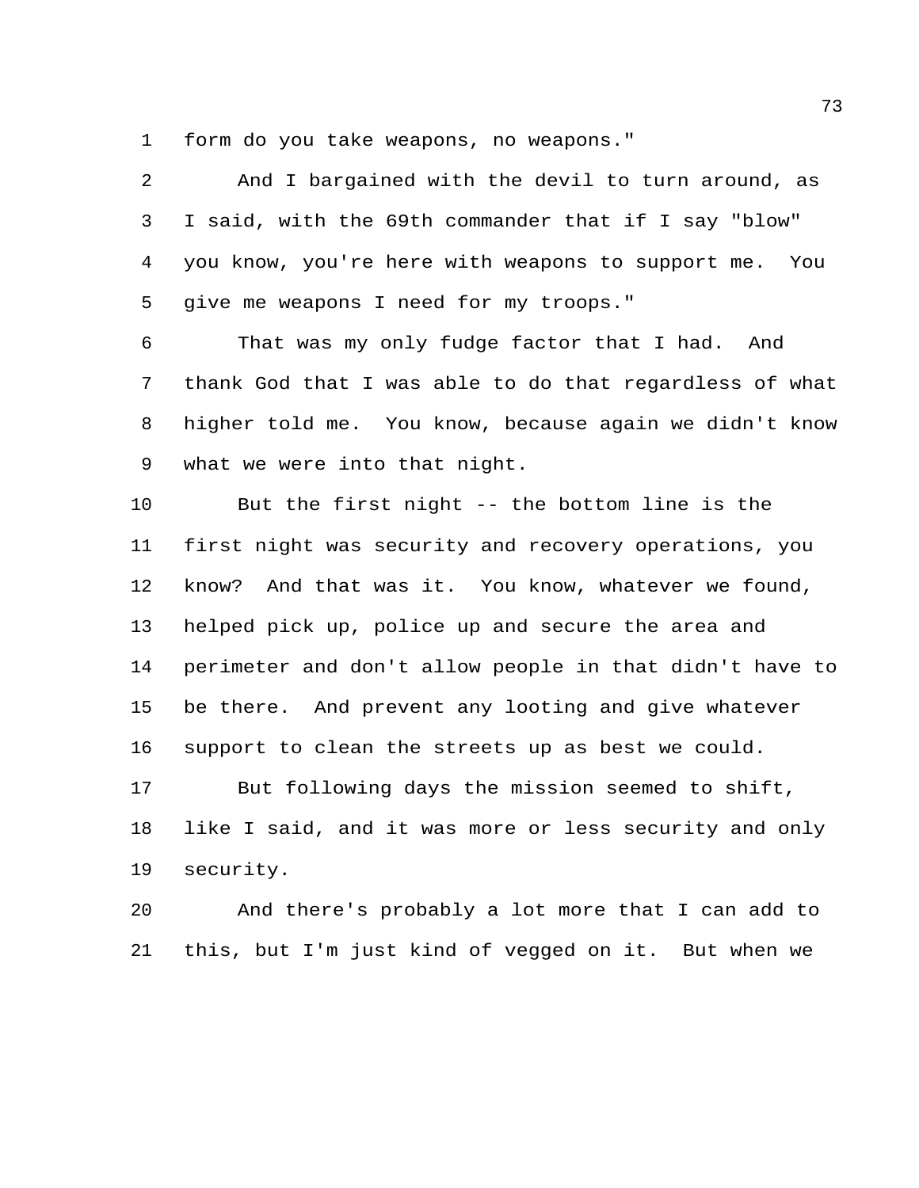form do you take weapons, no weapons."

And I bargained with the devil to turn around, as I said, with the 69th commander that if I say "blow" you know, you're here with weapons to support me. You give me weapons I need for my troops."

That was my only fudge factor that I had. And thank God that I was able to do that regardless of what higher told me. You know, because again we didn't know what we were into that night.

But the first night -- the bottom line is the first night was security and recovery operations, you know? And that was it. You know, whatever we found, helped pick up, police up and secure the area and perimeter and don't allow people in that didn't have to be there. And prevent any looting and give whatever support to clean the streets up as best we could.

But following days the mission seemed to shift, like I said, and it was more or less security and only security.

And there's probably a lot more that I can add to this, but I'm just kind of vegged on it. But when we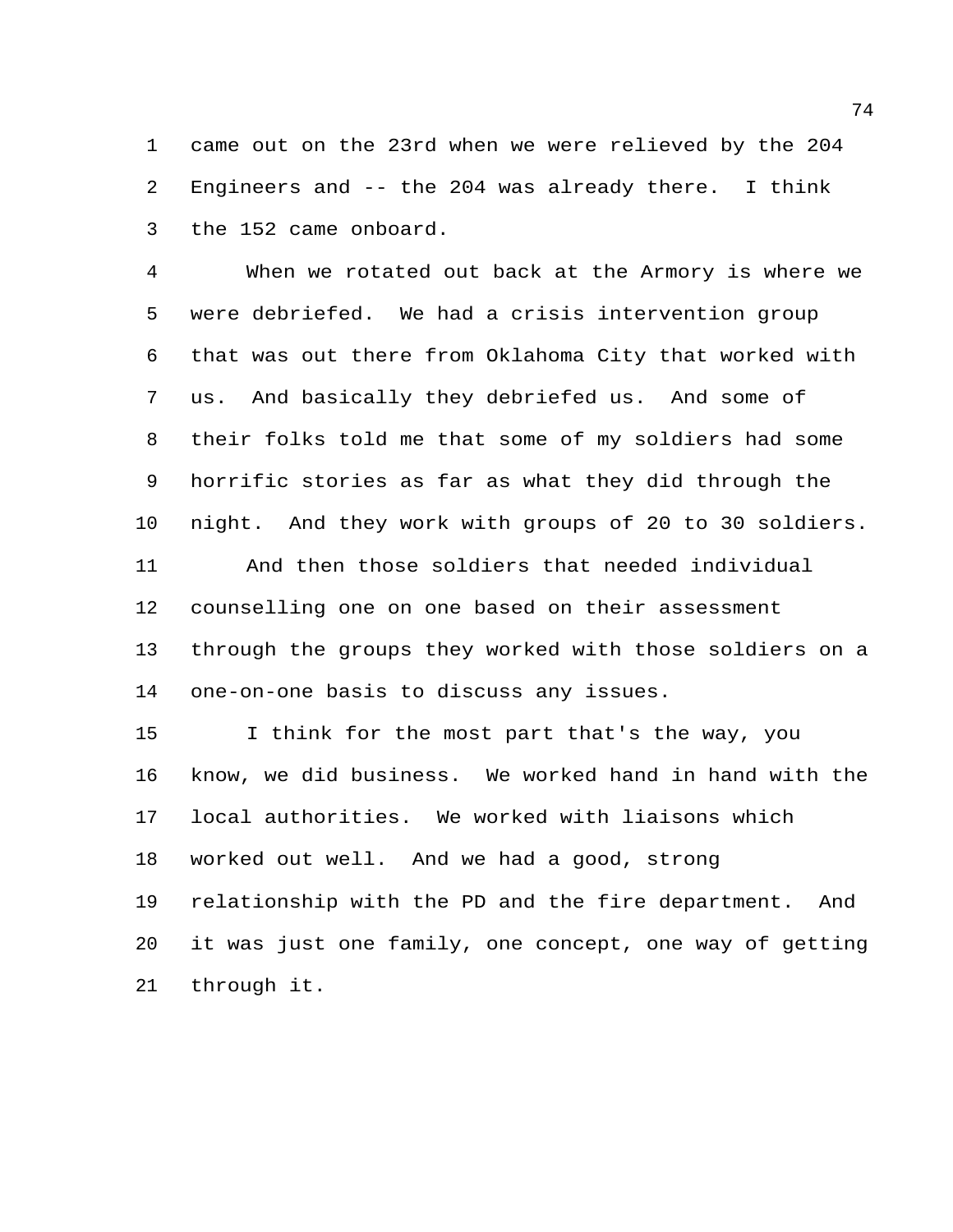came out on the 23rd when we were relieved by the 204 Engineers and -- the 204 was already there. I think the 152 came onboard.

When we rotated out back at the Armory is where we were debriefed. We had a crisis intervention group that was out there from Oklahoma City that worked with us. And basically they debriefed us. And some of their folks told me that some of my soldiers had some horrific stories as far as what they did through the night. And they work with groups of 20 to 30 soldiers.

And then those soldiers that needed individual counselling one on one based on their assessment through the groups they worked with those soldiers on a one-on-one basis to discuss any issues.

I think for the most part that's the way, you know, we did business. We worked hand in hand with the local authorities. We worked with liaisons which worked out well. And we had a good, strong relationship with the PD and the fire department. And it was just one family, one concept, one way of getting through it.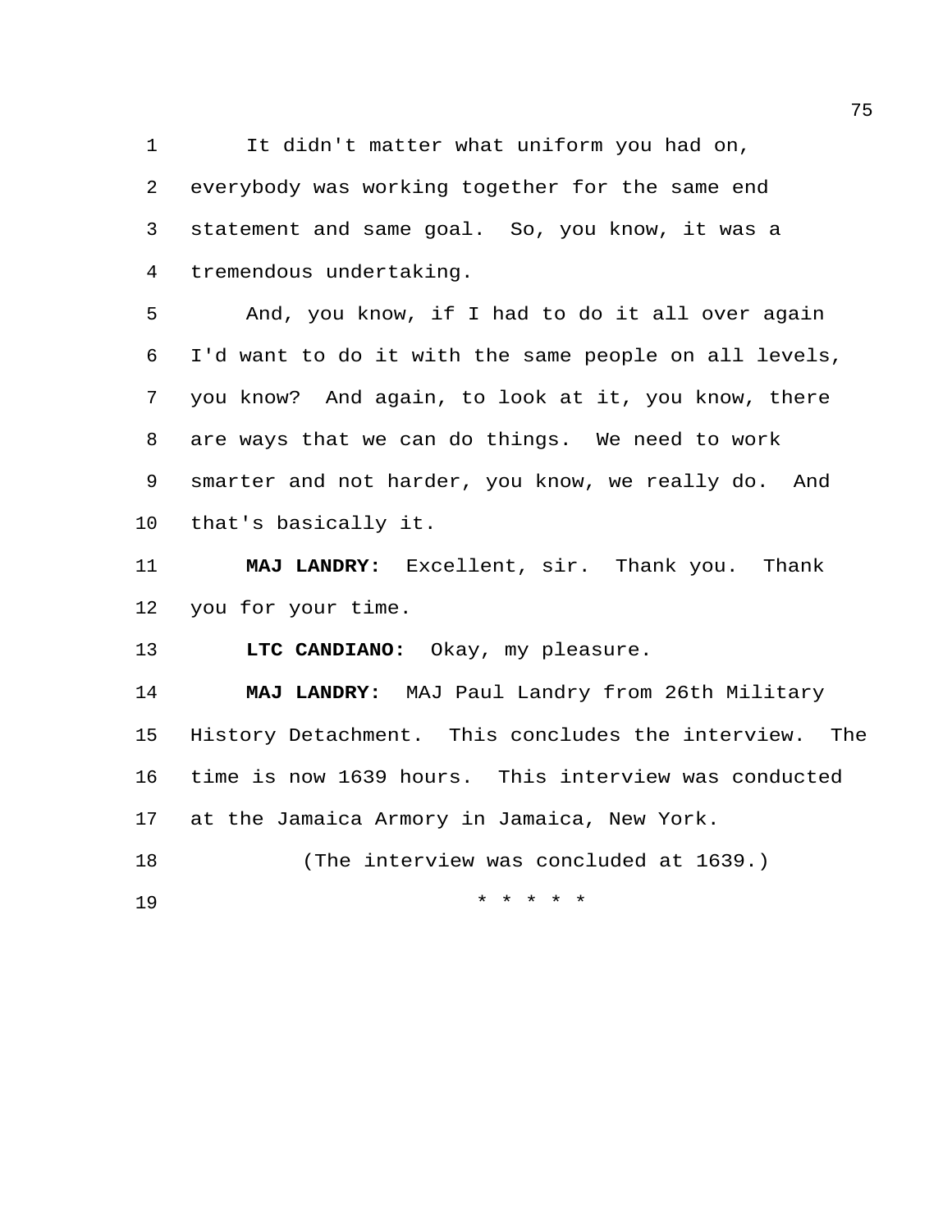It didn't matter what uniform you had on, everybody was working together for the same end statement and same goal. So, you know, it was a tremendous undertaking.

And, you know, if I had to do it all over again I'd want to do it with the same people on all levels, you know? And again, to look at it, you know, there are ways that we can do things. We need to work smarter and not harder, you know, we really do. And that's basically it.

**MAJ LANDRY:** Excellent, sir. Thank you. Thank you for your time.

**LTC CANDIANO:** Okay, my pleasure.

**MAJ LANDRY:** MAJ Paul Landry from 26th Military History Detachment. This concludes the interview. The time is now 1639 hours. This interview was conducted at the Jamaica Armory in Jamaica, New York.

(The interview was concluded at 1639.)

* * * * *